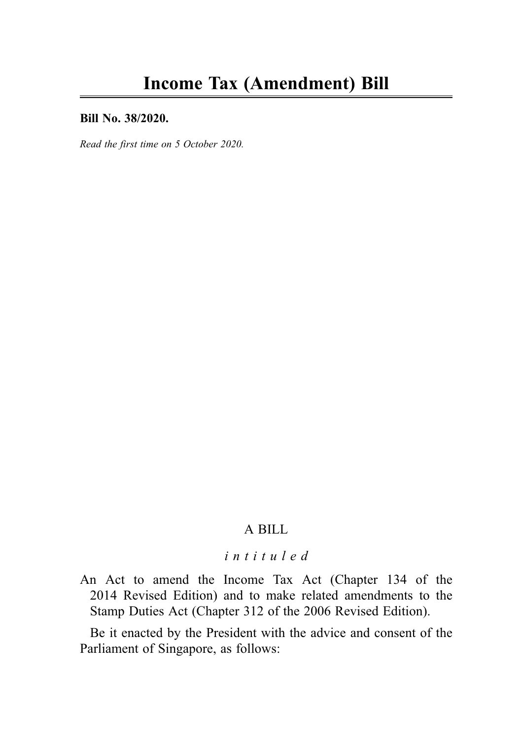# Income Tax (Amendment) Bill

**Bill No. 38/2020.**

*Read the first time on 5 October 2020.*

A BILL

*intituled*

An Act to amend the Income Tax Act (Chapter 134 of the 2014 Revised Edition) and to make related amendments to the Stamp Duties Act (Chapter 312 of the 2006 Revised Edition).

Be it enacted by the President with the advice and consent of the Parliament of Singapore, as follows: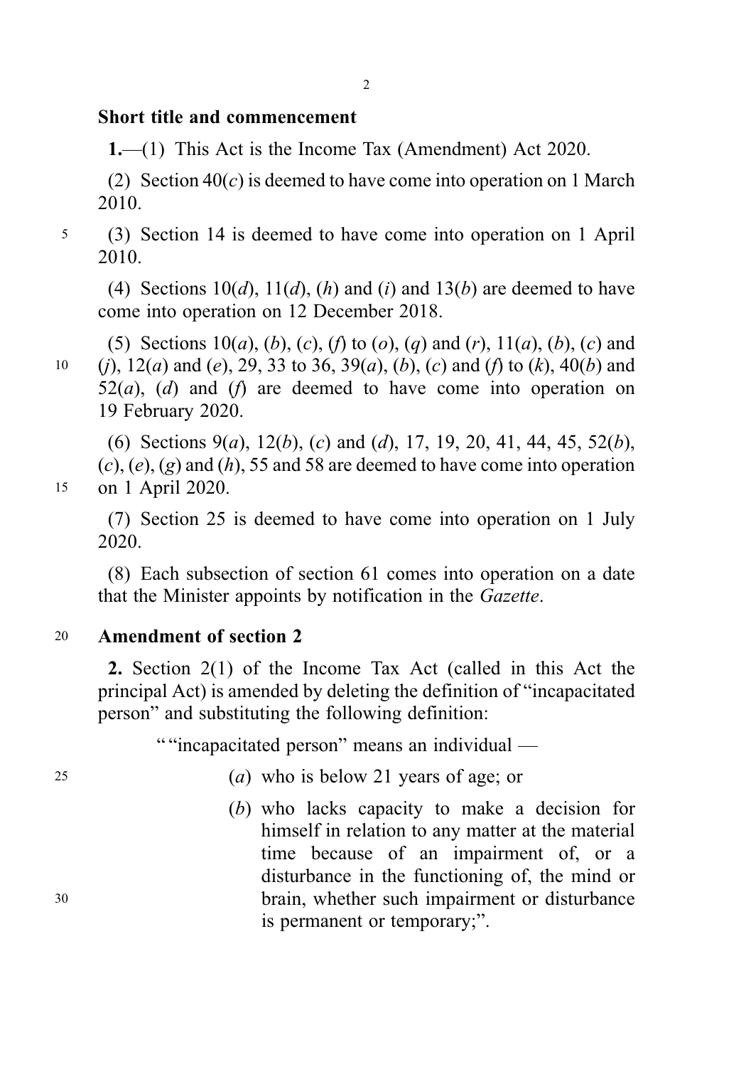### Short title and commencement

**1.**—(1) This Act is the Income Tax (Amendment) Act 2020.

(2) Section 40(*c*) is deemed to have come into operation on 1 March 2010.

(3) Section 14 is deemed to have come into operation on 1 April 2010.

(4) Sections 10(*d*), 11(*d*), (*h*) and (*i*) and 13(*b*) are deemed to have come into operation on 12 December 2018.

(5) Sections 10(*a*), (*b*), (*c*), (*f*) to (*o*), (*q*) and (*r*), 11(*a*), (*b*), (*c*) and (*j*), 12(*a*) and (*e*), 29, 33 to 36, 39(*a*), (*b*), (*c*) and (*f*) to (*k*), 40(*b*) and 52(*a*), (*d*) and (*f*) are deemed to have come into operation on 19 February 2020.

(6) Sections 9(*a*), 12(*b*), (*c*) and (*d*), 17, 19, 20, 41, 44, 45, 52(*b*), (*c*), (*e*), (*g*) and (*h*), 55 and 58 are deemed to have come into operation on 1 April 2020.

(7) Section 25 is deemed to have come into operation on 1 July 2020.

(8) Each subsection of section 61 comes into operation on a date that the Minister appoints by notification in the *Gazette*.

### Amendment of section 2

**2.** Section 2(1) of the Income Tax Act (called in this Act the principal Act) is amended by deleting the definition of "incapacitated person" and substituting the following definition:

""incapacitated person" means an individual —

(*a*) who is below 21 years of age; or

(*b*) who lacks capacity to make a decision for himself in relation to any matter at the material time because of an impairment of, or a disturbance in the functioning of, the mind or brain, whether such impairment or disturbance is permanent or temporary;".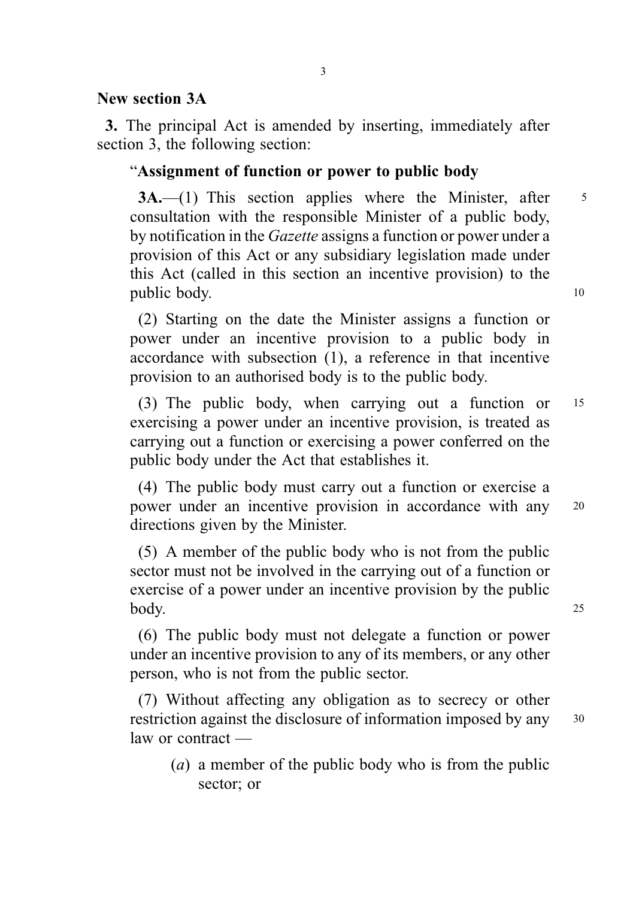## New section 3A

**3.** The principal Act is amended by inserting, immediately after section 3, the following section:

"**Assignment of function or power to public body**

**3A.**—(1) This section applies where the Minister, after consultation with the responsible Minister of a public body, by notification in the *Gazette* assigns a function or power under a provision of this Act or any subsidiary legislation made under this Act (called in this section an incentive provision) to the public body.

(2) Starting on the date the Minister assigns a function or power under an incentive provision to a public body in accordance with subsection (1), a reference in that incentive provision to an authorised body is to the public body.

(3) The public body, when carrying out a function or exercising a power under an incentive provision, is treated as carrying out a function or exercising a power conferred on the public body under the Act that establishes it.

(4) The public body must carry out a function or exercise a power under an incentive provision in accordance with any directions given by the Minister.

(5) A member of the public body who is not from the public sector must not be involved in the carrying out of a function or exercise of a power under an incentive provision by the public body.

(6) The public body must not delegate a function or power under an incentive provision to any of its members, or any other person, who is not from the public sector.

(7) Without affecting any obligation as to secrecy or other restriction against the disclosure of information imposed by any law or contract —

(*a*) a member of the public body who is from the public sector; or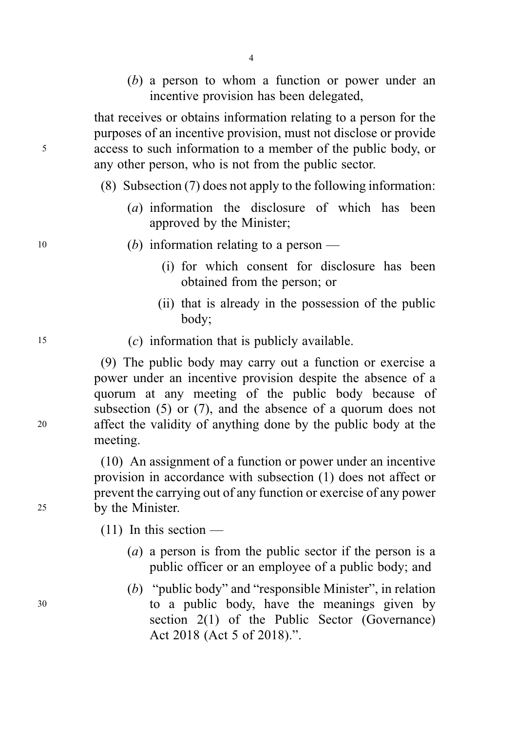(*b*) a person to whom a function or power under an incentive provision has been delegated,

that receives or obtains information relating to a person for the purposes of an incentive provision, must not disclose or provide access to such information to a member of the public body, or any other person, who is not from the public sector.

(8) Subsection (7) does not apply to the following information:

(*a*) information the disclosure of which has been approved by the Minister;

(*b*) information relating to a person —

(i) for which consent for disclosure has been obtained from the person; or

(ii) that is already in the possession of the public body;

(*c*) information that is publicly available.

(9) The public body may carry out a function or exercise a power under an incentive provision despite the absence of a quorum at any meeting of the public body because of subsection (5) or (7), and the absence of a quorum does not affect the validity of anything done by the public body at the meeting.

(10) An assignment of a function or power under an incentive provision in accordance with subsection (1) does not affect or prevent the carrying out of any function or exercise of any power by the Minister.

(11) In this section —

(*a*) a person is from the public sector if the person is a public officer or an employee of a public body; and

(*b*) "public body" and "responsible Minister", in relation to a public body, have the meanings given by section 2(1) of the Public Sector (Governance) Act 2018 (Act 5 of 2018).".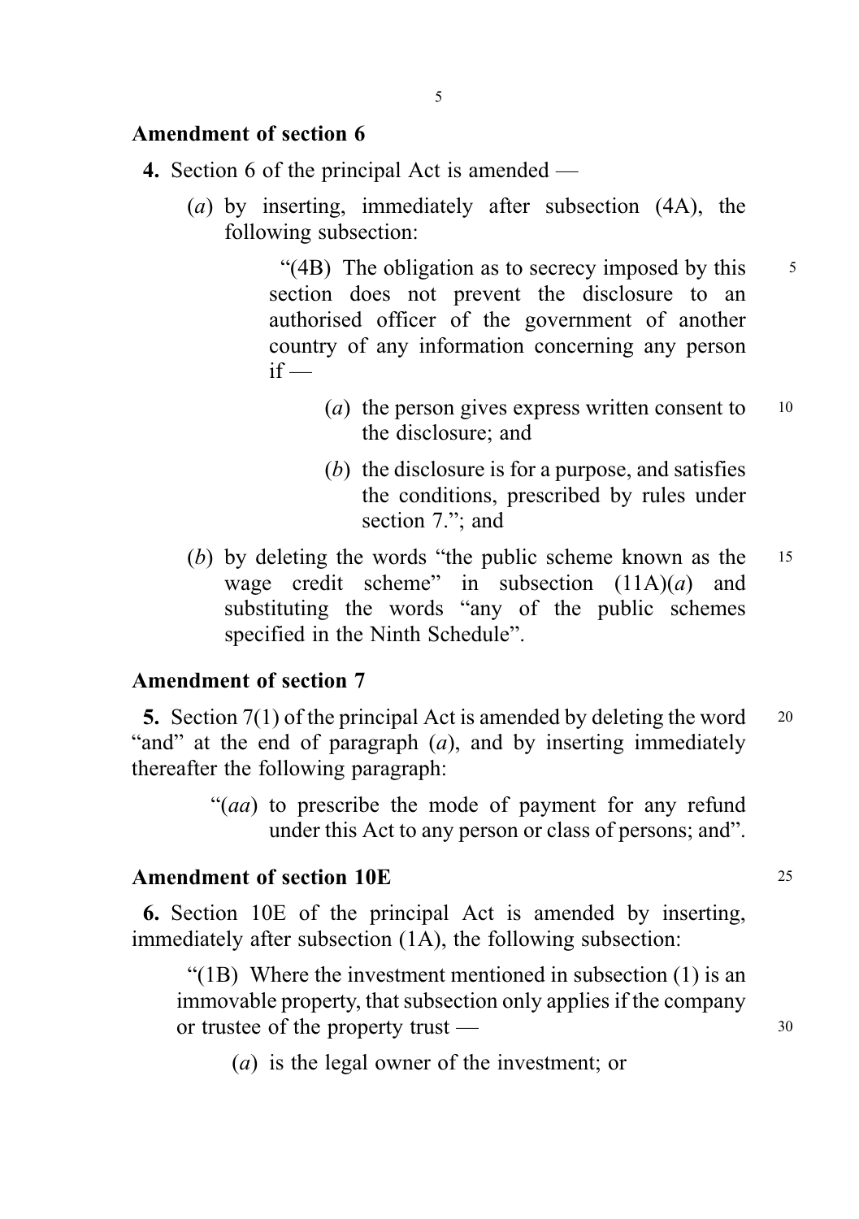## Amendment of section 6

**4.** Section 6 of the principal Act is amended —

(*a*) by inserting, immediately after subsection (4A), the following subsection:

> "(4B) The obligation as to secrecy imposed by this section does not prevent the disclosure to an authorised officer of the government of another country of any information concerning any person if —
>
> (*a*) the person gives express written consent to the disclosure; and
>
> (*b*) the disclosure is for a purpose, and satisfies the conditions, prescribed by rules under section 7."; and

(*b*) by deleting the words "the public scheme known as the wage credit scheme" in subsection (11A)(*a*) and substituting the words "any of the public schemes specified in the Ninth Schedule".

## Amendment of section 7

**5.** Section 7(1) of the principal Act is amended by deleting the word "and" at the end of paragraph (*a*), and by inserting immediately thereafter the following paragraph:

> "(*aa*) to prescribe the mode of payment for any refund under this Act to any person or class of persons; and".

## Amendment of section 10E

**6.** Section 10E of the principal Act is amended by inserting, immediately after subsection (1A), the following subsection:

> "(1B) Where the investment mentioned in subsection (1) is an immovable property, that subsection only applies if the company or trustee of the property trust —
>
> (*a*) is the legal owner of the investment; or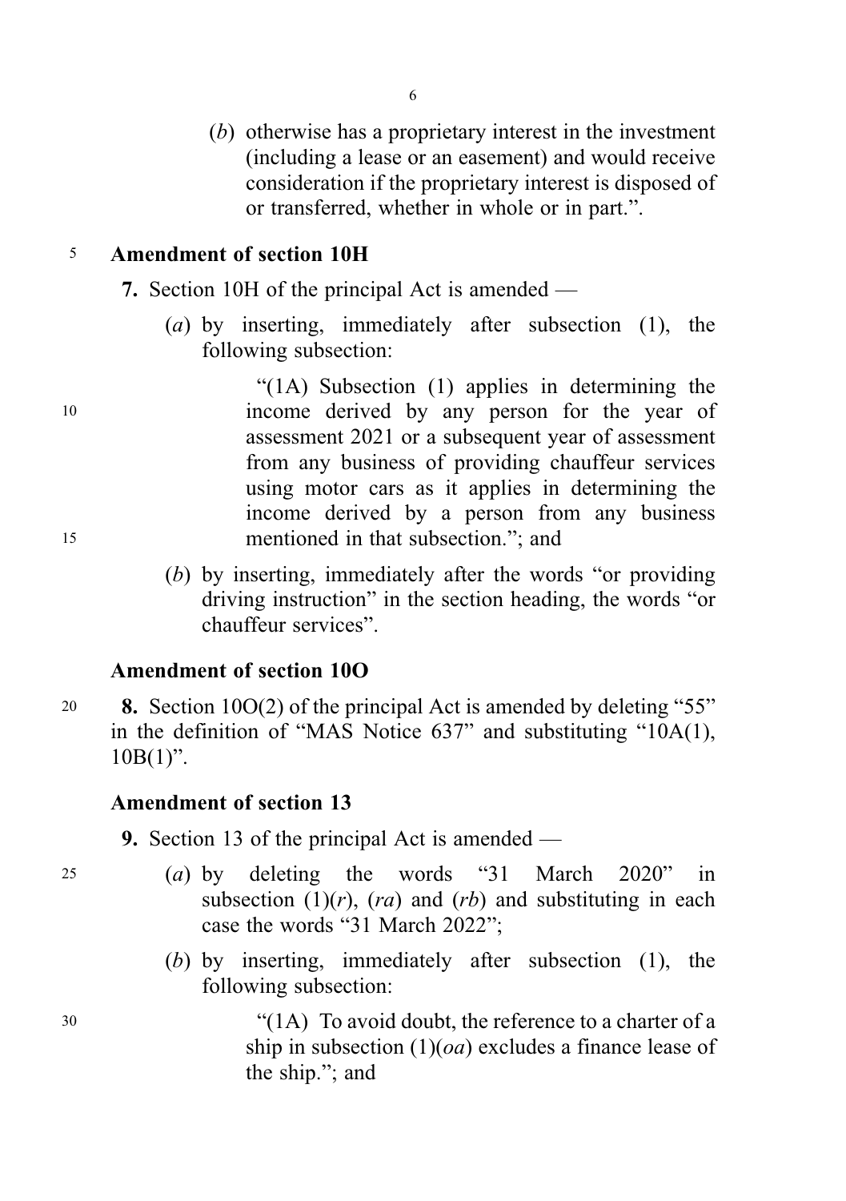(*b*) otherwise has a proprietary interest in the investment (including a lease or an easement) and would receive consideration if the proprietary interest is disposed of or transferred, whether in whole or in part.".

**Amendment of section 10H**

**7.** Section 10H of the principal Act is amended —

(*a*) by inserting, immediately after subsection (1), the following subsection:

"(1A) Subsection (1) applies in determining the income derived by any person for the year of assessment 2021 or a subsequent year of assessment from any business of providing chauffeur services using motor cars as it applies in determining the income derived by a person from any business mentioned in that subsection."; and

(*b*) by inserting, immediately after the words "or providing driving instruction" in the section heading, the words "or chauffeur services".

**Amendment of section 10O**

**8.** Section 10O(2) of the principal Act is amended by deleting "55" in the definition of "MAS Notice 637" and substituting "10A(1), 10B(1)".

**Amendment of section 13**

**9.** Section 13 of the principal Act is amended —

(*a*) by deleting the words "31 March 2020" in subsection (1)(*r*), (*ra*) and (*rb*) and substituting in each case the words "31 March 2022";

(*b*) by inserting, immediately after subsection (1), the following subsection:

"(1A) To avoid doubt, the reference to a charter of a ship in subsection (1)(*oa*) excludes a finance lease of the ship."; and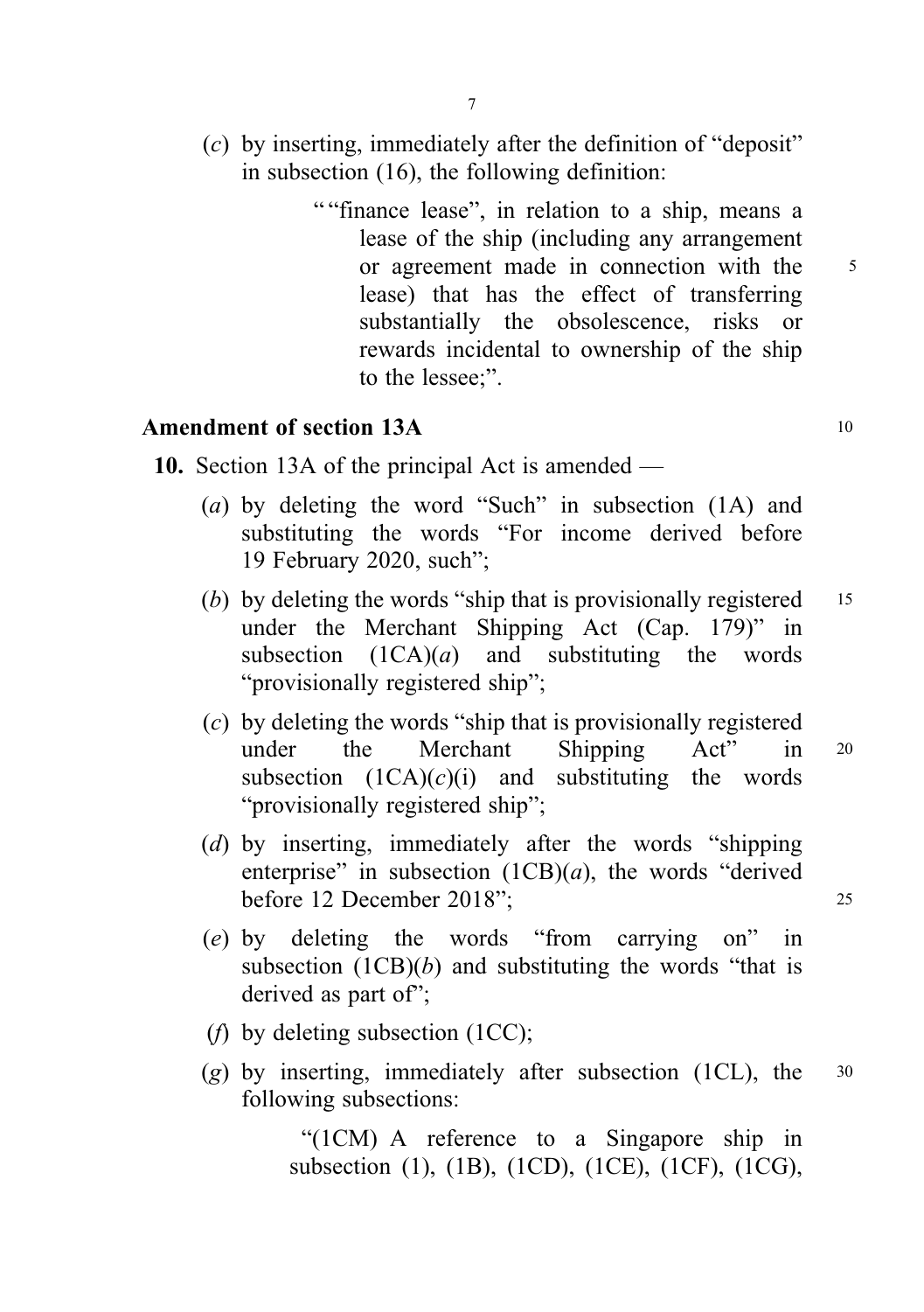(*c*) by inserting, immediately after the definition of "deposit" in subsection (16), the following definition:

> ""finance lease", in relation to a ship, means a lease of the ship (including any arrangement or agreement made in connection with the lease) that has the effect of transferring substantially the obsolescence, risks or rewards incidental to ownership of the ship to the lessee;".

**Amendment of section 13A**

**10.** Section 13A of the principal Act is amended —

(*a*) by deleting the word "Such" in subsection (1A) and substituting the words "For income derived before 19 February 2020, such";

(*b*) by deleting the words "ship that is provisionally registered under the Merchant Shipping Act (Cap. 179)" in subsection (1CA)(*a*) and substituting the words "provisionally registered ship";

(*c*) by deleting the words "ship that is provisionally registered under the Merchant Shipping Act" in subsection (1CA)(*c*)(i) and substituting the words "provisionally registered ship";

(*d*) by inserting, immediately after the words "shipping enterprise" in subsection (1CB)(*a*), the words "derived before 12 December 2018";

(*e*) by deleting the words "from carrying on" in subsection (1CB)(*b*) and substituting the words "that is derived as part of";

(*f*) by deleting subsection (1CC);

(*g*) by inserting, immediately after subsection (1CL), the following subsections:

> "(1CM) A reference to a Singapore ship in subsection (1), (1B), (1CD), (1CE), (1CF), (1CG),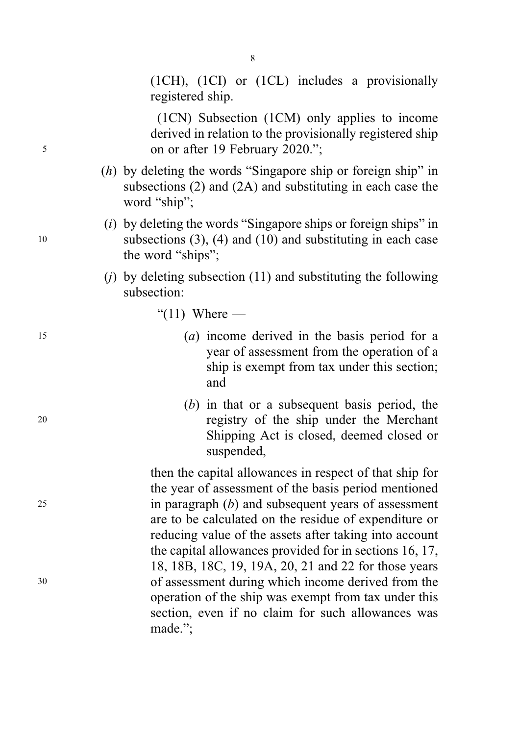(1CH), (1CI) or (1CL) includes a provisionally registered ship.

(1CN) Subsection (1CM) only applies to income derived in relation to the provisionally registered ship on or after 19 February 2020.";

(*h*) by deleting the words "Singapore ship or foreign ship" in subsections (2) and (2A) and substituting in each case the word "ship";

(*i*) by deleting the words "Singapore ships or foreign ships" in subsections (3), (4) and (10) and substituting in each case the word "ships";

(*j*) by deleting subsection (11) and substituting the following subsection:

"(11) Where —

(*a*) income derived in the basis period for a year of assessment from the operation of a ship is exempt from tax under this section; and

(*b*) in that or a subsequent basis period, the registry of the ship under the Merchant Shipping Act is closed, deemed closed or suspended,

then the capital allowances in respect of that ship for the year of assessment of the basis period mentioned in paragraph (*b*) and subsequent years of assessment are to be calculated on the residue of expenditure or reducing value of the assets after taking into account the capital allowances provided for in sections 16, 17, 18, 18B, 18C, 19, 19A, 20, 21 and 22 for those years of assessment during which income derived from the operation of the ship was exempt from tax under this section, even if no claim for such allowances was made.";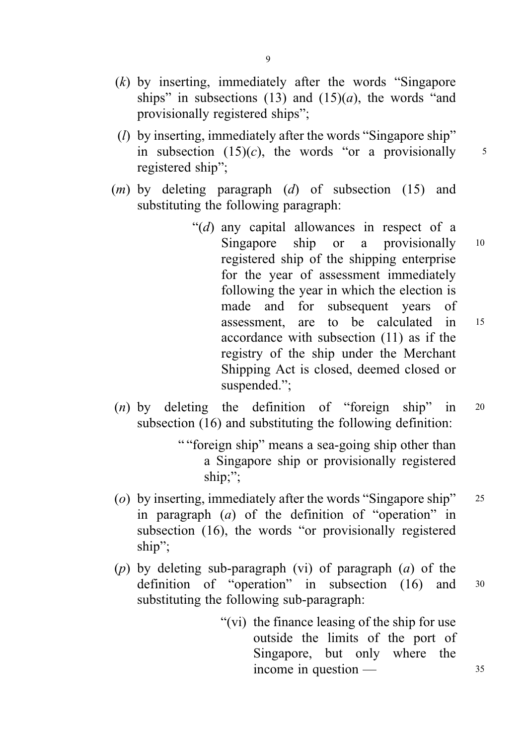(*k*) by inserting, immediately after the words "Singapore ships" in subsections (13) and (15)(*a*), the words "and provisionally registered ships";

(*l*) by inserting, immediately after the words "Singapore ship" in subsection (15)(*c*), the words "or a provisionally registered ship";

(*m*) by deleting paragraph (*d*) of subsection (15) and substituting the following paragraph:

> "(*d*) any capital allowances in respect of a Singapore ship or a provisionally registered ship of the shipping enterprise for the year of assessment immediately following the year in which the election is made and for subsequent years of assessment, are to be calculated in accordance with subsection (11) as if the registry of the ship under the Merchant Shipping Act is closed, deemed closed or suspended.";

(*n*) by deleting the definition of "foreign ship" in subsection (16) and substituting the following definition:

> ""foreign ship" means a sea-going ship other than a Singapore ship or provisionally registered ship;";

(*o*) by inserting, immediately after the words "Singapore ship" in paragraph (*a*) of the definition of "operation" in subsection (16), the words "or provisionally registered ship";

(*p*) by deleting sub-paragraph (vi) of paragraph (*a*) of the definition of "operation" in subsection (16) and substituting the following sub-paragraph:

> "(vi) the finance leasing of the ship for use outside the limits of the port of Singapore, but only where the income in question —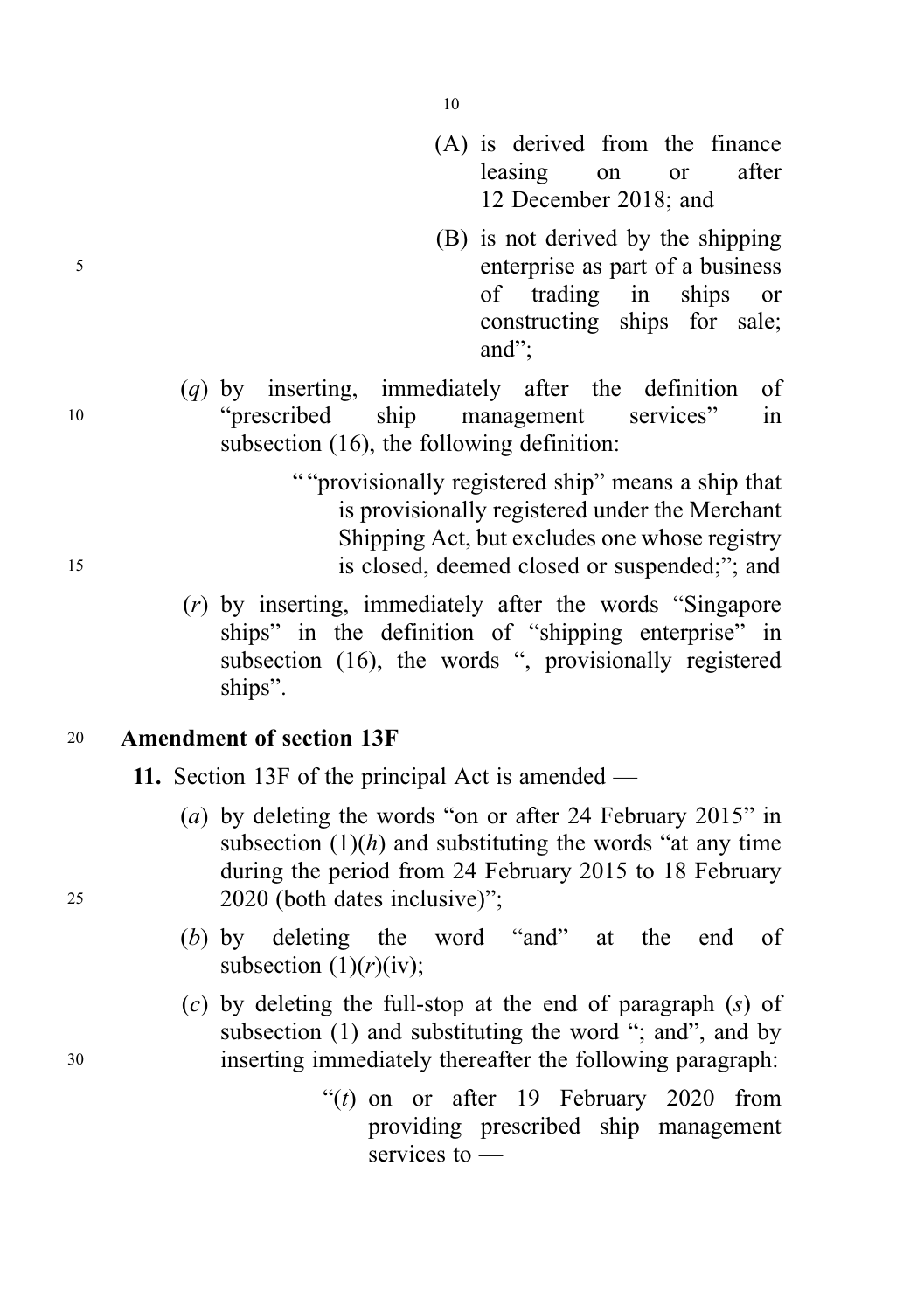(A) is derived from the finance leasing on or after 12 December 2018; and

(B) is not derived by the shipping enterprise as part of a business of trading in ships or constructing ships for sale; and";

(*q*) by inserting, immediately after the definition of "prescribed ship management services" in subsection (16), the following definition:

> ""provisionally registered ship" means a ship that is provisionally registered under the Merchant Shipping Act, but excludes one whose registry is closed, deemed closed or suspended;"; and

(*r*) by inserting, immediately after the words "Singapore ships" in the definition of "shipping enterprise" in subsection (16), the words ", provisionally registered ships".

**Amendment of section 13F**

**11.** Section 13F of the principal Act is amended —

(*a*) by deleting the words "on or after 24 February 2015" in subsection (1)(*h*) and substituting the words "at any time during the period from 24 February 2015 to 18 February 2020 (both dates inclusive)";

(*b*) by deleting the word "and" at the end of subsection (1)(*r*)(iv);

(*c*) by deleting the full-stop at the end of paragraph (*s*) of subsection (1) and substituting the word "; and", and by inserting immediately thereafter the following paragraph:

> "(*t*) on or after 19 February 2020 from providing prescribed ship management services to —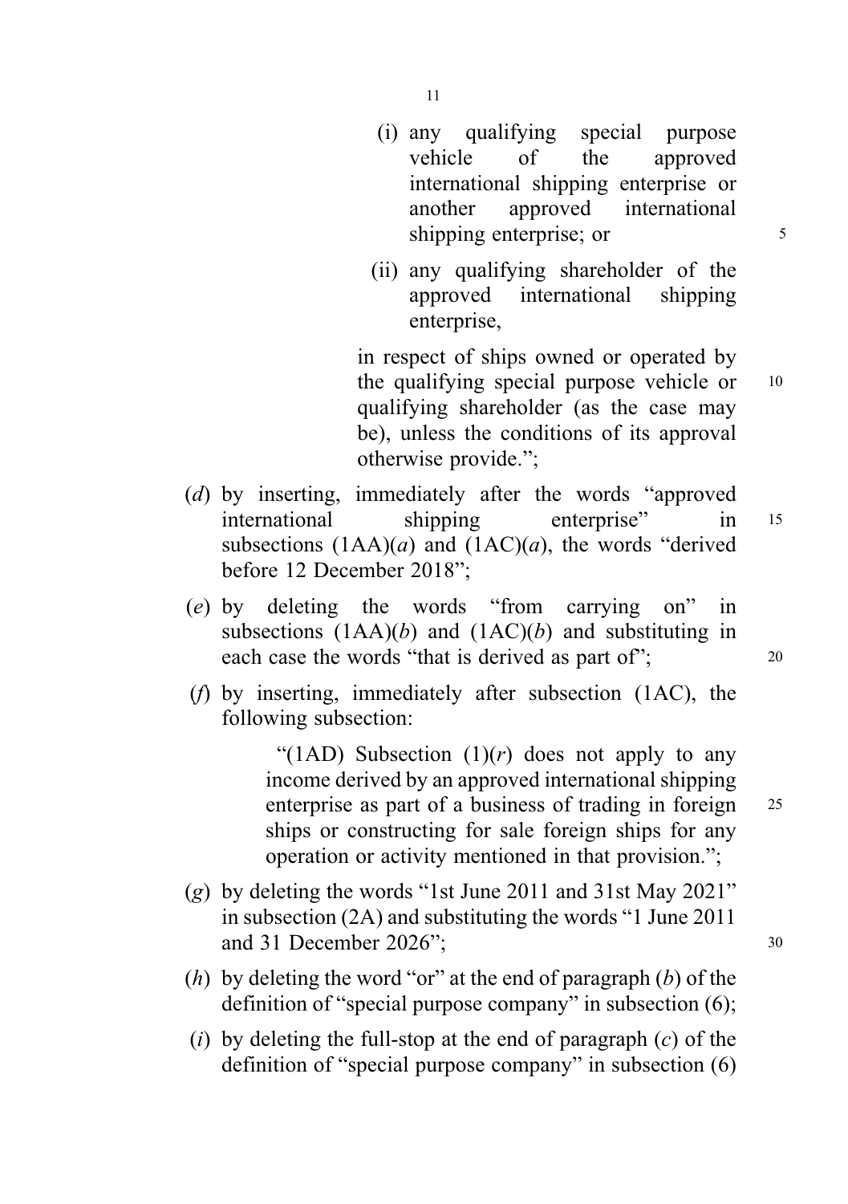(i) any qualifying special purpose vehicle of the approved international shipping enterprise or another approved international shipping enterprise; or

(ii) any qualifying shareholder of the approved international shipping enterprise,

in respect of ships owned or operated by the qualifying special purpose vehicle or qualifying shareholder (as the case may be), unless the conditions of its approval otherwise provide.";

(*d*) by inserting, immediately after the words "approved international shipping enterprise" in subsections (1AA)(*a*) and (1AC)(*a*), the words "derived before 12 December 2018";

(*e*) by deleting the words "from carrying on" in subsections (1AA)(*b*) and (1AC)(*b*) and substituting in each case the words "that is derived as part of";

(*f*) by inserting, immediately after subsection (1AC), the following subsection:

"(1AD) Subsection (1)(*r*) does not apply to any income derived by an approved international shipping enterprise as part of a business of trading in foreign ships or constructing for sale foreign ships for any operation or activity mentioned in that provision.";

(*g*) by deleting the words "1st June 2011 and 31st May 2021" in subsection (2A) and substituting the words "1 June 2011 and 31 December 2026";

(*h*) by deleting the word "or" at the end of paragraph (*b*) of the definition of "special purpose company" in subsection (6);

(*i*) by deleting the full-stop at the end of paragraph (*c*) of the definition of "special purpose company" in subsection (6)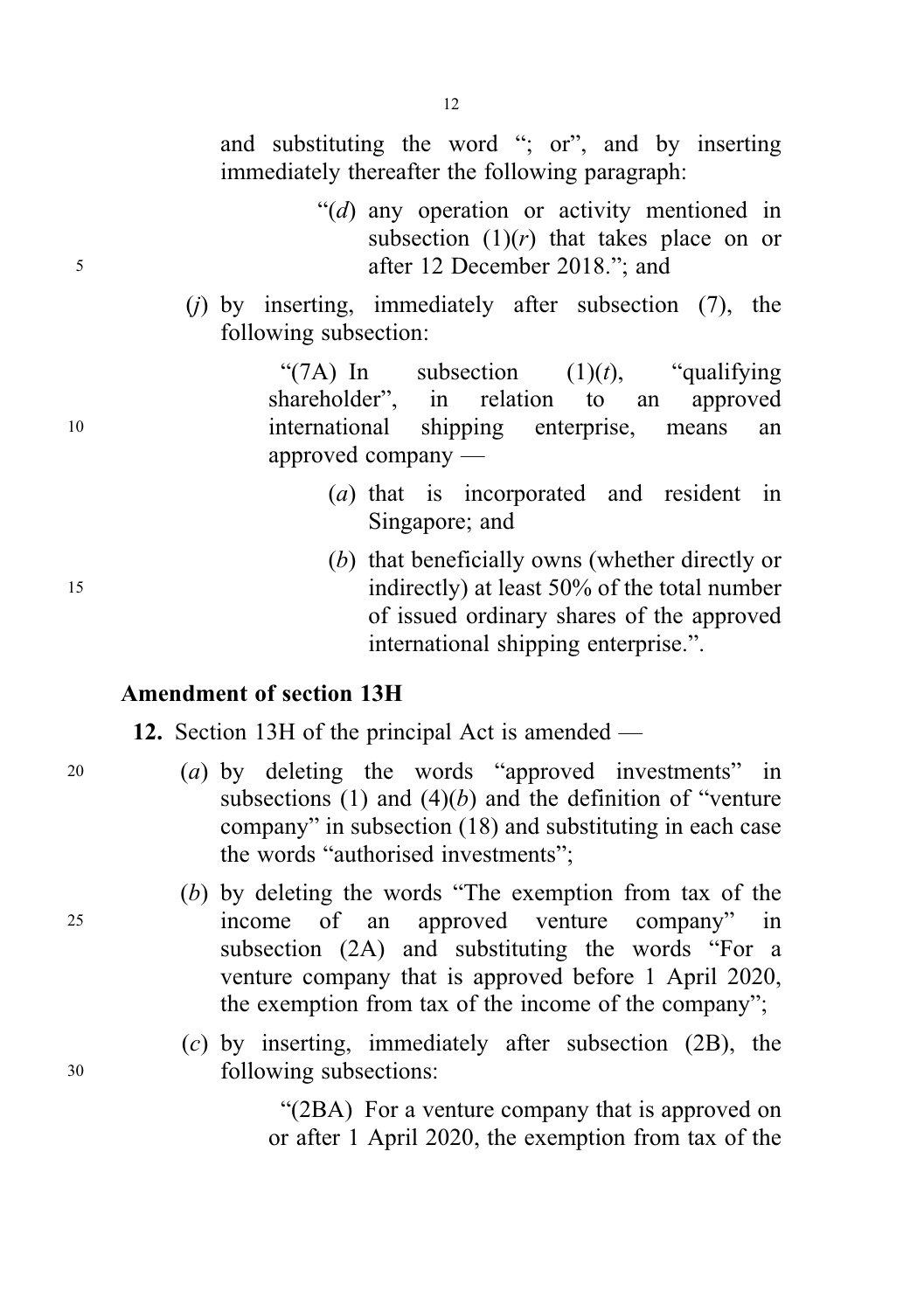and substituting the word "; or", and by inserting immediately thereafter the following paragraph:

> "(*d*) any operation or activity mentioned in subsection (1)(*r*) that takes place on or after 12 December 2018."; and

(*j*) by inserting, immediately after subsection (7), the following subsection:

> "(7A) In subsection (1)(*t*), "qualifying shareholder", in relation to an approved international shipping enterprise, means an approved company —
>
> (*a*) that is incorporated and resident in Singapore; and
>
> (*b*) that beneficially owns (whether directly or indirectly) at least 50% of the total number of issued ordinary shares of the approved international shipping enterprise.".

### Amendment of section 13H

**12.** Section 13H of the principal Act is amended —

(*a*) by deleting the words "approved investments" in subsections (1) and (4)(*b*) and the definition of "venture company" in subsection (18) and substituting in each case the words "authorised investments";

(*b*) by deleting the words "The exemption from tax of the income of an approved venture company" in subsection (2A) and substituting the words "For a venture company that is approved before 1 April 2020, the exemption from tax of the income of the company";

(*c*) by inserting, immediately after subsection (2B), the following subsections:

> "(2BA) For a venture company that is approved on or after 1 April 2020, the exemption from tax of the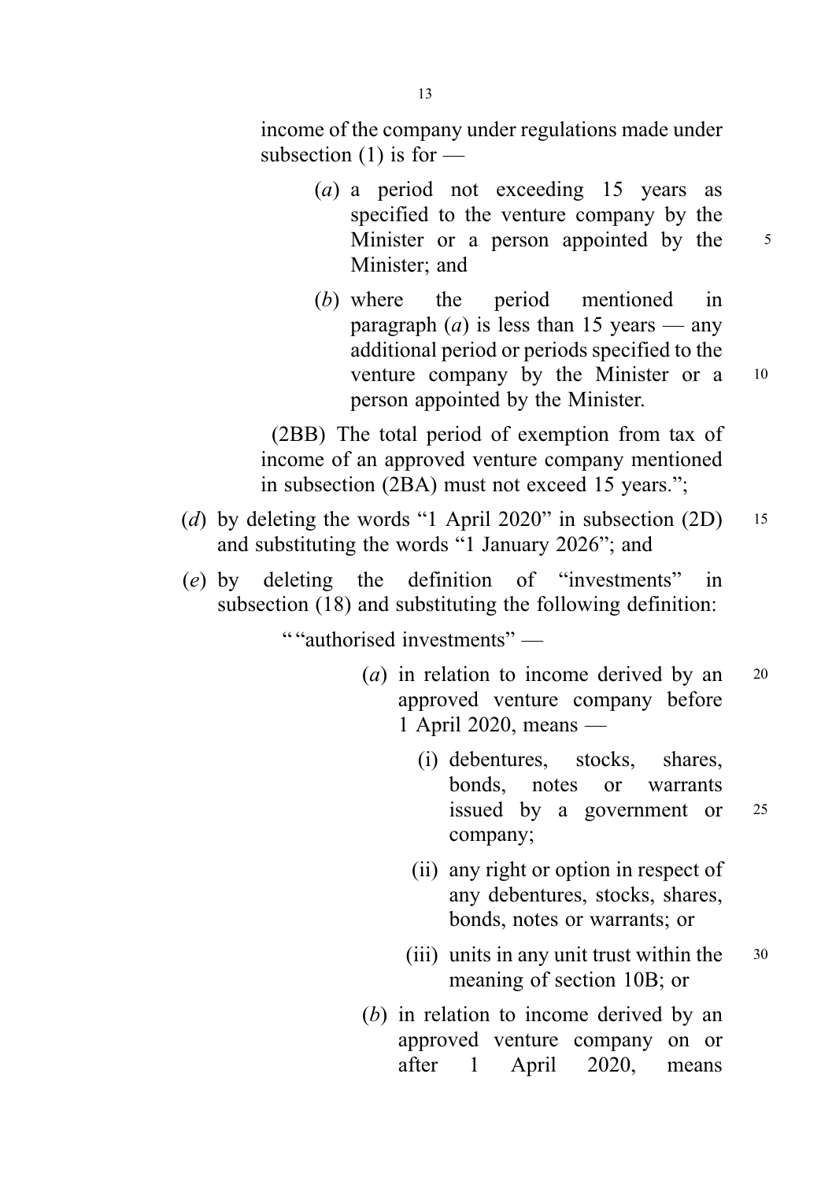income of the company under regulations made under subsection (1) is for —

(*a*) a period not exceeding 15 years as specified to the venture company by the Minister or a person appointed by the Minister; and

(*b*) where the period mentioned in paragraph (*a*) is less than 15 years — any additional period or periods specified to the venture company by the Minister or a person appointed by the Minister.

(2BB) The total period of exemption from tax of income of an approved venture company mentioned in subsection (2BA) must not exceed 15 years.";

(*d*) by deleting the words "1 April 2020" in subsection (2D) and substituting the words "1 January 2026"; and

(*e*) by deleting the definition of "investments" in subsection (18) and substituting the following definition:

""authorised investments" —

(*a*) in relation to income derived by an approved venture company before 1 April 2020, means —

(i) debentures, stocks, shares, bonds, notes or warrants issued by a government or company;

(ii) any right or option in respect of any debentures, stocks, shares, bonds, notes or warrants; or

(iii) units in any unit trust within the meaning of section 10B; or

(*b*) in relation to income derived by an approved venture company on or after 1 April 2020, means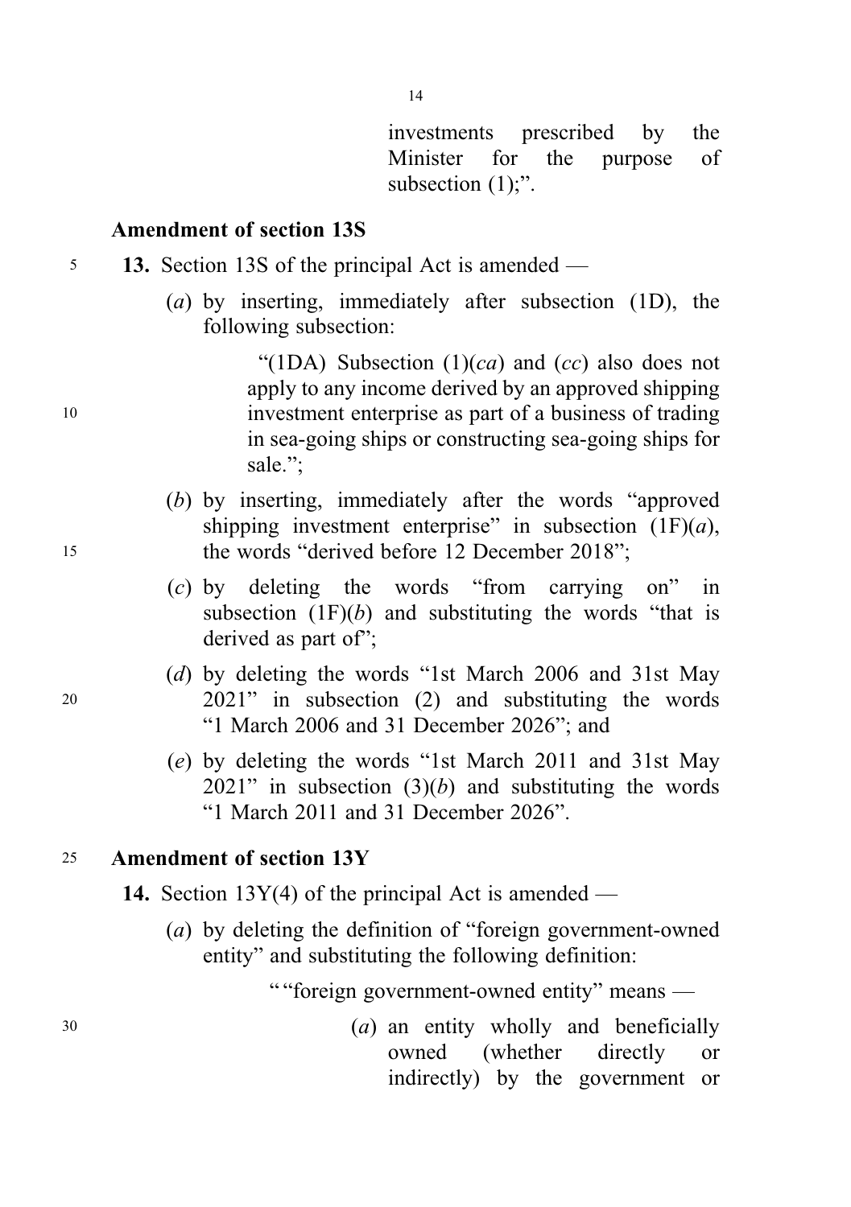investments prescribed by the Minister for the purpose of subsection (1);".

### Amendment of section 13S

**13.** Section 13S of the principal Act is amended —

(*a*) by inserting, immediately after subsection (1D), the following subsection:

"(1DA) Subsection (1)(*ca*) and (*cc*) also does not apply to any income derived by an approved shipping investment enterprise as part of a business of trading in sea-going ships or constructing sea-going ships for sale.";

(*b*) by inserting, immediately after the words "approved shipping investment enterprise" in subsection (1F)(*a*), the words "derived before 12 December 2018";

(*c*) by deleting the words "from carrying on" in subsection (1F)(*b*) and substituting the words "that is derived as part of";

(*d*) by deleting the words "1st March 2006 and 31st May 2021" in subsection (2) and substituting the words "1 March 2006 and 31 December 2026"; and

(*e*) by deleting the words "1st March 2011 and 31st May 2021" in subsection (3)(*b*) and substituting the words "1 March 2011 and 31 December 2026".

### Amendment of section 13Y

**14.** Section 13Y(4) of the principal Act is amended —

(*a*) by deleting the definition of "foreign government-owned entity" and substituting the following definition:

""foreign government-owned entity" means —

(*a*) an entity wholly and beneficially owned (whether directly or indirectly) by the government or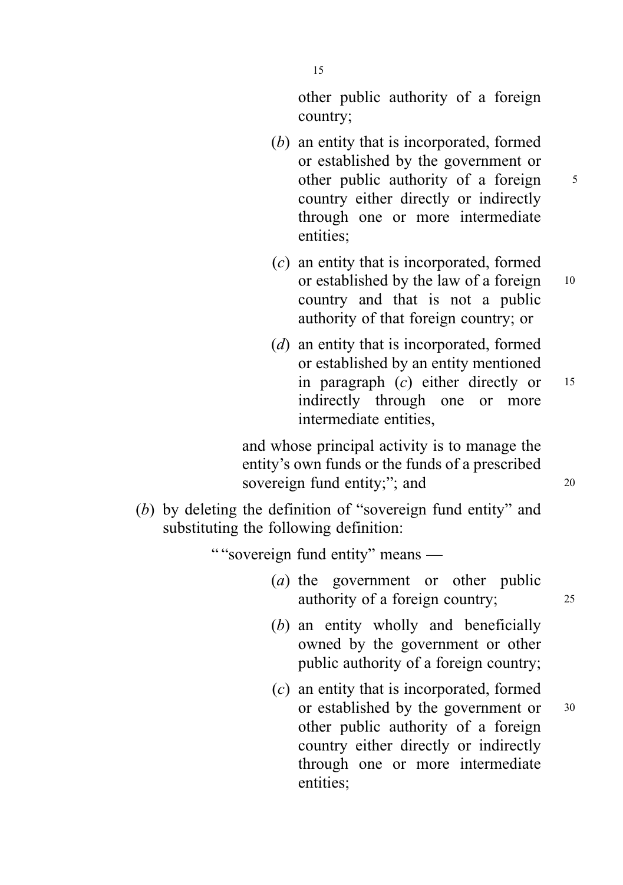other public authority of a foreign country;

(*b*) an entity that is incorporated, formed or established by the government or other public authority of a foreign country either directly or indirectly through one or more intermediate entities;

(*c*) an entity that is incorporated, formed or established by the law of a foreign country and that is not a public authority of that foreign country; or

(*d*) an entity that is incorporated, formed or established by an entity mentioned in paragraph (*c*) either directly or indirectly through one or more intermediate entities,

and whose principal activity is to manage the entity's own funds or the funds of a prescribed sovereign fund entity;"; and

(*b*) by deleting the definition of "sovereign fund entity" and substituting the following definition:

" "sovereign fund entity" means —

(*a*) the government or other public authority of a foreign country;

(*b*) an entity wholly and beneficially owned by the government or other public authority of a foreign country;

(*c*) an entity that is incorporated, formed or established by the government or other public authority of a foreign country either directly or indirectly through one or more intermediate entities;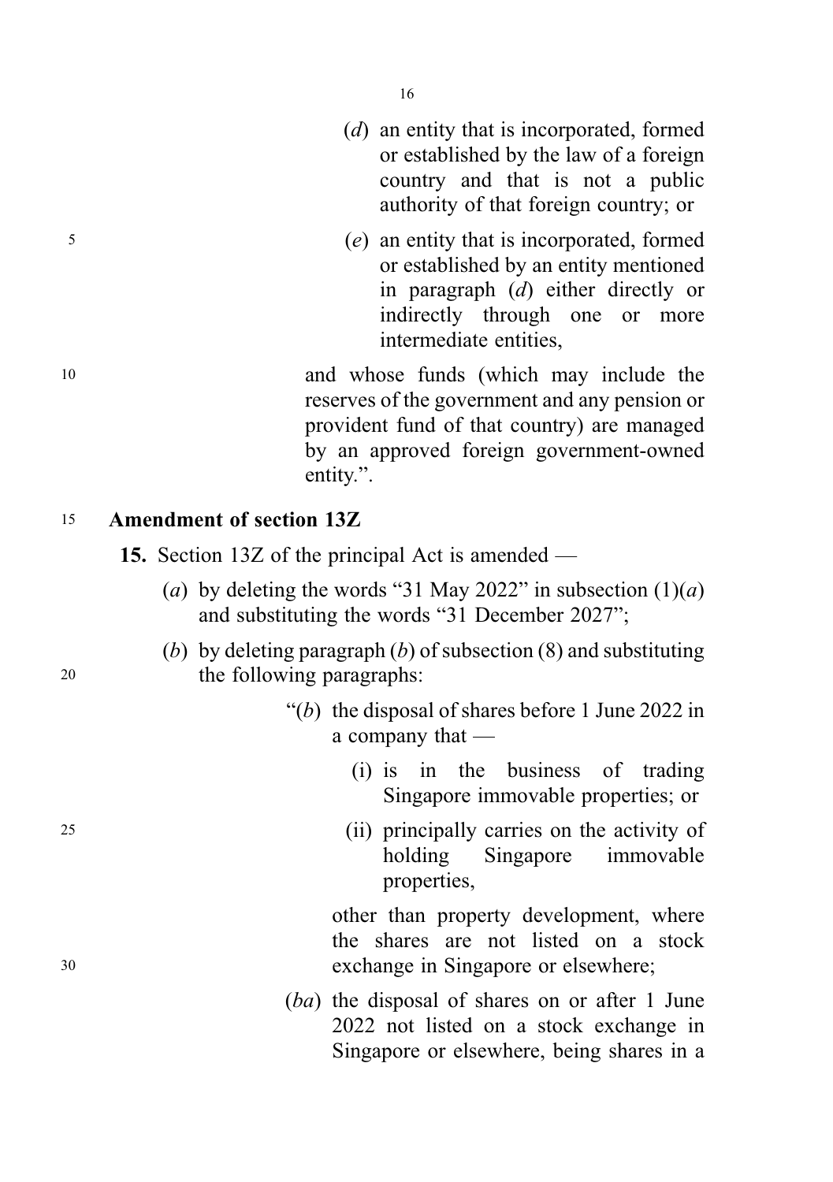(*d*) an entity that is incorporated, formed or established by the law of a foreign country and that is not a public authority of that foreign country; or

(*e*) an entity that is incorporated, formed or established by an entity mentioned in paragraph (*d*) either directly or indirectly through one or more intermediate entities,

and whose funds (which may include the reserves of the government and any pension or provident fund of that country) are managed by an approved foreign government-owned entity.".

**Amendment of section 13Z**

**15.** Section 13Z of the principal Act is amended —

(*a*) by deleting the words "31 May 2022" in subsection (1)(*a*) and substituting the words "31 December 2027";

(*b*) by deleting paragraph (*b*) of subsection (8) and substituting the following paragraphs:

"(*b*) the disposal of shares before 1 June 2022 in a company that —

(i) is in the business of trading Singapore immovable properties; or

(ii) principally carries on the activity of holding Singapore immovable properties,

other than property development, where the shares are not listed on a stock exchange in Singapore or elsewhere;

(*ba*) the disposal of shares on or after 1 June 2022 not listed on a stock exchange in Singapore or elsewhere, being shares in a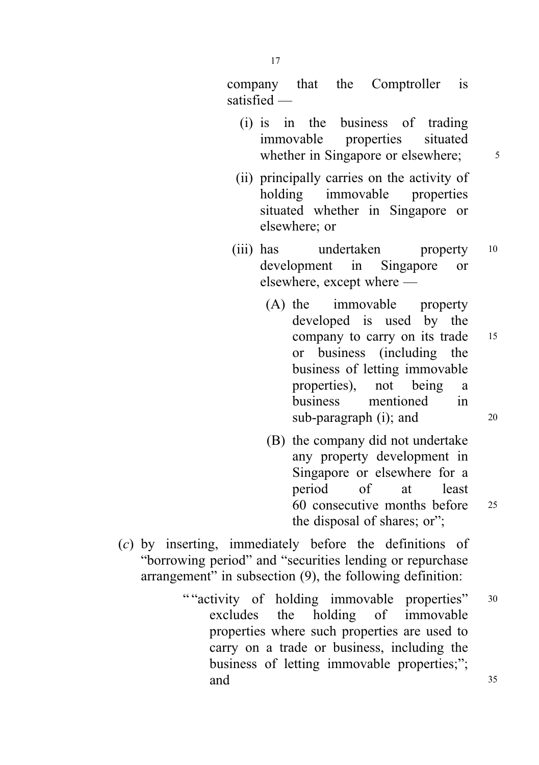company that the Comptroller is satisfied —

(i) is in the business of trading immovable properties situated whether in Singapore or elsewhere;

(ii) principally carries on the activity of holding immovable properties situated whether in Singapore or elsewhere; or

(iii) has undertaken property development in Singapore or elsewhere, except where —

(A) the immovable property developed is used by the company to carry on its trade or business (including the business of letting immovable properties), not being a business mentioned in sub-paragraph (i); and

(B) the company did not undertake any property development in Singapore or elsewhere for a period of at least 60 consecutive months before the disposal of shares; or";

(*c*) by inserting, immediately before the definitions of "borrowing period" and "securities lending or repurchase arrangement" in subsection (9), the following definition:

" "activity of holding immovable properties" excludes the holding of immovable properties where such properties are used to carry on a trade or business, including the business of letting immovable properties;"; and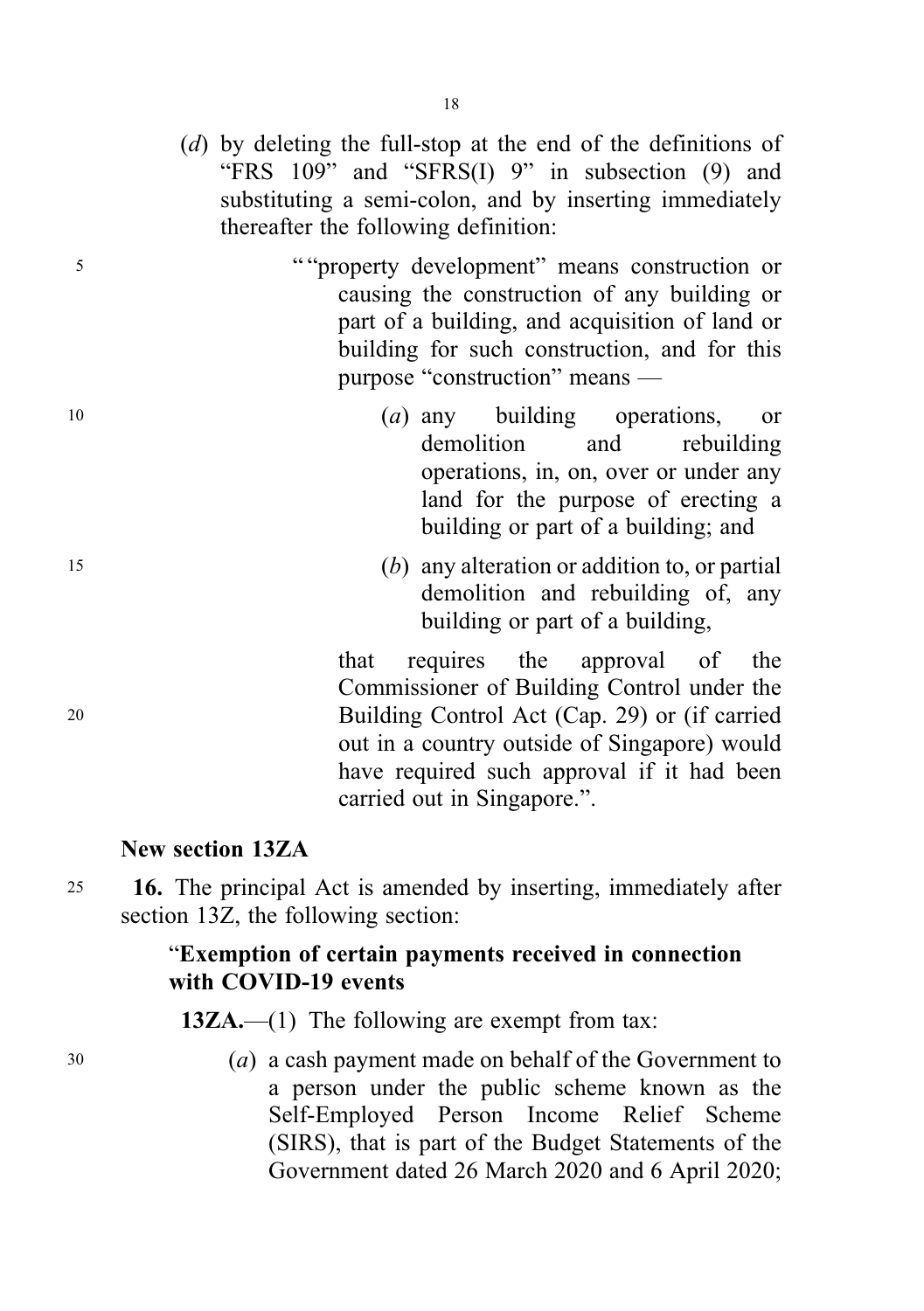(*d*) by deleting the full-stop at the end of the definitions of "FRS 109" and "SFRS(I) 9" in subsection (9) and substituting a semi-colon, and by inserting immediately thereafter the following definition:

> ""property development" means construction or causing the construction of any building or part of a building, and acquisition of land or building for such construction, and for this purpose "construction" means —
>
> (*a*) any building operations, or demolition and rebuilding operations, in, on, over or under any land for the purpose of erecting a building or part of a building; and
>
> (*b*) any alteration or addition to, or partial demolition and rebuilding of, any building or part of a building,
>
> that requires the approval of the Commissioner of Building Control under the Building Control Act (Cap. 29) or (if carried out in a country outside of Singapore) would have required such approval if it had been carried out in Singapore.".

**New section 13ZA**

**16.** The principal Act is amended by inserting, immediately after section 13Z, the following section:

> "**Exemption of certain payments received in connection with COVID-19 events**
>
> **13ZA.**—(1) The following are exempt from tax:
>
> (*a*) a cash payment made on behalf of the Government to a person under the public scheme known as the Self-Employed Person Income Relief Scheme (SIRS), that is part of the Budget Statements of the Government dated 26 March 2020 and 6 April 2020;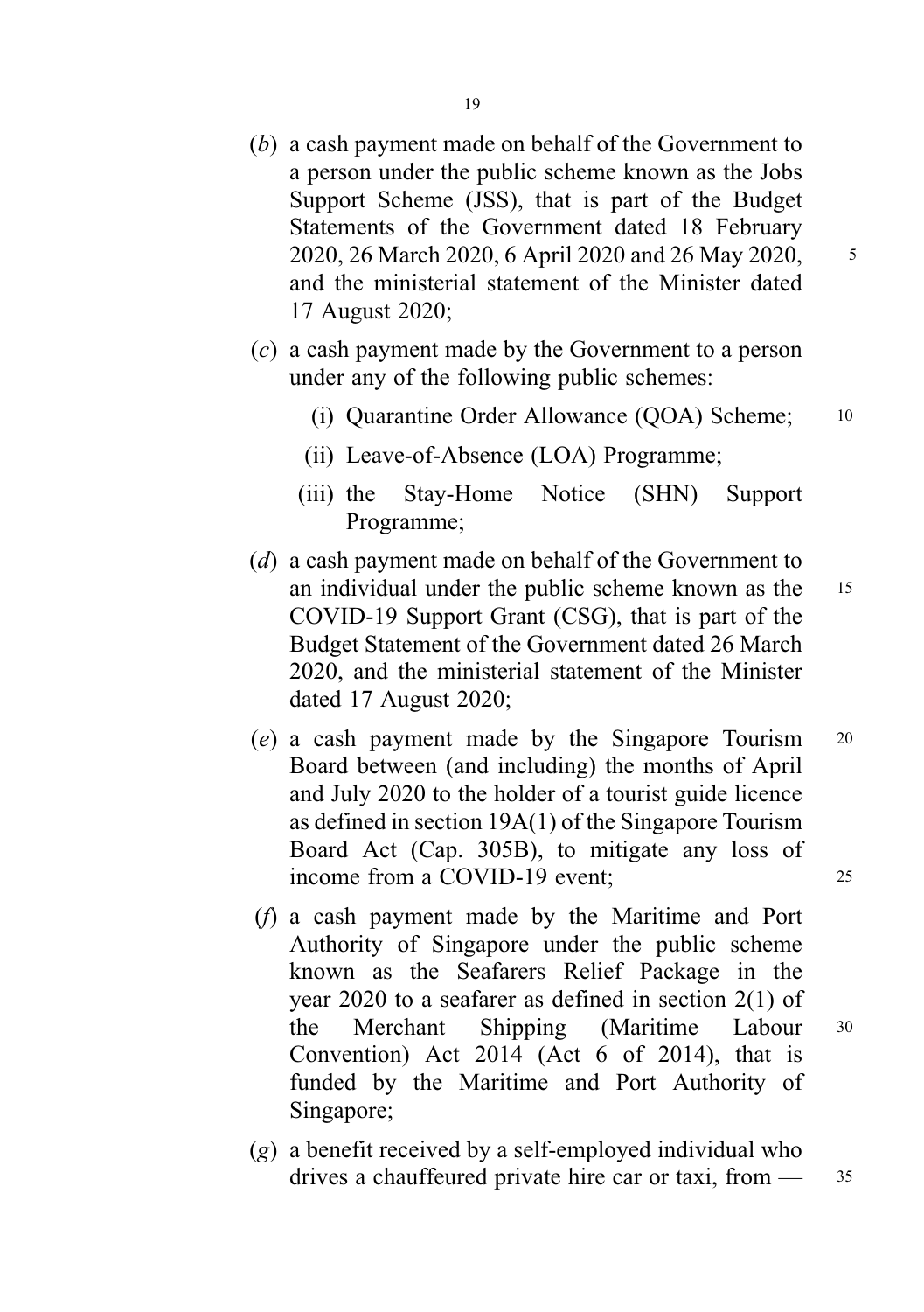(*b*) a cash payment made on behalf of the Government to a person under the public scheme known as the Jobs Support Scheme (JSS), that is part of the Budget Statements of the Government dated 18 February 2020, 26 March 2020, 6 April 2020 and 26 May 2020, and the ministerial statement of the Minister dated 17 August 2020;

(*c*) a cash payment made by the Government to a person under any of the following public schemes:

- (i) Quarantine Order Allowance (QOA) Scheme;
- (ii) Leave-of-Absence (LOA) Programme;
- (iii) the Stay-Home Notice (SHN) Support Programme;

(*d*) a cash payment made on behalf of the Government to an individual under the public scheme known as the COVID-19 Support Grant (CSG), that is part of the Budget Statement of the Government dated 26 March 2020, and the ministerial statement of the Minister dated 17 August 2020;

(*e*) a cash payment made by the Singapore Tourism Board between (and including) the months of April and July 2020 to the holder of a tourist guide licence as defined in section 19A(1) of the Singapore Tourism Board Act (Cap. 305B), to mitigate any loss of income from a COVID-19 event;

(*f*) a cash payment made by the Maritime and Port Authority of Singapore under the public scheme known as the Seafarers Relief Package in the year 2020 to a seafarer as defined in section 2(1) of the Merchant Shipping (Maritime Labour Convention) Act 2014 (Act 6 of 2014), that is funded by the Maritime and Port Authority of Singapore;

(*g*) a benefit received by a self-employed individual who drives a chauffeured private hire car or taxi, from —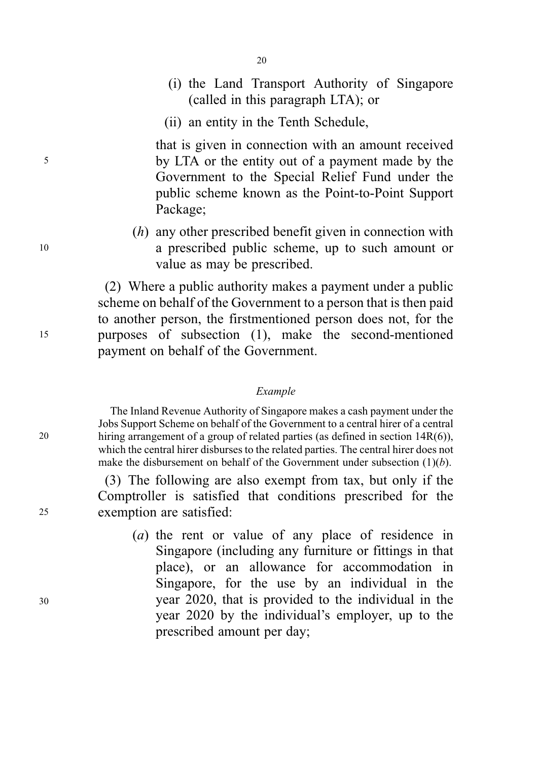(i) the Land Transport Authority of Singapore (called in this paragraph LTA); or

(ii) an entity in the Tenth Schedule,

that is given in connection with an amount received by LTA or the entity out of a payment made by the Government to the Special Relief Fund under the public scheme known as the Point-to-Point Support Package;

(*h*) any other prescribed benefit given in connection with a prescribed public scheme, up to such amount or value as may be prescribed.

(2) Where a public authority makes a payment under a public scheme on behalf of the Government to a person that is then paid to another person, the firstmentioned person does not, for the purposes of subsection (1), make the second-mentioned payment on behalf of the Government.

*Example*

The Inland Revenue Authority of Singapore makes a cash payment under the Jobs Support Scheme on behalf of the Government to a central hirer of a central hiring arrangement of a group of related parties (as defined in section 14R(6)), which the central hirer disburses to the related parties. The central hirer does not make the disbursement on behalf of the Government under subsection (1)(*b*).

(3) The following are also exempt from tax, but only if the Comptroller is satisfied that conditions prescribed for the exemption are satisfied:

(*a*) the rent or value of any place of residence in Singapore (including any furniture or fittings in that place), or an allowance for accommodation in Singapore, for the use by an individual in the year 2020, that is provided to the individual in the year 2020 by the individual's employer, up to the prescribed amount per day;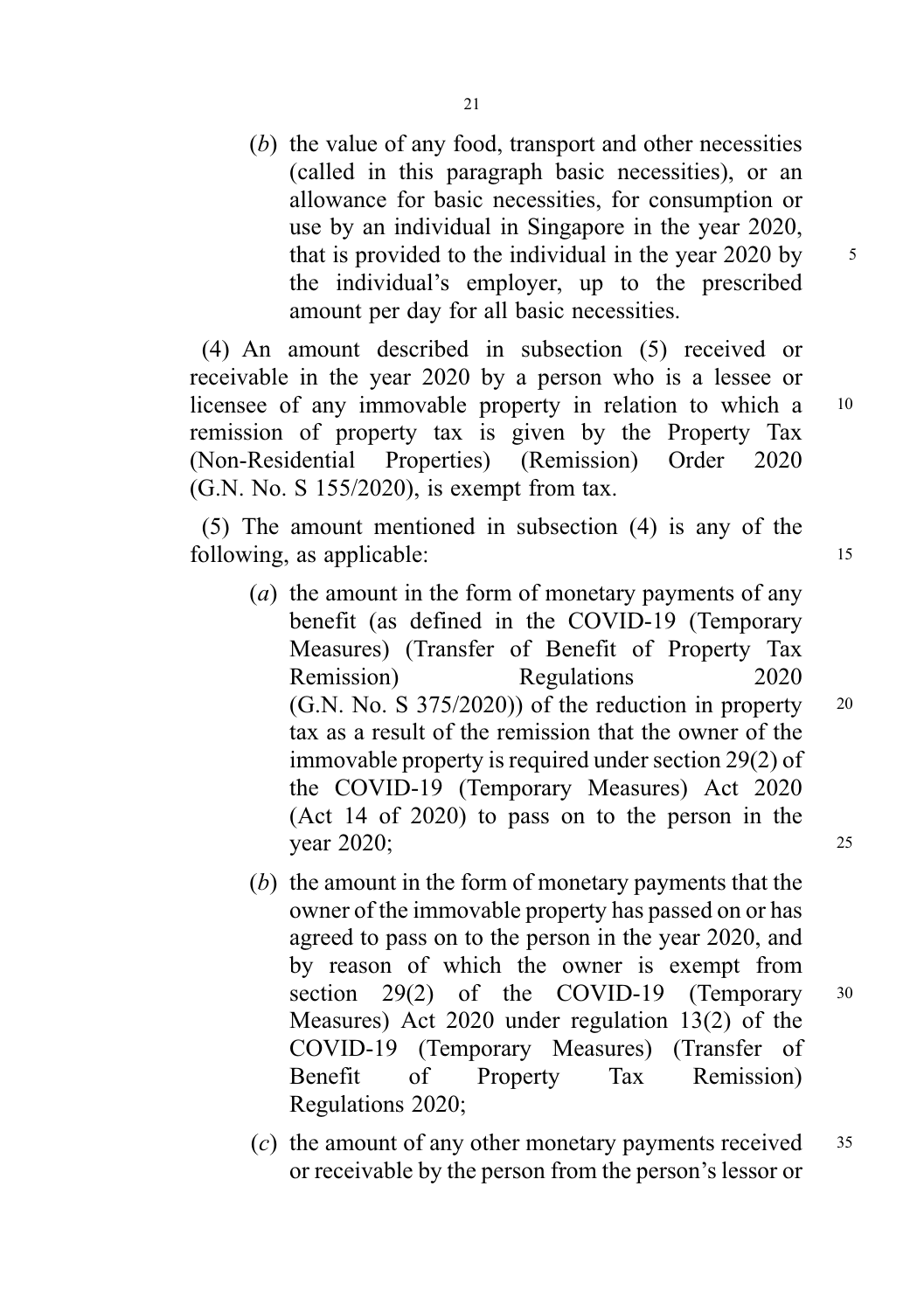(*b*) the value of any food, transport and other necessities (called in this paragraph basic necessities), or an allowance for basic necessities, for consumption or use by an individual in Singapore in the year 2020, that is provided to the individual in the year 2020 by the individual's employer, up to the prescribed amount per day for all basic necessities.

(4) An amount described in subsection (5) received or receivable in the year 2020 by a person who is a lessee or licensee of any immovable property in relation to which a remission of property tax is given by the Property Tax (Non-Residential Properties) (Remission) Order 2020 (G.N. No. S 155/2020), is exempt from tax.

(5) The amount mentioned in subsection (4) is any of the following, as applicable:

(*a*) the amount in the form of monetary payments of any benefit (as defined in the COVID-19 (Temporary Measures) (Transfer of Benefit of Property Tax Remission) Regulations 2020 (G.N. No. S 375/2020)) of the reduction in property tax as a result of the remission that the owner of the immovable property is required under section 29(2) of the COVID-19 (Temporary Measures) Act 2020 (Act 14 of 2020) to pass on to the person in the year 2020;

(*b*) the amount in the form of monetary payments that the owner of the immovable property has passed on or has agreed to pass on to the person in the year 2020, and by reason of which the owner is exempt from section 29(2) of the COVID-19 (Temporary Measures) Act 2020 under regulation 13(2) of the COVID-19 (Temporary Measures) (Transfer of Benefit of Property Tax Remission) Regulations 2020;

(*c*) the amount of any other monetary payments received or receivable by the person from the person's lessor or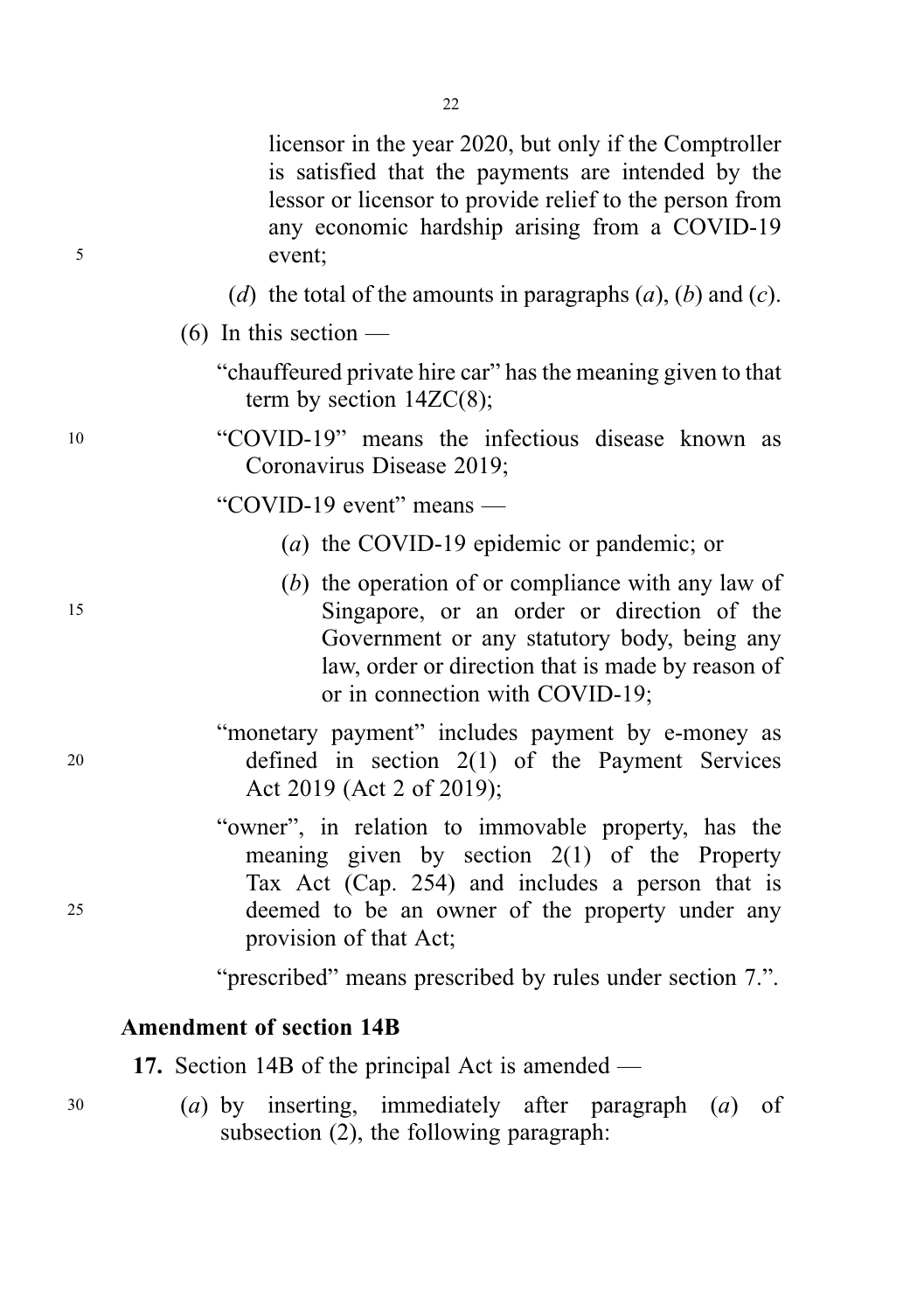licensor in the year 2020, but only if the Comptroller is satisfied that the payments are intended by the lessor or licensor to provide relief to the person from any economic hardship arising from a COVID-19 event;

(*d*) the total of the amounts in paragraphs (*a*), (*b*) and (*c*).

(6) In this section —

"chauffeured private hire car" has the meaning given to that term by section 14ZC(8);

"COVID-19" means the infectious disease known as Coronavirus Disease 2019;

"COVID-19 event" means —

(*a*) the COVID-19 epidemic or pandemic; or

(*b*) the operation of or compliance with any law of Singapore, or an order or direction of the Government or any statutory body, being any law, order or direction that is made by reason of or in connection with COVID-19;

"monetary payment" includes payment by e-money as defined in section 2(1) of the Payment Services Act 2019 (Act 2 of 2019);

"owner", in relation to immovable property, has the meaning given by section 2(1) of the Property Tax Act (Cap. 254) and includes a person that is deemed to be an owner of the property under any provision of that Act;

"prescribed" means prescribed by rules under section 7.".

**Amendment of section 14B**

**17.** Section 14B of the principal Act is amended —

(*a*) by inserting, immediately after paragraph (*a*) of subsection (2), the following paragraph: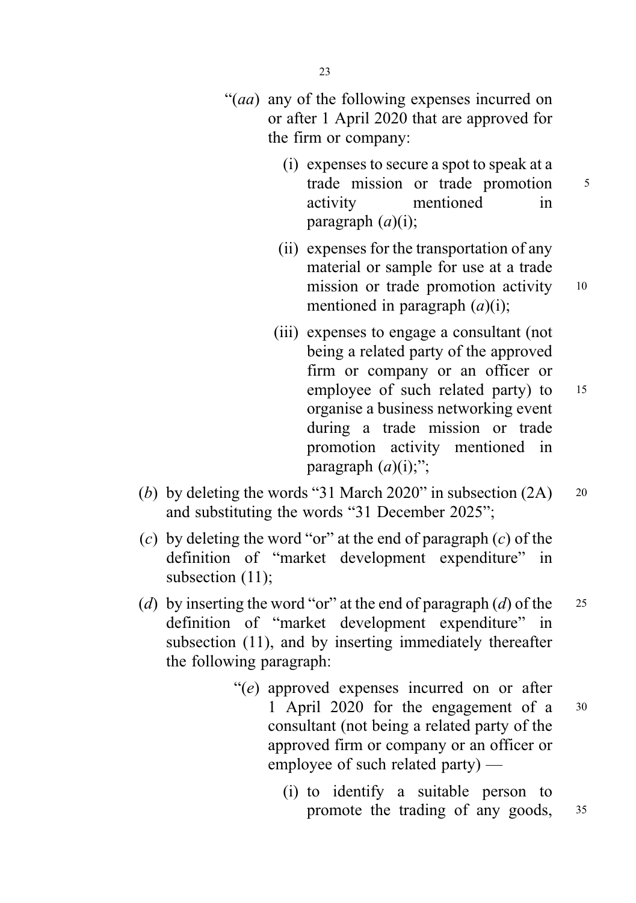"(*aa*) any of the following expenses incurred on or after 1 April 2020 that are approved for the firm or company:

(i) expenses to secure a spot to speak at a trade mission or trade promotion activity mentioned in paragraph (*a*)(i);

(ii) expenses for the transportation of any material or sample for use at a trade mission or trade promotion activity mentioned in paragraph (*a*)(i);

(iii) expenses to engage a consultant (not being a related party of the approved firm or company or an officer or employee of such related party) to organise a business networking event during a trade mission or trade promotion activity mentioned in paragraph (*a*)(i);";

(*b*) by deleting the words "31 March 2020" in subsection (2A) and substituting the words "31 December 2025";

(*c*) by deleting the word "or" at the end of paragraph (*c*) of the definition of "market development expenditure" in subsection (11);

(*d*) by inserting the word "or" at the end of paragraph (*d*) of the definition of "market development expenditure" in subsection (11), and by inserting immediately thereafter the following paragraph:

"(*e*) approved expenses incurred on or after 1 April 2020 for the engagement of a consultant (not being a related party of the approved firm or company or an officer or employee of such related party) —

(i) to identify a suitable person to promote the trading of any goods,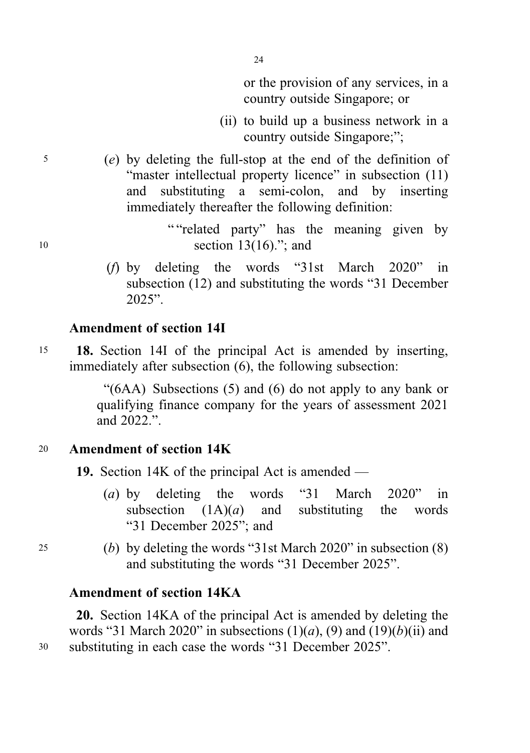or the provision of any services, in a country outside Singapore; or

(ii) to build up a business network in a country outside Singapore;";

(*e*) by deleting the full-stop at the end of the definition of "master intellectual property licence" in subsection (11) and substituting a semi-colon, and by inserting immediately thereafter the following definition:

""related party" has the meaning given by section 13(16)."; and

(*f*) by deleting the words "31st March 2020" in subsection (12) and substituting the words "31 December 2025".

### Amendment of section 14I

**18.** Section 14I of the principal Act is amended by inserting, immediately after subsection (6), the following subsection:

"(6AA) Subsections (5) and (6) do not apply to any bank or qualifying finance company for the years of assessment 2021 and 2022.".

### Amendment of section 14K

**19.** Section 14K of the principal Act is amended —

(*a*) by deleting the words "31 March 2020" in subsection (1A)(*a*) and substituting the words "31 December 2025"; and

(*b*) by deleting the words "31st March 2020" in subsection (8) and substituting the words "31 December 2025".

### Amendment of section 14KA

**20.** Section 14KA of the principal Act is amended by deleting the words "31 March 2020" in subsections (1)(*a*), (9) and (19)(*b*)(ii) and substituting in each case the words "31 December 2025".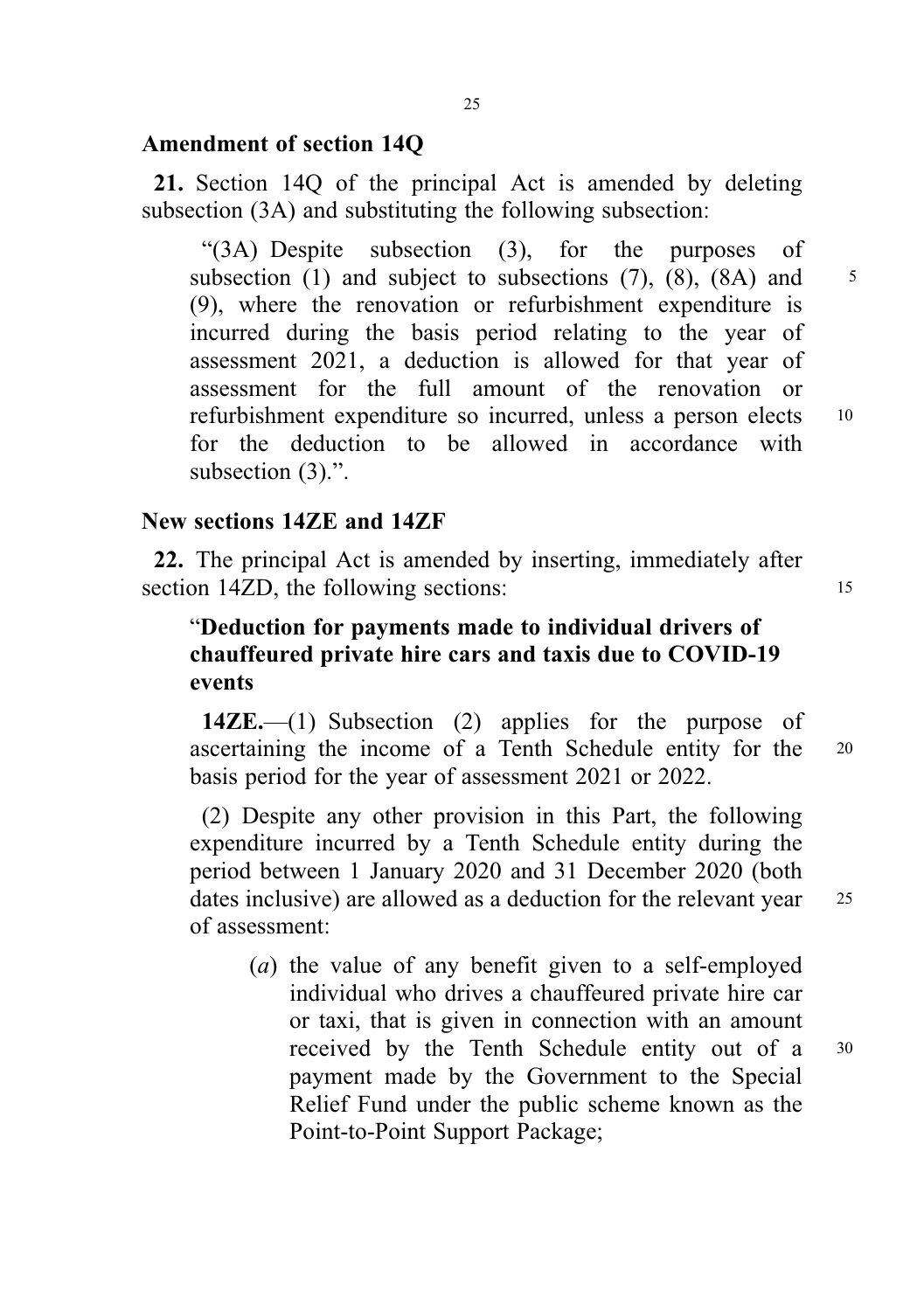**Amendment of section 14Q**

**21.** Section 14Q of the principal Act is amended by deleting subsection (3A) and substituting the following subsection:

> "(3A) Despite subsection (3), for the purposes of subsection (1) and subject to subsections (7), (8), (8A) and (9), where the renovation or refurbishment expenditure is incurred during the basis period relating to the year of assessment 2021, a deduction is allowed for that year of assessment for the full amount of the renovation or refurbishment expenditure so incurred, unless a person elects for the deduction to be allowed in accordance with subsection (3).".

**New sections 14ZE and 14ZF**

**22.** The principal Act is amended by inserting, immediately after section 14ZD, the following sections:

> "**Deduction for payments made to individual drivers of chauffeured private hire cars and taxis due to COVID-19 events**
>
> **14ZE.**—(1) Subsection (2) applies for the purpose of ascertaining the income of a Tenth Schedule entity for the basis period for the year of assessment 2021 or 2022.
>
> (2) Despite any other provision in this Part, the following expenditure incurred by a Tenth Schedule entity during the period between 1 January 2020 and 31 December 2020 (both dates inclusive) are allowed as a deduction for the relevant year of assessment:
>
> (*a*) the value of any benefit given to a self-employed individual who drives a chauffeured private hire car or taxi, that is given in connection with an amount received by the Tenth Schedule entity out of a payment made by the Government to the Special Relief Fund under the public scheme known as the Point-to-Point Support Package;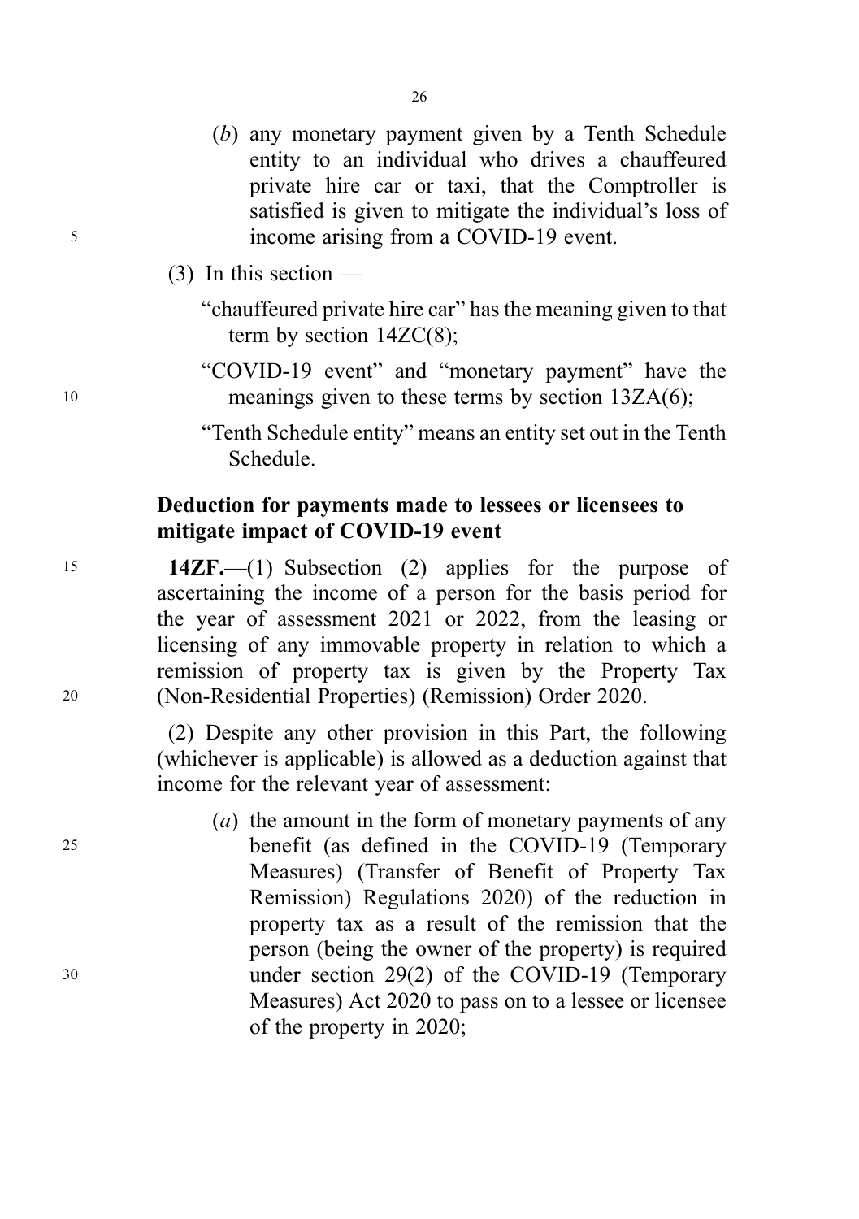(*b*) any monetary payment given by a Tenth Schedule entity to an individual who drives a chauffeured private hire car or taxi, that the Comptroller is satisfied is given to mitigate the individual's loss of income arising from a COVID-19 event.

(3) In this section —

"chauffeured private hire car" has the meaning given to that term by section 14ZC(8);

"COVID-19 event" and "monetary payment" have the meanings given to these terms by section 13ZA(6);

"Tenth Schedule entity" means an entity set out in the Tenth Schedule.

**Deduction for payments made to lessees or licensees to mitigate impact of COVID-19 event**

**14ZF.**—(1) Subsection (2) applies for the purpose of ascertaining the income of a person for the basis period for the year of assessment 2021 or 2022, from the leasing or licensing of any immovable property in relation to which a remission of property tax is given by the Property Tax (Non-Residential Properties) (Remission) Order 2020.

(2) Despite any other provision in this Part, the following (whichever is applicable) is allowed as a deduction against that income for the relevant year of assessment:

(*a*) the amount in the form of monetary payments of any benefit (as defined in the COVID-19 (Temporary Measures) (Transfer of Benefit of Property Tax Remission) Regulations 2020) of the reduction in property tax as a result of the remission that the person (being the owner of the property) is required under section 29(2) of the COVID-19 (Temporary Measures) Act 2020 to pass on to a lessee or licensee of the property in 2020;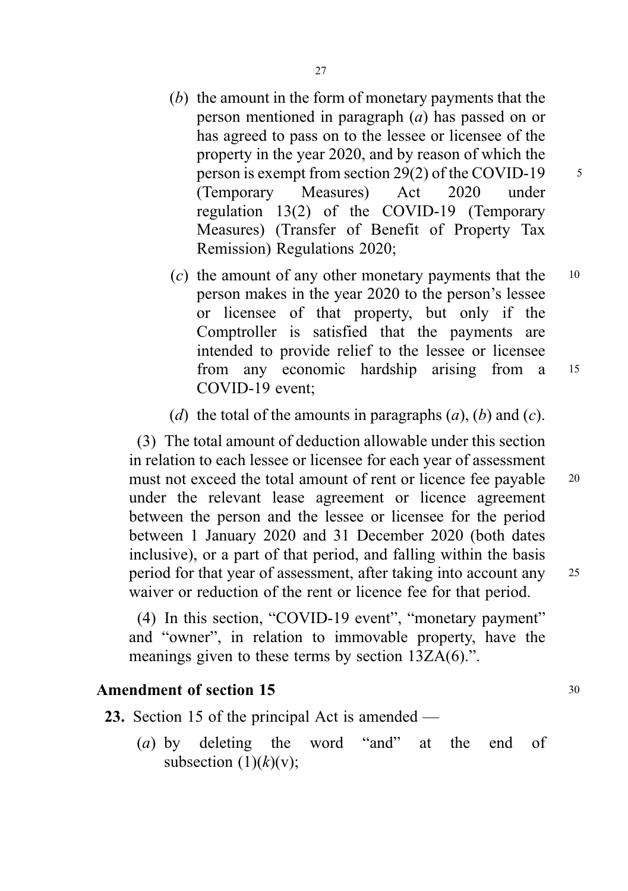(*b*) the amount in the form of monetary payments that the person mentioned in paragraph (*a*) has passed on or has agreed to pass on to the lessee or licensee of the property in the year 2020, and by reason of which the person is exempt from section 29(2) of the COVID-19 (Temporary Measures) Act 2020 under regulation 13(2) of the COVID-19 (Temporary Measures) (Transfer of Benefit of Property Tax Remission) Regulations 2020;

(*c*) the amount of any other monetary payments that the person makes in the year 2020 to the person's lessee or licensee of that property, but only if the Comptroller is satisfied that the payments are intended to provide relief to the lessee or licensee from any economic hardship arising from a COVID-19 event;

(*d*) the total of the amounts in paragraphs (*a*), (*b*) and (*c*).

(3) The total amount of deduction allowable under this section in relation to each lessee or licensee for each year of assessment must not exceed the total amount of rent or licence fee payable under the relevant lease agreement or licence agreement between the person and the lessee or licensee for the period between 1 January 2020 and 31 December 2020 (both dates inclusive), or a part of that period, and falling within the basis period for that year of assessment, after taking into account any waiver or reduction of the rent or licence fee for that period.

(4) In this section, "COVID-19 event", "monetary payment" and "owner", in relation to immovable property, have the meanings given to these terms by section 13ZA(6).".

**Amendment of section 15**

**23.** Section 15 of the principal Act is amended —

(*a*) by deleting the word "and" at the end of subsection (1)(*k*)(v);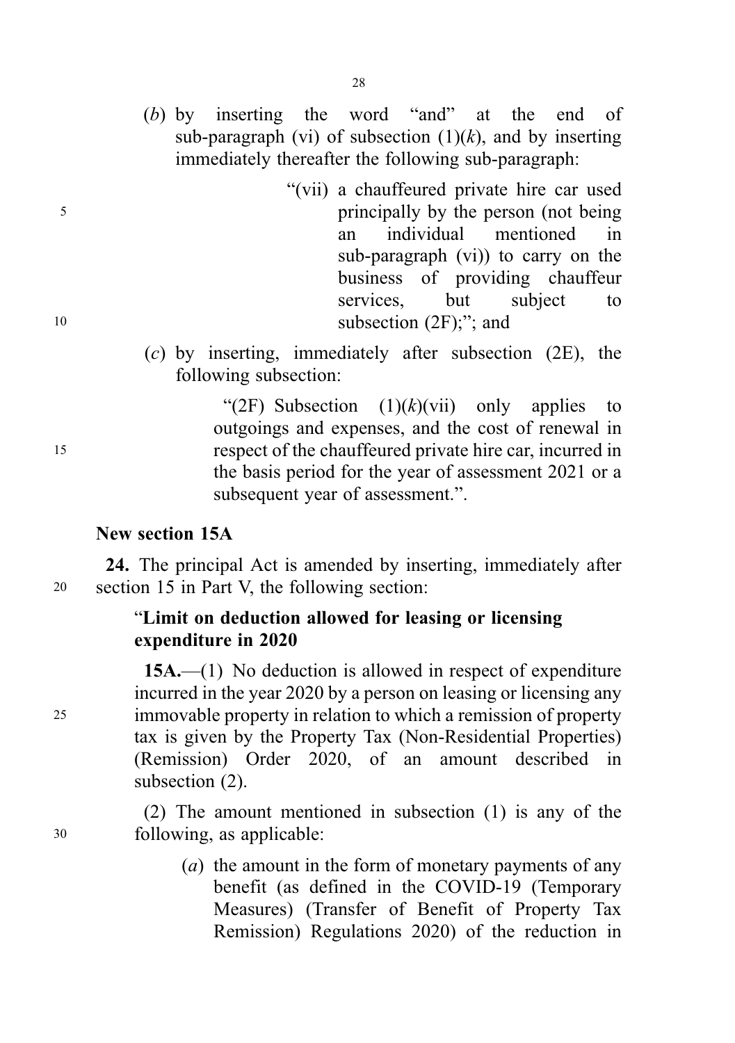(*b*) by inserting the word "and" at the end of sub-paragraph (vi) of subsection (1)(*k*), and by inserting immediately thereafter the following sub-paragraph:

"(vii) a chauffeured private hire car used principally by the person (not being an individual mentioned in sub-paragraph (vi)) to carry on the business of providing chauffeur services, but subject to subsection (2F);"; and

(*c*) by inserting, immediately after subsection (2E), the following subsection:

"(2F) Subsection (1)(*k*)(vii) only applies to outgoings and expenses, and the cost of renewal in respect of the chauffeured private hire car, incurred in the basis period for the year of assessment 2021 or a subsequent year of assessment.".

**New section 15A**

**24.** The principal Act is amended by inserting, immediately after section 15 in Part V, the following section:

"**Limit on deduction allowed for leasing or licensing expenditure in 2020**

**15A.**—(1) No deduction is allowed in respect of expenditure incurred in the year 2020 by a person on leasing or licensing any immovable property in relation to which a remission of property tax is given by the Property Tax (Non-Residential Properties) (Remission) Order 2020, of an amount described in subsection (2).

(2) The amount mentioned in subsection (1) is any of the following, as applicable:

(*a*) the amount in the form of monetary payments of any benefit (as defined in the COVID-19 (Temporary Measures) (Transfer of Benefit of Property Tax Remission) Regulations 2020) of the reduction in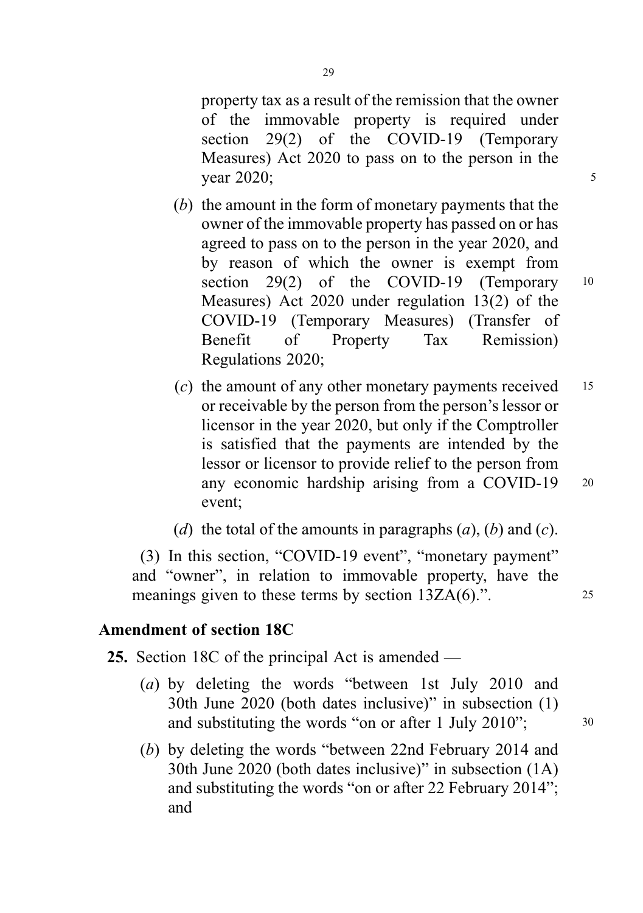property tax as a result of the remission that the owner of the immovable property is required under section 29(2) of the COVID-19 (Temporary Measures) Act 2020 to pass on to the person in the year 2020;

(*b*) the amount in the form of monetary payments that the owner of the immovable property has passed on or has agreed to pass on to the person in the year 2020, and by reason of which the owner is exempt from section 29(2) of the COVID-19 (Temporary Measures) Act 2020 under regulation 13(2) of the COVID-19 (Temporary Measures) (Transfer of Benefit of Property Tax Remission) Regulations 2020;

(*c*) the amount of any other monetary payments received or receivable by the person from the person's lessor or licensor in the year 2020, but only if the Comptroller is satisfied that the payments are intended by the lessor or licensor to provide relief to the person from any economic hardship arising from a COVID-19 event;

(*d*) the total of the amounts in paragraphs (*a*), (*b*) and (*c*).

(3) In this section, "COVID-19 event", "monetary payment" and "owner", in relation to immovable property, have the meanings given to these terms by section 13ZA(6).".

**Amendment of section 18C**

**25.** Section 18C of the principal Act is amended —

(*a*) by deleting the words "between 1st July 2010 and 30th June 2020 (both dates inclusive)" in subsection (1) and substituting the words "on or after 1 July 2010";

(*b*) by deleting the words "between 22nd February 2014 and 30th June 2020 (both dates inclusive)" in subsection (1A) and substituting the words "on or after 22 February 2014"; and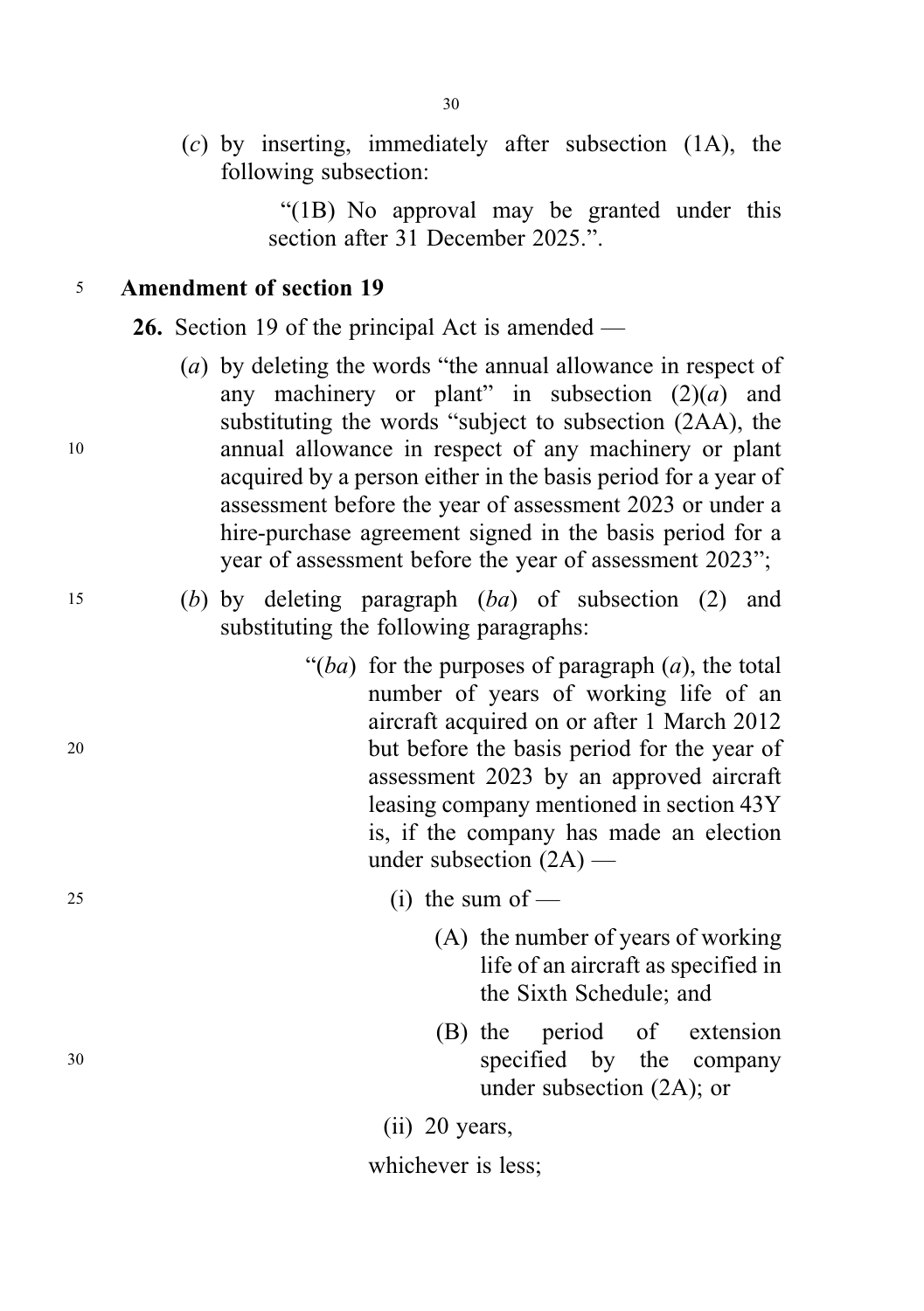(*c*) by inserting, immediately after subsection (1A), the following subsection:

> "(1B) No approval may be granted under this section after 31 December 2025.".

**Amendment of section 19**

**26.** Section 19 of the principal Act is amended —

(*a*) by deleting the words "the annual allowance in respect of any machinery or plant" in subsection (2)(*a*) and substituting the words "subject to subsection (2AA), the annual allowance in respect of any machinery or plant acquired by a person either in the basis period for a year of assessment before the year of assessment 2023 or under a hire-purchase agreement signed in the basis period for a year of assessment before the year of assessment 2023";

(*b*) by deleting paragraph (*ba*) of subsection (2) and substituting the following paragraphs:

> "(*ba*) for the purposes of paragraph (*a*), the total number of years of working life of an aircraft acquired on or after 1 March 2012 but before the basis period for the year of assessment 2023 by an approved aircraft leasing company mentioned in section 43Y is, if the company has made an election under subsection (2A) —
>
> (i) the sum of —
>
> (A) the number of years of working life of an aircraft as specified in the Sixth Schedule; and
>
> (B) the period of extension specified by the company under subsection (2A); or
>
> (ii) 20 years,
>
> whichever is less;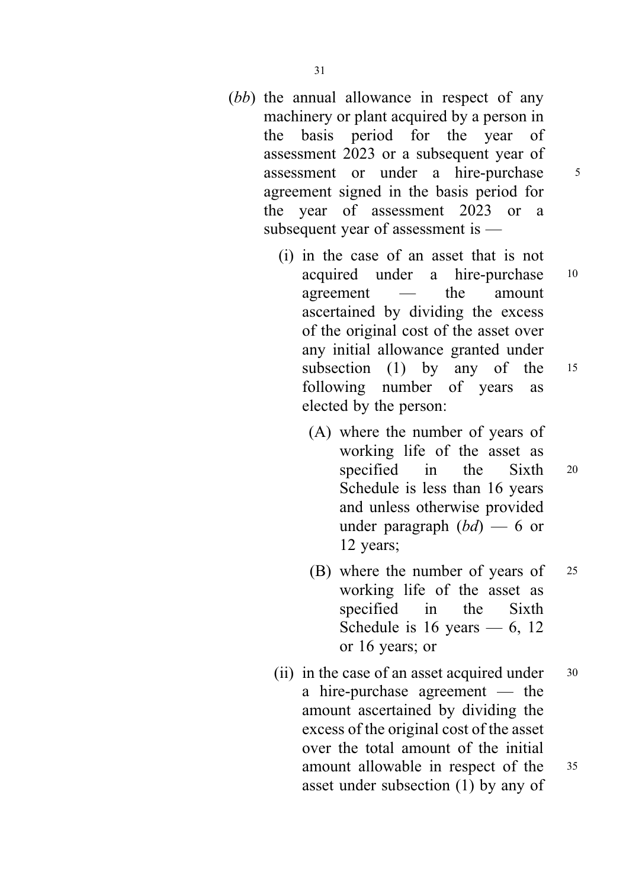(*bb*) the annual allowance in respect of any machinery or plant acquired by a person in the basis period for the year of assessment 2023 or a subsequent year of assessment or under a hire-purchase agreement signed in the basis period for the year of assessment 2023 or a subsequent year of assessment is —

(i) in the case of an asset that is not acquired under a hire-purchase agreement — the amount ascertained by dividing the excess of the original cost of the asset over any initial allowance granted under subsection (1) by any of the following number of years as elected by the person:

(A) where the number of years of working life of the asset as specified in the Sixth Schedule is less than 16 years and unless otherwise provided under paragraph (*bd*) — 6 or 12 years;

(B) where the number of years of working life of the asset as specified in the Sixth Schedule is 16 years — 6, 12 or 16 years; or

(ii) in the case of an asset acquired under a hire-purchase agreement — the amount ascertained by dividing the excess of the original cost of the asset over the total amount of the initial amount allowable in respect of the asset under subsection (1) by any of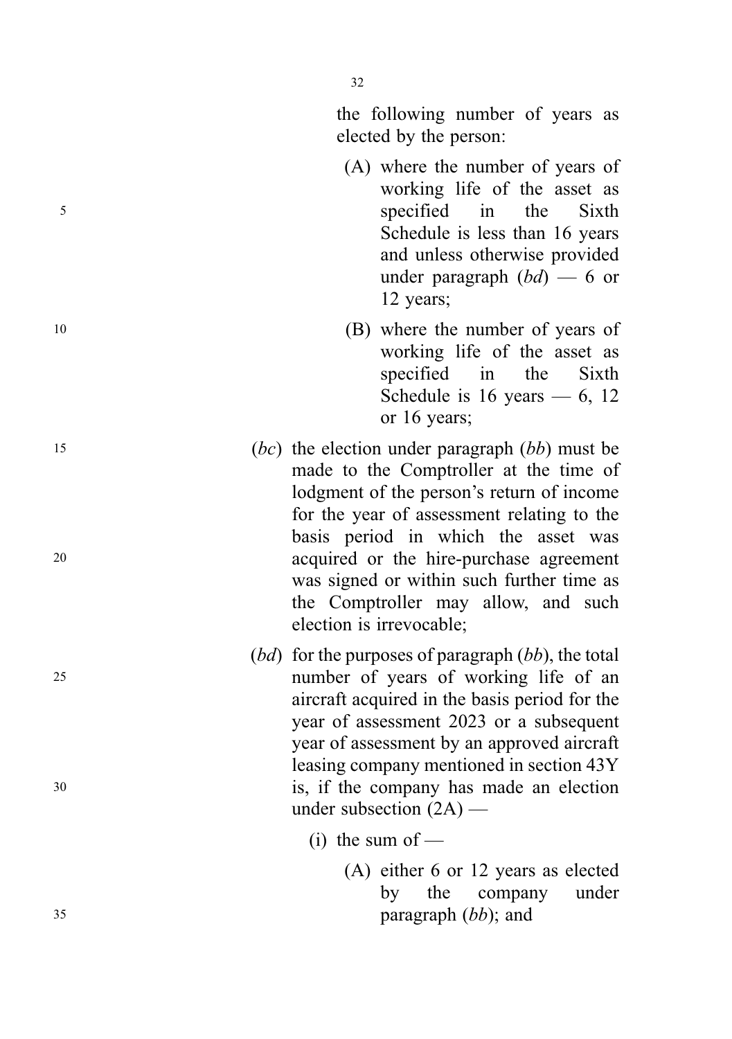the following number of years as elected by the person:

(A) where the number of years of working life of the asset as specified in the Sixth Schedule is less than 16 years and unless otherwise provided under paragraph (*bd*) — 6 or 12 years;

(B) where the number of years of working life of the asset as specified in the Sixth Schedule is 16 years — 6, 12 or 16 years;

(*bc*) the election under paragraph (*bb*) must be made to the Comptroller at the time of lodgment of the person's return of income for the year of assessment relating to the basis period in which the asset was acquired or the hire-purchase agreement was signed or within such further time as the Comptroller may allow, and such election is irrevocable;

(*bd*) for the purposes of paragraph (*bb*), the total number of years of working life of an aircraft acquired in the basis period for the year of assessment 2023 or a subsequent year of assessment by an approved aircraft leasing company mentioned in section 43Y is, if the company has made an election under subsection (2A) —

(i) the sum of —

(A) either 6 or 12 years as elected by the company under paragraph (*bb*); and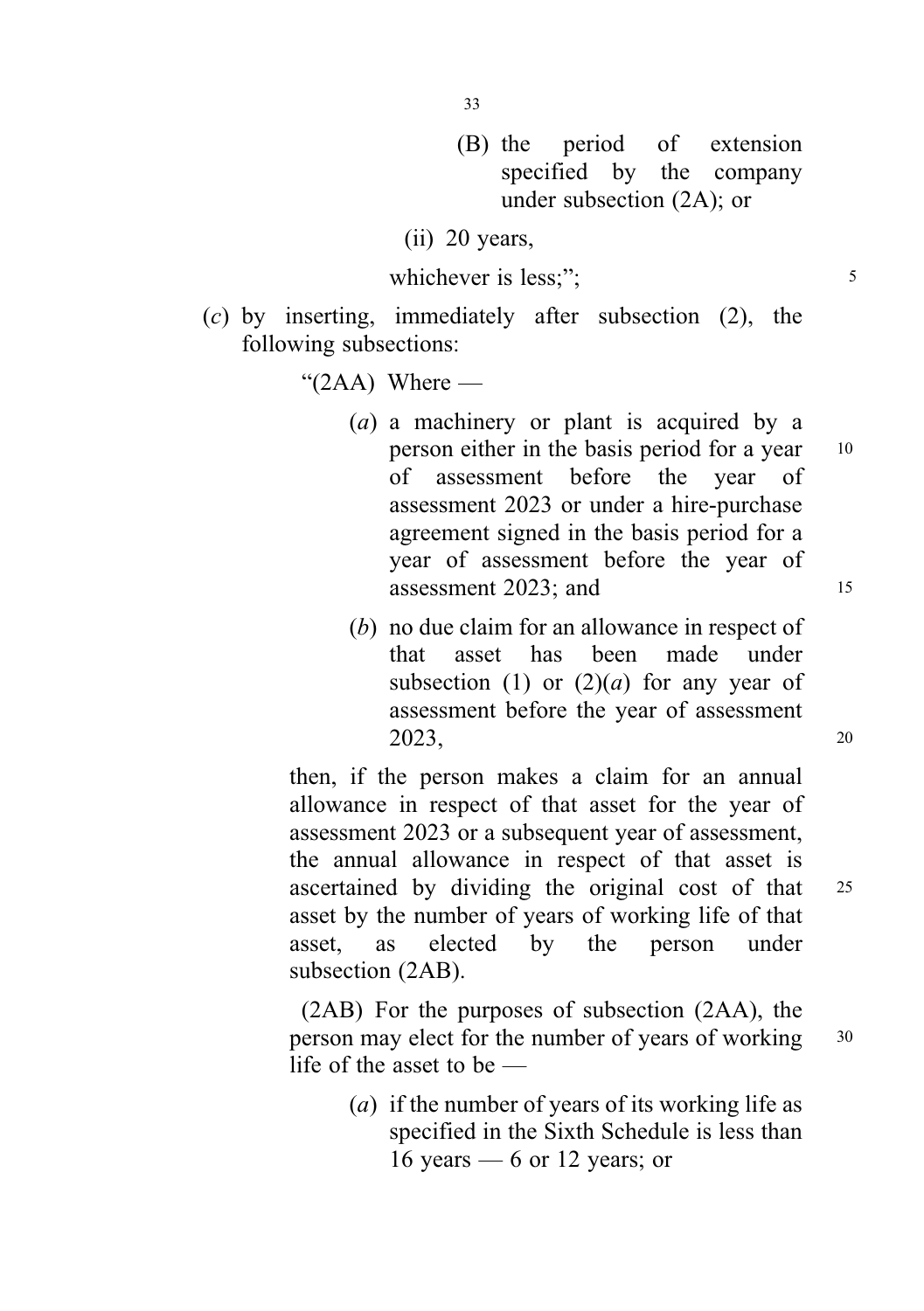(B) the period of extension specified by the company under subsection (2A); or

(ii) 20 years,

whichever is less;";

(*c*) by inserting, immediately after subsection (2), the following subsections:

"(2AA) Where —

(*a*) a machinery or plant is acquired by a person either in the basis period for a year of assessment before the year of assessment 2023 or under a hire-purchase agreement signed in the basis period for a year of assessment before the year of assessment 2023; and

(*b*) no due claim for an allowance in respect of that asset has been made under subsection (1) or (2)(*a*) for any year of assessment before the year of assessment 2023,

then, if the person makes a claim for an annual allowance in respect of that asset for the year of assessment 2023 or a subsequent year of assessment, the annual allowance in respect of that asset is ascertained by dividing the original cost of that asset by the number of years of working life of that asset, as elected by the person under subsection (2AB).

(2AB) For the purposes of subsection (2AA), the person may elect for the number of years of working life of the asset to be —

(*a*) if the number of years of its working life as specified in the Sixth Schedule is less than 16 years — 6 or 12 years; or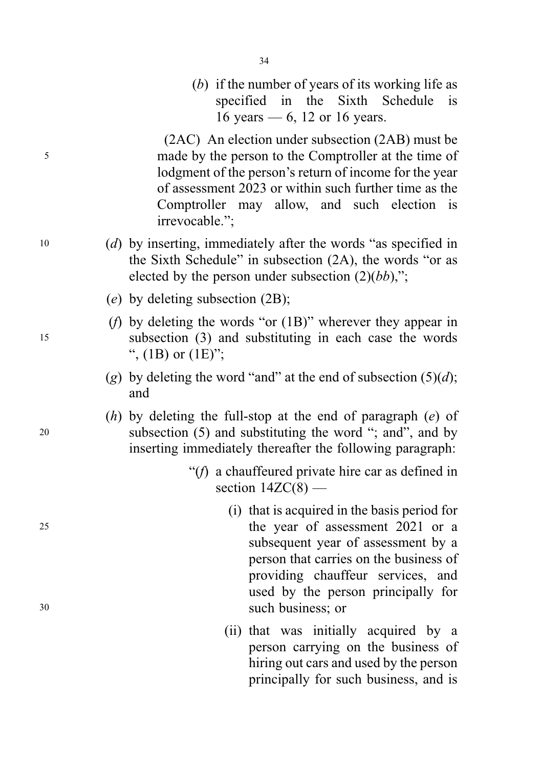(*b*) if the number of years of its working life as specified in the Sixth Schedule is 16 years — 6, 12 or 16 years.

(2AC) An election under subsection (2AB) must be made by the person to the Comptroller at the time of lodgment of the person's return of income for the year of assessment 2023 or within such further time as the Comptroller may allow, and such election is irrevocable.";

(*d*) by inserting, immediately after the words "as specified in the Sixth Schedule" in subsection (2A), the words "or as elected by the person under subsection (2)(*bb*),";

(*e*) by deleting subsection (2B);

(*f*) by deleting the words "or (1B)" wherever they appear in subsection (3) and substituting in each case the words ", (1B) or (1E)";

(*g*) by deleting the word "and" at the end of subsection (5)(*d*); and

(*h*) by deleting the full-stop at the end of paragraph (*e*) of subsection (5) and substituting the word "; and", and by inserting immediately thereafter the following paragraph:

"(*f*) a chauffeured private hire car as defined in section 14ZC(8) —

(i) that is acquired in the basis period for the year of assessment 2021 or a subsequent year of assessment by a person that carries on the business of providing chauffeur services, and used by the person principally for such business; or

(ii) that was initially acquired by a person carrying on the business of hiring out cars and used by the person principally for such business, and is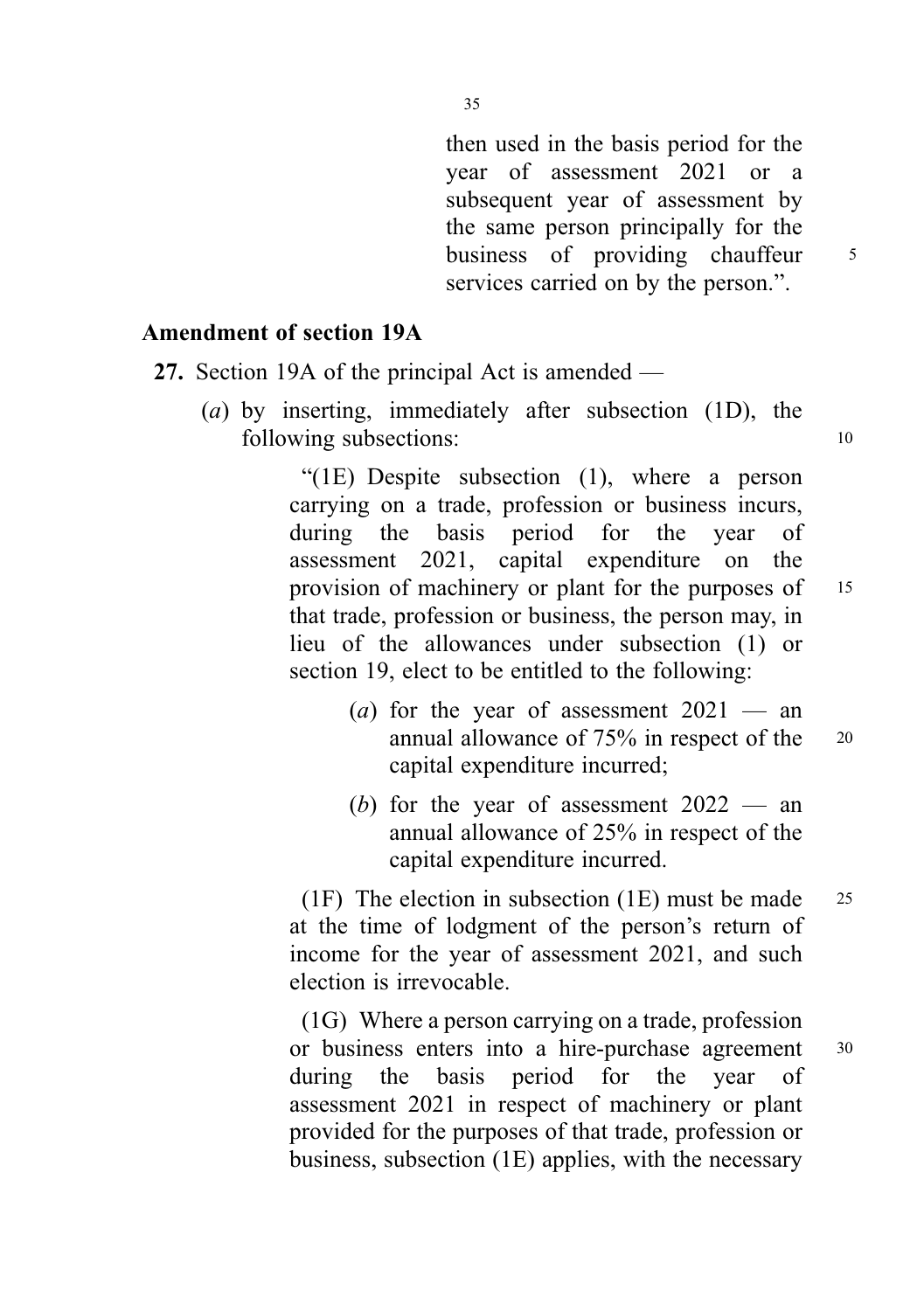then used in the basis period for the year of assessment 2021 or a subsequent year of assessment by the same person principally for the business of providing chauffeur services carried on by the person.".

**Amendment of section 19A**

**27.** Section 19A of the principal Act is amended —

(*a*) by inserting, immediately after subsection (1D), the following subsections:

"(1E) Despite subsection (1), where a person carrying on a trade, profession or business incurs, during the basis period for the year of assessment 2021, capital expenditure on the provision of machinery or plant for the purposes of that trade, profession or business, the person may, in lieu of the allowances under subsection (1) or section 19, elect to be entitled to the following:

(*a*) for the year of assessment 2021 — an annual allowance of 75% in respect of the capital expenditure incurred;

(*b*) for the year of assessment 2022 — an annual allowance of 25% in respect of the capital expenditure incurred.

(1F) The election in subsection (1E) must be made at the time of lodgment of the person's return of income for the year of assessment 2021, and such election is irrevocable.

(1G) Where a person carrying on a trade, profession or business enters into a hire-purchase agreement during the basis period for the year of assessment 2021 in respect of machinery or plant provided for the purposes of that trade, profession or business, subsection (1E) applies, with the necessary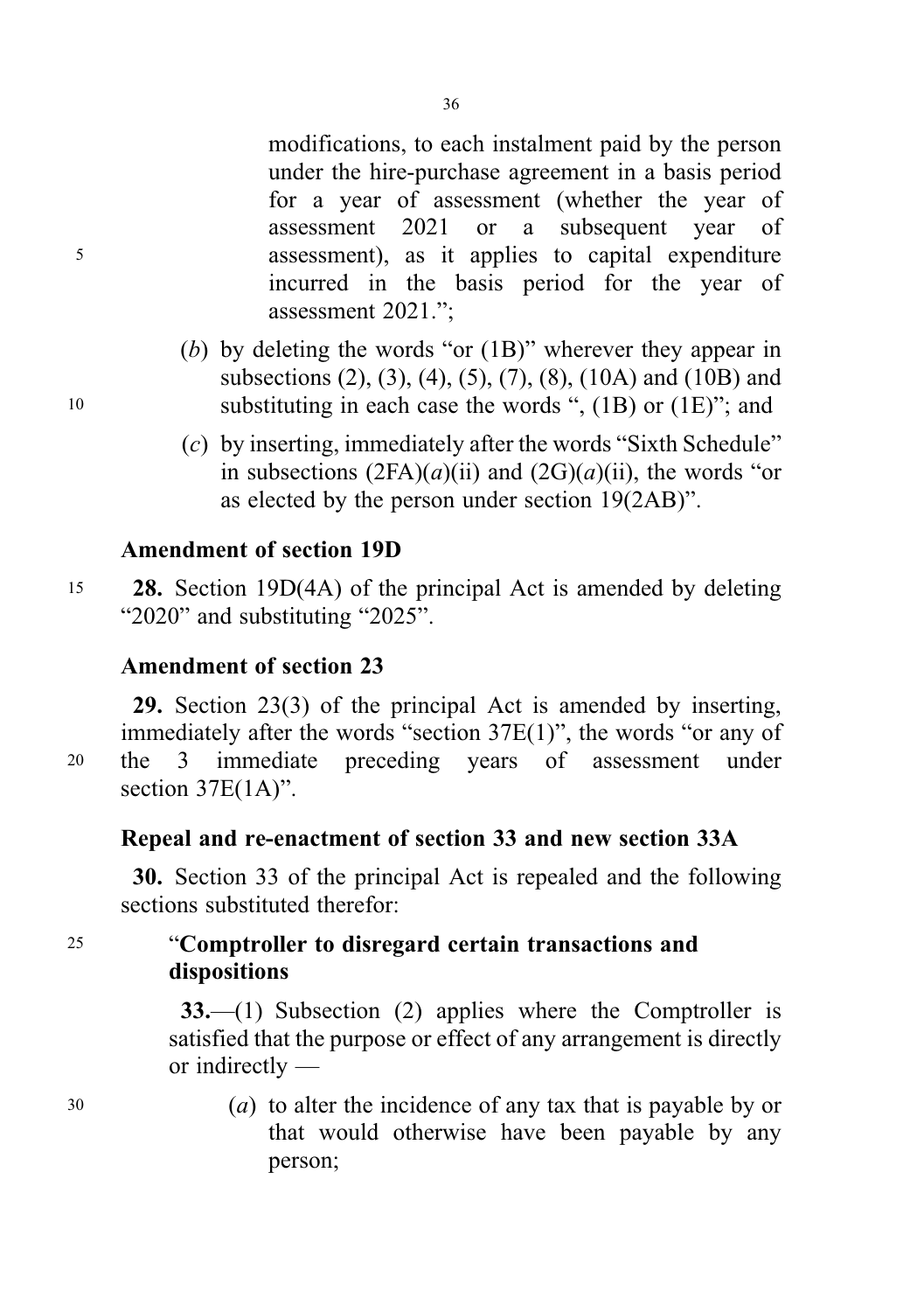modifications, to each instalment paid by the person under the hire-purchase agreement in a basis period for a year of assessment (whether the year of assessment 2021 or a subsequent year of assessment), as it applies to capital expenditure incurred in the basis period for the year of assessment 2021.";

(*b*) by deleting the words "or (1B)" wherever they appear in subsections (2), (3), (4), (5), (7), (8), (10A) and (10B) and substituting in each case the words ", (1B) or (1E)"; and

(*c*) by inserting, immediately after the words "Sixth Schedule" in subsections (2FA)(*a*)(ii) and (2G)(*a*)(ii), the words "or as elected by the person under section 19(2AB)".

**Amendment of section 19D**

**28.** Section 19D(4A) of the principal Act is amended by deleting "2020" and substituting "2025".

**Amendment of section 23**

**29.** Section 23(3) of the principal Act is amended by inserting, immediately after the words "section 37E(1)", the words "or any of the 3 immediate preceding years of assessment under section 37E(1A)".

**Repeal and re-enactment of section 33 and new section 33A**

**30.** Section 33 of the principal Act is repealed and the following sections substituted therefor:

"**Comptroller to disregard certain transactions and dispositions**

**33.**—(1) Subsection (2) applies where the Comptroller is satisfied that the purpose or effect of any arrangement is directly or indirectly —

(*a*) to alter the incidence of any tax that is payable by or that would otherwise have been payable by any person;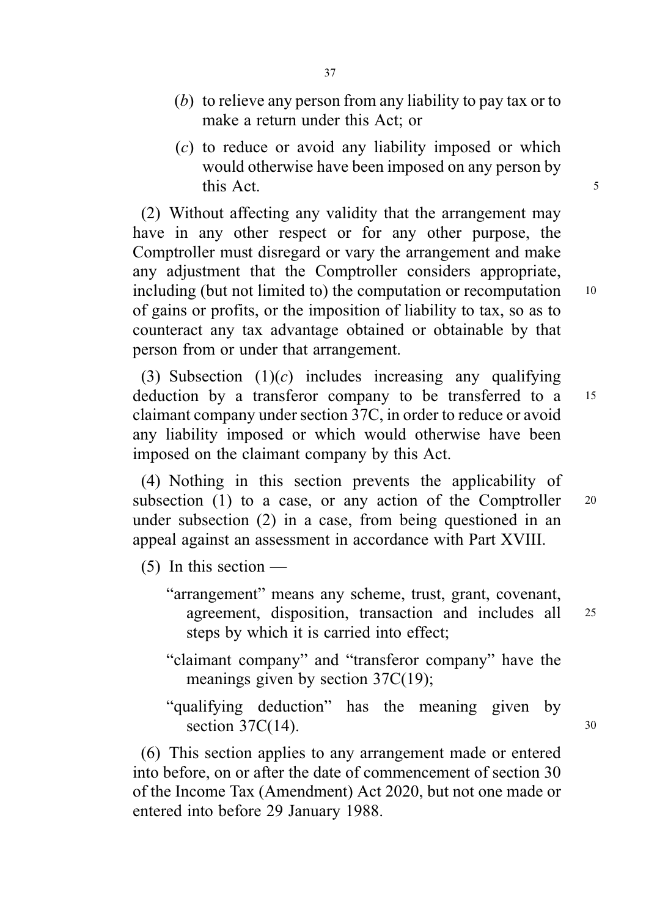(*b*) to relieve any person from any liability to pay tax or to make a return under this Act; or

(*c*) to reduce or avoid any liability imposed or which would otherwise have been imposed on any person by this Act.

(2) Without affecting any validity that the arrangement may have in any other respect or for any other purpose, the Comptroller must disregard or vary the arrangement and make any adjustment that the Comptroller considers appropriate, including (but not limited to) the computation or recomputation of gains or profits, or the imposition of liability to tax, so as to counteract any tax advantage obtained or obtainable by that person from or under that arrangement.

(3) Subsection (1)(*c*) includes increasing any qualifying deduction by a transferor company to be transferred to a claimant company under section 37C, in order to reduce or avoid any liability imposed or which would otherwise have been imposed on the claimant company by this Act.

(4) Nothing in this section prevents the applicability of subsection (1) to a case, or any action of the Comptroller under subsection (2) in a case, from being questioned in an appeal against an assessment in accordance with Part XVIII.

(5) In this section —

"arrangement" means any scheme, trust, grant, covenant, agreement, disposition, transaction and includes all steps by which it is carried into effect;

"claimant company" and "transferor company" have the meanings given by section 37C(19);

"qualifying deduction" has the meaning given by section 37C(14).

(6) This section applies to any arrangement made or entered into before, on or after the date of commencement of section 30 of the Income Tax (Amendment) Act 2020, but not one made or entered into before 29 January 1988.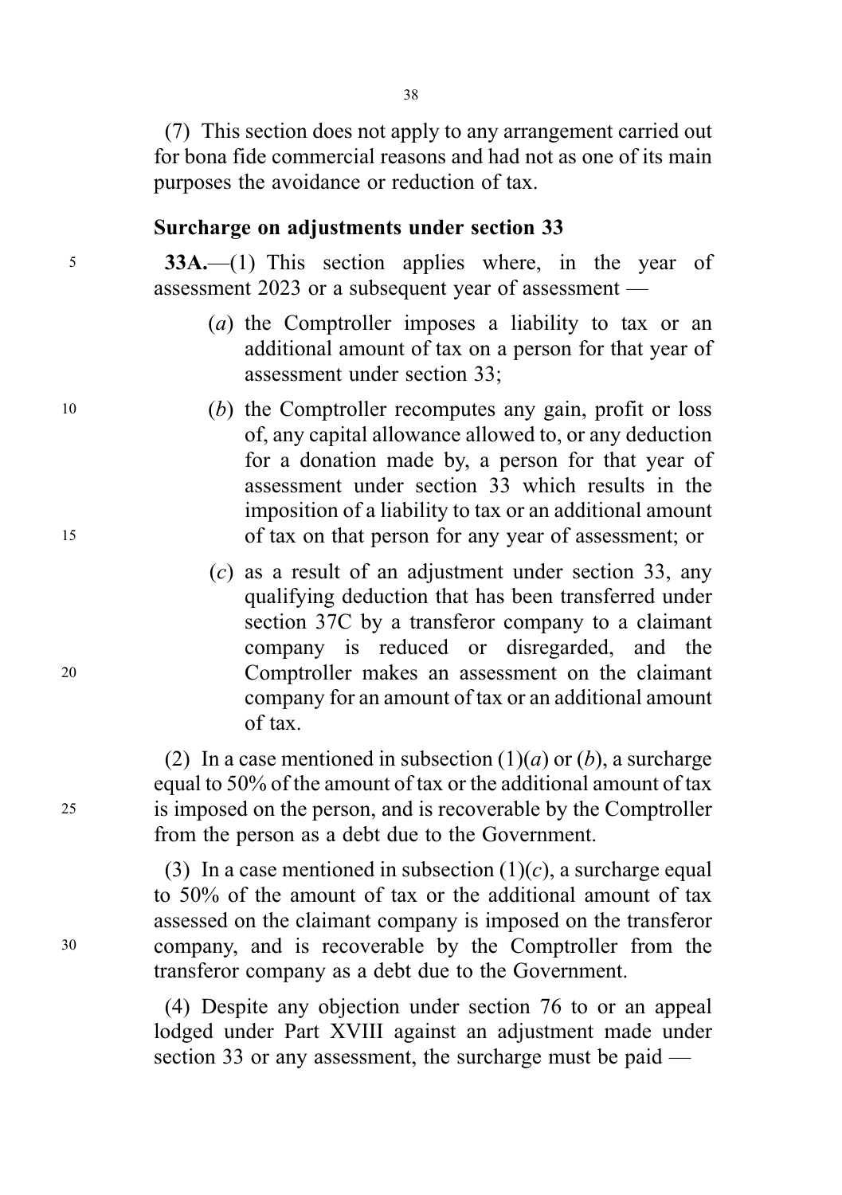(7) This section does not apply to any arrangement carried out for bona fide commercial reasons and had not as one of its main purposes the avoidance or reduction of tax.

**Surcharge on adjustments under section 33**

**33A.**—(1) This section applies where, in the year of assessment 2023 or a subsequent year of assessment —

(*a*) the Comptroller imposes a liability to tax or an additional amount of tax on a person for that year of assessment under section 33;

(*b*) the Comptroller recomputes any gain, profit or loss of, any capital allowance allowed to, or any deduction for a donation made by, a person for that year of assessment under section 33 which results in the imposition of a liability to tax or an additional amount of tax on that person for any year of assessment; or

(*c*) as a result of an adjustment under section 33, any qualifying deduction that has been transferred under section 37C by a transferor company to a claimant company is reduced or disregarded, and the Comptroller makes an assessment on the claimant company for an amount of tax or an additional amount of tax.

(2) In a case mentioned in subsection (1)(*a*) or (*b*), a surcharge equal to 50% of the amount of tax or the additional amount of tax is imposed on the person, and is recoverable by the Comptroller from the person as a debt due to the Government.

(3) In a case mentioned in subsection (1)(*c*), a surcharge equal to 50% of the amount of tax or the additional amount of tax assessed on the claimant company is imposed on the transferor company, and is recoverable by the Comptroller from the transferor company as a debt due to the Government.

(4) Despite any objection under section 76 to or an appeal lodged under Part XVIII against an adjustment made under section 33 or any assessment, the surcharge must be paid —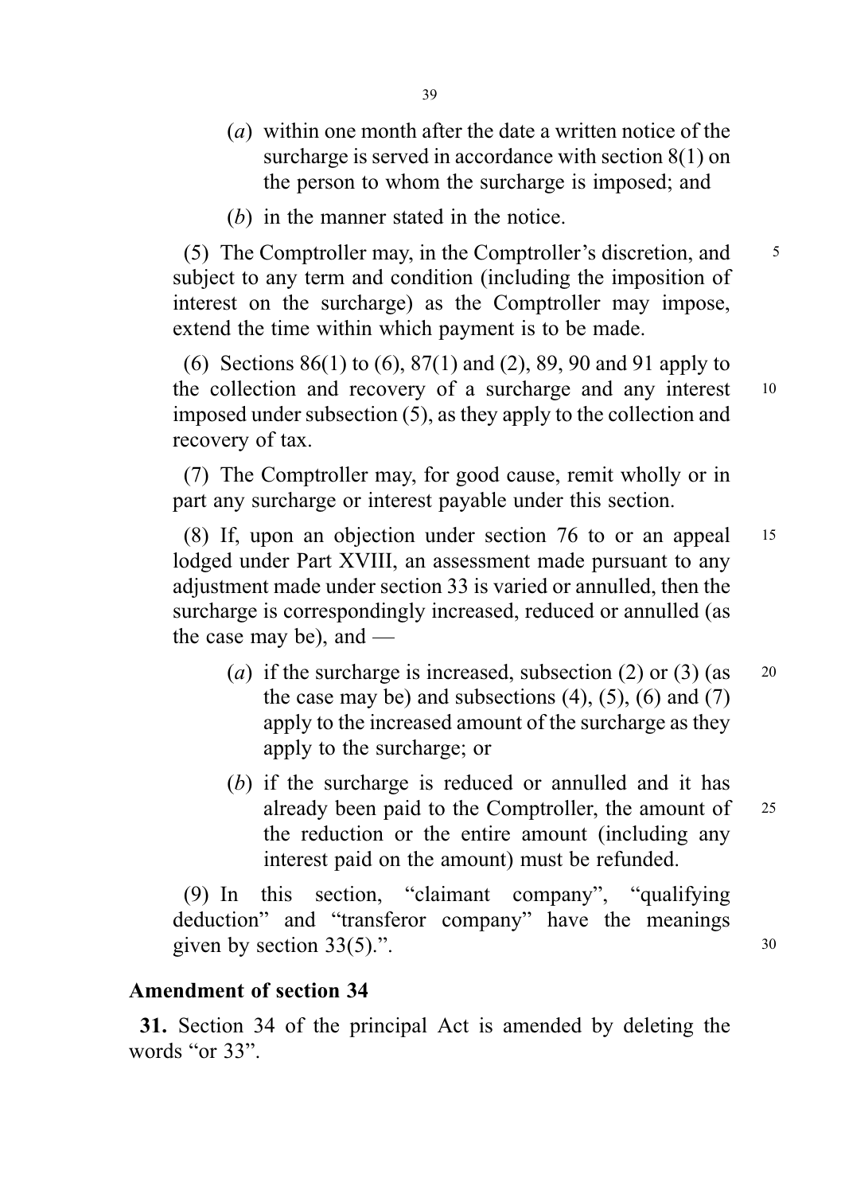(*a*) within one month after the date a written notice of the surcharge is served in accordance with section 8(1) on the person to whom the surcharge is imposed; and

(*b*) in the manner stated in the notice.

(5) The Comptroller may, in the Comptroller's discretion, and subject to any term and condition (including the imposition of interest on the surcharge) as the Comptroller may impose, extend the time within which payment is to be made.

(6) Sections 86(1) to (6), 87(1) and (2), 89, 90 and 91 apply to the collection and recovery of a surcharge and any interest imposed under subsection (5), as they apply to the collection and recovery of tax.

(7) The Comptroller may, for good cause, remit wholly or in part any surcharge or interest payable under this section.

(8) If, upon an objection under section 76 to or an appeal lodged under Part XVIII, an assessment made pursuant to any adjustment made under section 33 is varied or annulled, then the surcharge is correspondingly increased, reduced or annulled (as the case may be), and —

(*a*) if the surcharge is increased, subsection (2) or (3) (as the case may be) and subsections (4), (5), (6) and (7) apply to the increased amount of the surcharge as they apply to the surcharge; or

(*b*) if the surcharge is reduced or annulled and it has already been paid to the Comptroller, the amount of the reduction or the entire amount (including any interest paid on the amount) must be refunded.

(9) In this section, "claimant company", "qualifying deduction" and "transferor company" have the meanings given by section 33(5).".

### Amendment of section 34

**31.** Section 34 of the principal Act is amended by deleting the words "or 33".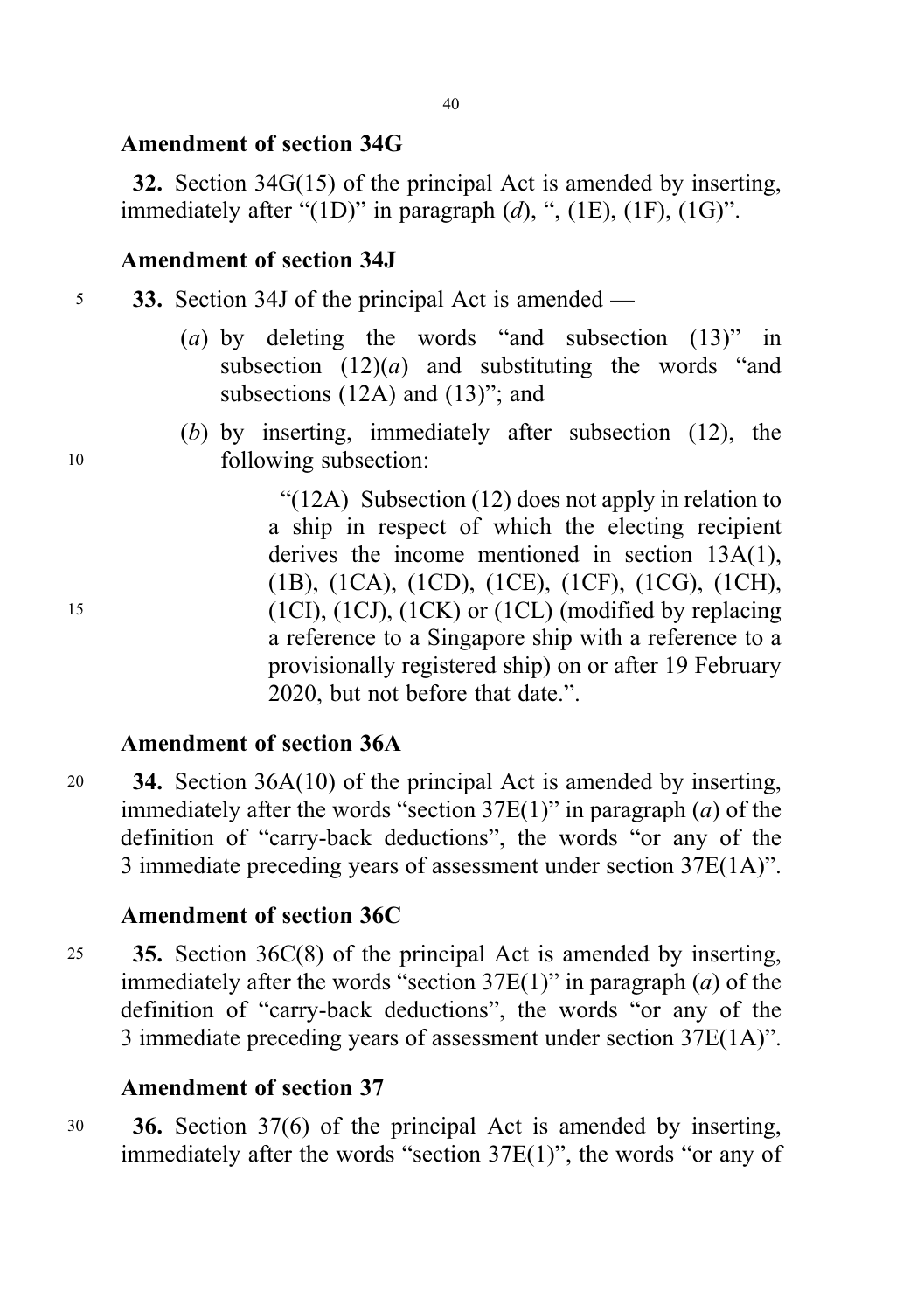### Amendment of section 34G

**32.** Section 34G(15) of the principal Act is amended by inserting, immediately after "(1D)" in paragraph (*d*), ", (1E), (1F), (1G)".

### Amendment of section 34J

**33.** Section 34J of the principal Act is amended —

(*a*) by deleting the words "and subsection (13)" in subsection (12)(*a*) and substituting the words "and subsections (12A) and (13)"; and

(*b*) by inserting, immediately after subsection (12), the following subsection:

"(12A) Subsection (12) does not apply in relation to a ship in respect of which the electing recipient derives the income mentioned in section 13A(1), (1B), (1CA), (1CD), (1CE), (1CF), (1CG), (1CH), (1CI), (1CJ), (1CK) or (1CL) (modified by replacing a reference to a Singapore ship with a reference to a provisionally registered ship) on or after 19 February 2020, but not before that date.".

### Amendment of section 36A

**34.** Section 36A(10) of the principal Act is amended by inserting, immediately after the words "section 37E(1)" in paragraph (*a*) of the definition of "carry-back deductions", the words "or any of the 3 immediate preceding years of assessment under section 37E(1A)".

### Amendment of section 36C

**35.** Section 36C(8) of the principal Act is amended by inserting, immediately after the words "section 37E(1)" in paragraph (*a*) of the definition of "carry-back deductions", the words "or any of the 3 immediate preceding years of assessment under section 37E(1A)".

### Amendment of section 37

**36.** Section 37(6) of the principal Act is amended by inserting, immediately after the words "section 37E(1)", the words "or any of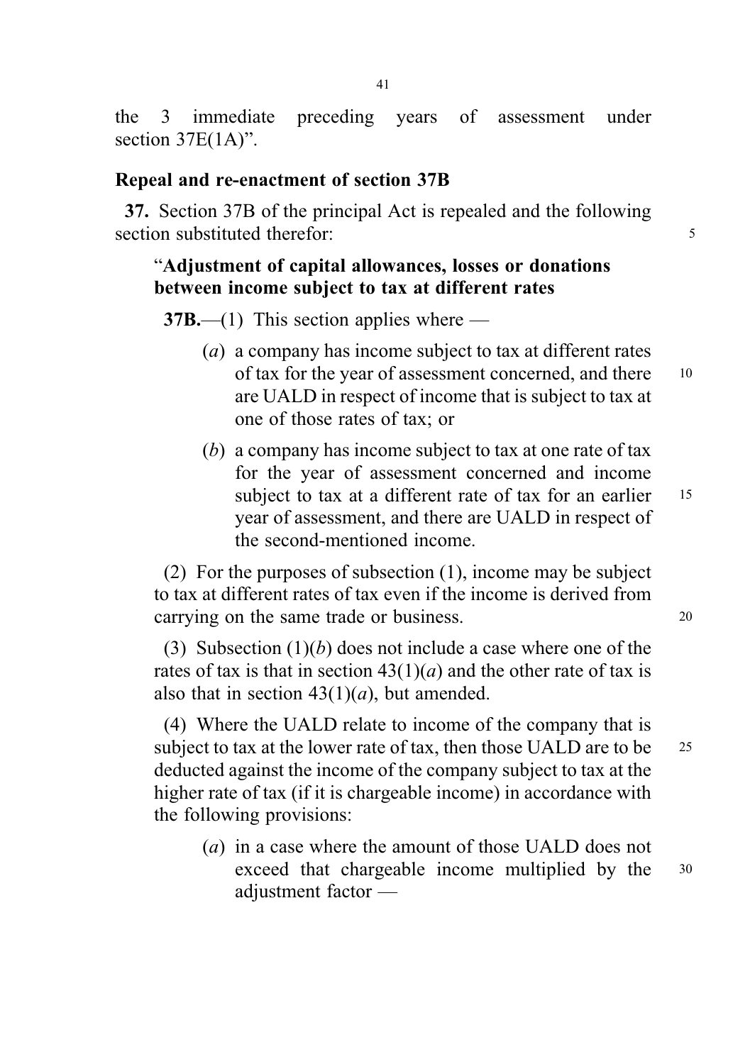the 3 immediate preceding years of assessment under section 37E(1A)".

### Repeal and re-enactment of section 37B

**37.** Section 37B of the principal Act is repealed and the following section substituted therefor:

"**Adjustment of capital allowances, losses or donations between income subject to tax at different rates**

**37B.**—(1) This section applies where —

(*a*) a company has income subject to tax at different rates of tax for the year of assessment concerned, and there are UALD in respect of income that is subject to tax at one of those rates of tax; or

(*b*) a company has income subject to tax at one rate of tax for the year of assessment concerned and income subject to tax at a different rate of tax for an earlier year of assessment, and there are UALD in respect of the second-mentioned income.

(2) For the purposes of subsection (1), income may be subject to tax at different rates of tax even if the income is derived from carrying on the same trade or business.

(3) Subsection (1)(*b*) does not include a case where one of the rates of tax is that in section 43(1)(*a*) and the other rate of tax is also that in section 43(1)(*a*), but amended.

(4) Where the UALD relate to income of the company that is subject to tax at the lower rate of tax, then those UALD are to be deducted against the income of the company subject to tax at the higher rate of tax (if it is chargeable income) in accordance with the following provisions:

(*a*) in a case where the amount of those UALD does not exceed that chargeable income multiplied by the adjustment factor —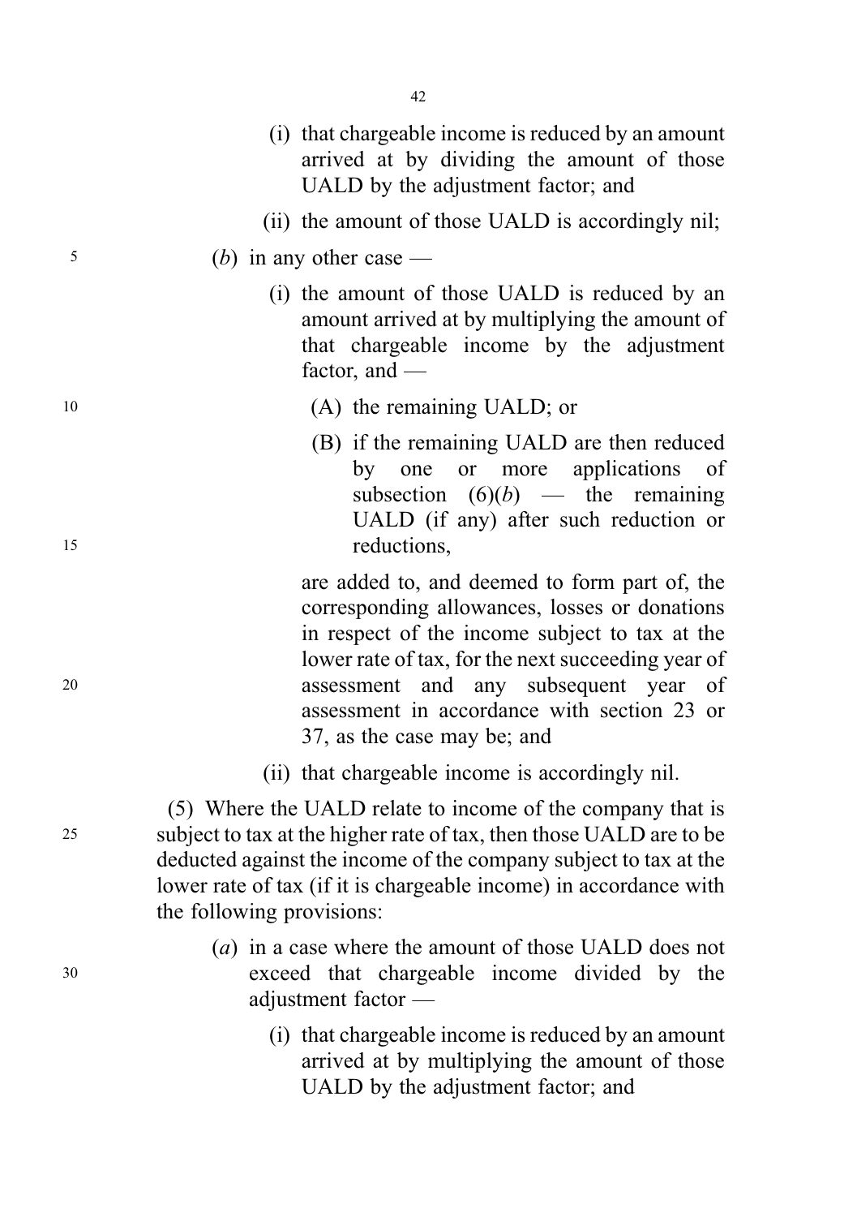(i) that chargeable income is reduced by an amount arrived at by dividing the amount of those UALD by the adjustment factor; and

(ii) the amount of those UALD is accordingly nil;

(*b*) in any other case —

(i) the amount of those UALD is reduced by an amount arrived at by multiplying the amount of that chargeable income by the adjustment factor, and —

(A) the remaining UALD; or

(B) if the remaining UALD are then reduced by one or more applications of subsection (6)(*b*) — the remaining UALD (if any) after such reduction or reductions,

are added to, and deemed to form part of, the corresponding allowances, losses or donations in respect of the income subject to tax at the lower rate of tax, for the next succeeding year of assessment and any subsequent year of assessment in accordance with section 23 or 37, as the case may be; and

(ii) that chargeable income is accordingly nil.

(5) Where the UALD relate to income of the company that is subject to tax at the higher rate of tax, then those UALD are to be deducted against the income of the company subject to tax at the lower rate of tax (if it is chargeable income) in accordance with the following provisions:

(*a*) in a case where the amount of those UALD does not exceed that chargeable income divided by the adjustment factor —

(i) that chargeable income is reduced by an amount arrived at by multiplying the amount of those UALD by the adjustment factor; and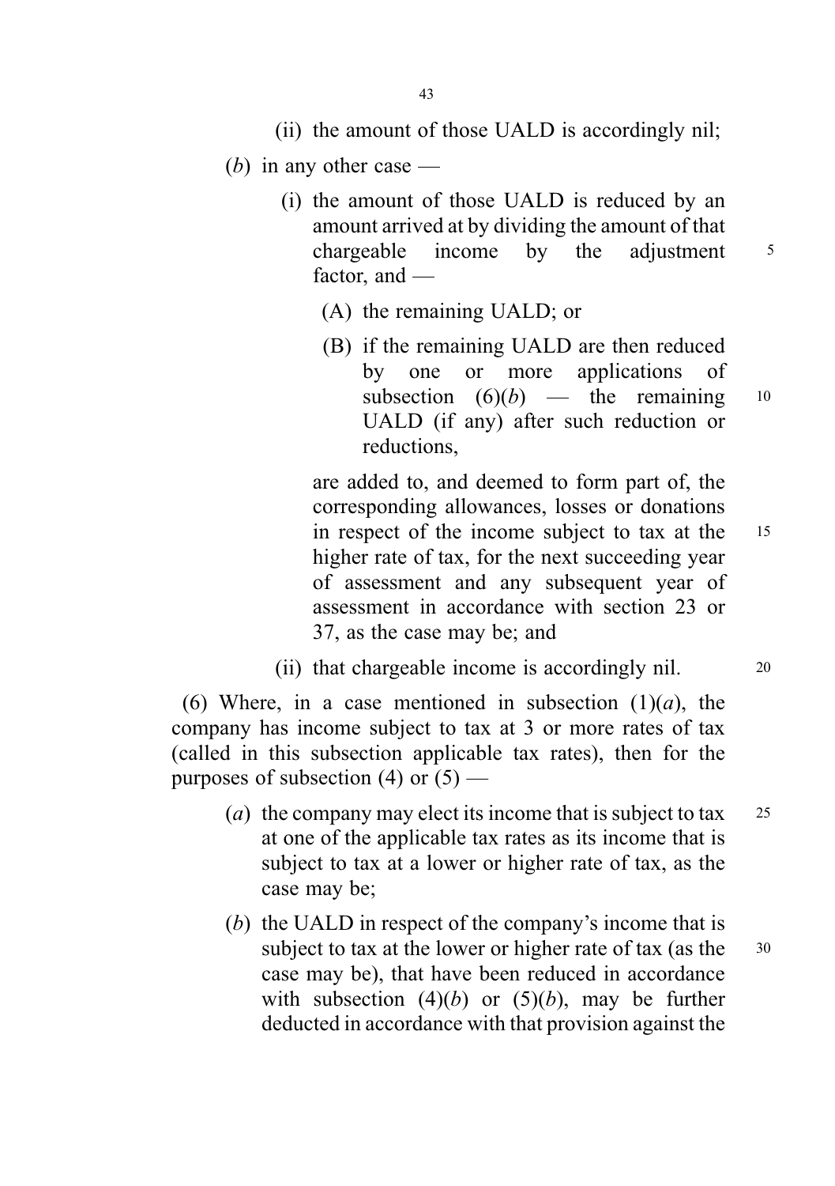(ii) the amount of those UALD is accordingly nil;

(*b*) in any other case —

(i) the amount of those UALD is reduced by an amount arrived at by dividing the amount of that chargeable income by the adjustment factor, and —

(A) the remaining UALD; or

(B) if the remaining UALD are then reduced by one or more applications of subsection (6)(*b*) — the remaining UALD (if any) after such reduction or reductions,

are added to, and deemed to form part of, the corresponding allowances, losses or donations in respect of the income subject to tax at the higher rate of tax, for the next succeeding year of assessment and any subsequent year of assessment in accordance with section 23 or 37, as the case may be; and

(ii) that chargeable income is accordingly nil.

(6) Where, in a case mentioned in subsection (1)(*a*), the company has income subject to tax at 3 or more rates of tax (called in this subsection applicable tax rates), then for the purposes of subsection (4) or (5) —

(*a*) the company may elect its income that is subject to tax at one of the applicable tax rates as its income that is subject to tax at a lower or higher rate of tax, as the case may be;

(*b*) the UALD in respect of the company's income that is subject to tax at the lower or higher rate of tax (as the case may be), that have been reduced in accordance with subsection (4)(*b*) or (5)(*b*), may be further deducted in accordance with that provision against the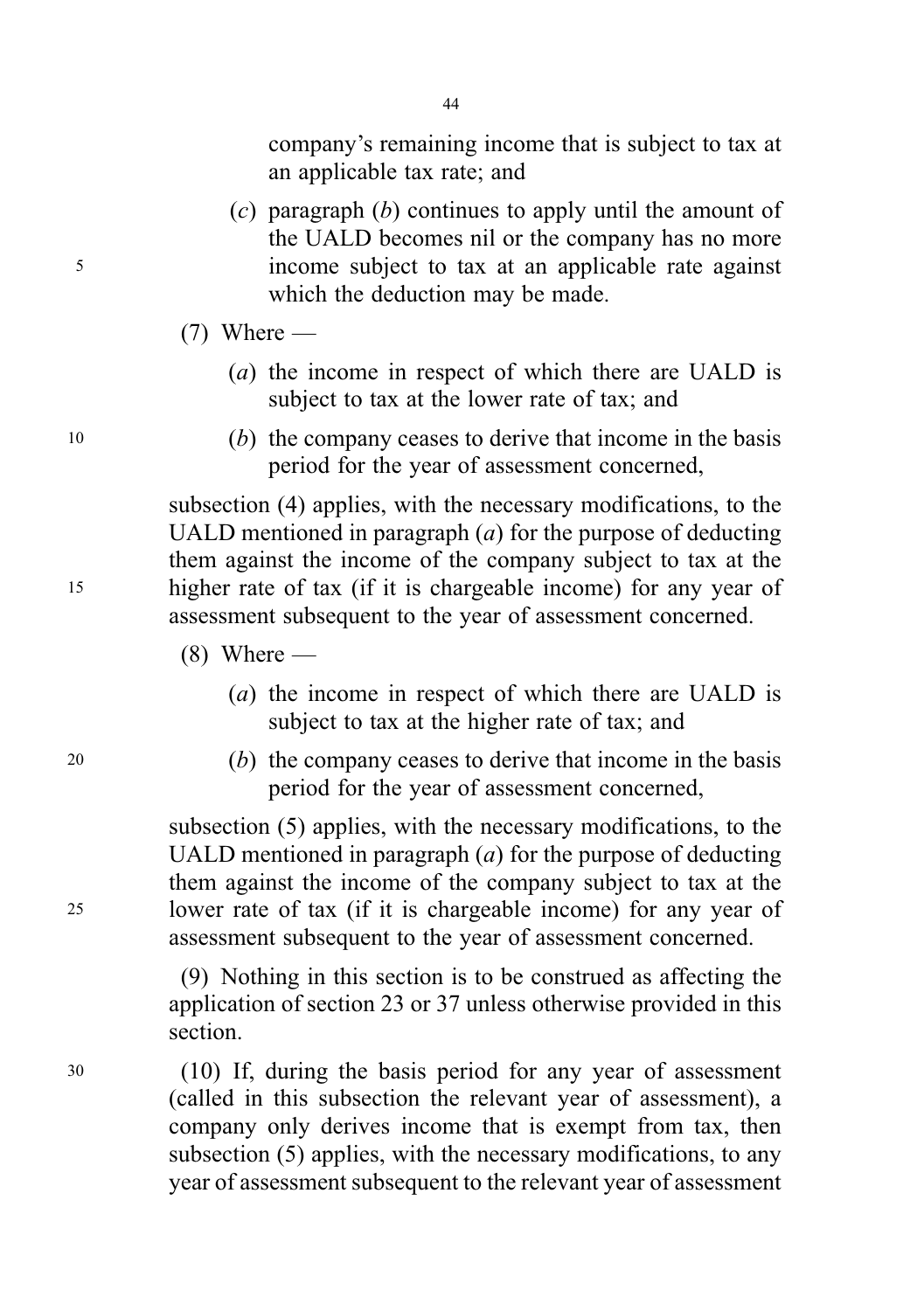company's remaining income that is subject to tax at an applicable tax rate; and

(*c*) paragraph (*b*) continues to apply until the amount of the UALD becomes nil or the company has no more income subject to tax at an applicable rate against which the deduction may be made.

(7) Where —

(*a*) the income in respect of which there are UALD is subject to tax at the lower rate of tax; and

(*b*) the company ceases to derive that income in the basis period for the year of assessment concerned,

subsection (4) applies, with the necessary modifications, to the UALD mentioned in paragraph (*a*) for the purpose of deducting them against the income of the company subject to tax at the higher rate of tax (if it is chargeable income) for any year of assessment subsequent to the year of assessment concerned.

(8) Where —

(*a*) the income in respect of which there are UALD is subject to tax at the higher rate of tax; and

(*b*) the company ceases to derive that income in the basis period for the year of assessment concerned,

subsection (5) applies, with the necessary modifications, to the UALD mentioned in paragraph (*a*) for the purpose of deducting them against the income of the company subject to tax at the lower rate of tax (if it is chargeable income) for any year of assessment subsequent to the year of assessment concerned.

(9) Nothing in this section is to be construed as affecting the application of section 23 or 37 unless otherwise provided in this section.

(10) If, during the basis period for any year of assessment (called in this subsection the relevant year of assessment), a company only derives income that is exempt from tax, then subsection (5) applies, with the necessary modifications, to any year of assessment subsequent to the relevant year of assessment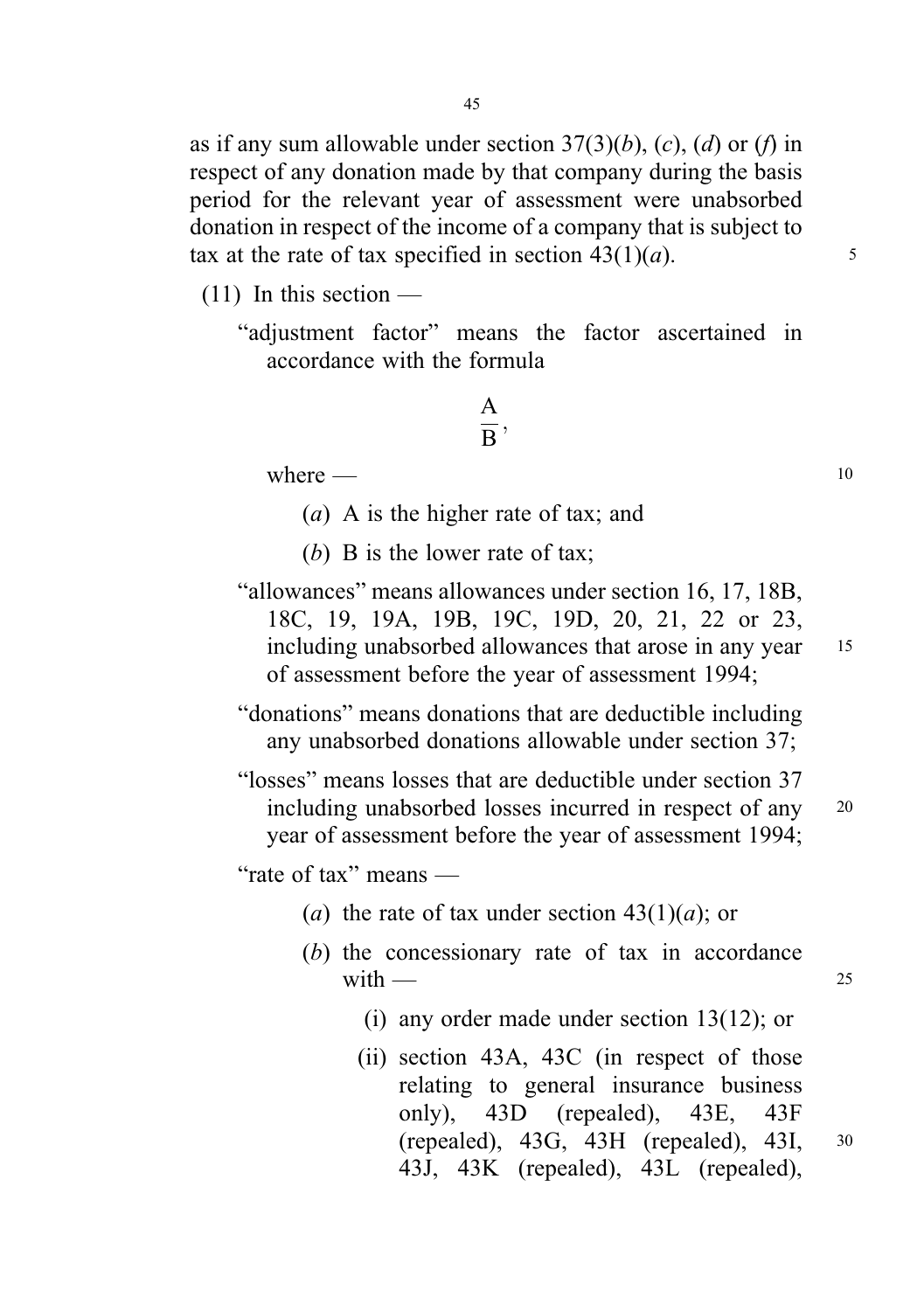as if any sum allowable under section 37(3)(*b*), (*c*), (*d*) or (*f*) in respect of any donation made by that company during the basis period for the relevant year of assessment were unabsorbed donation in respect of the income of a company that is subject to tax at the rate of tax specified in section 43(1)(*a*).

(11) In this section —

"adjustment factor" means the factor ascertained in accordance with the formula

$$\frac{A}{B},$$

where —

(*a*) A is the higher rate of tax; and

(*b*) B is the lower rate of tax;

"allowances" means allowances under section 16, 17, 18B, 18C, 19, 19A, 19B, 19C, 19D, 20, 21, 22 or 23, including unabsorbed allowances that arose in any year of assessment before the year of assessment 1994;

"donations" means donations that are deductible including any unabsorbed donations allowable under section 37;

"losses" means losses that are deductible under section 37 including unabsorbed losses incurred in respect of any year of assessment before the year of assessment 1994;

"rate of tax" means —

(*a*) the rate of tax under section 43(1)(*a*); or

(*b*) the concessionary rate of tax in accordance with —

(i) any order made under section 13(12); or

(ii) section 43A, 43C (in respect of those relating to general insurance business only), 43D (repealed), 43E, 43F (repealed), 43G, 43H (repealed), 43I, 43J, 43K (repealed), 43L (repealed),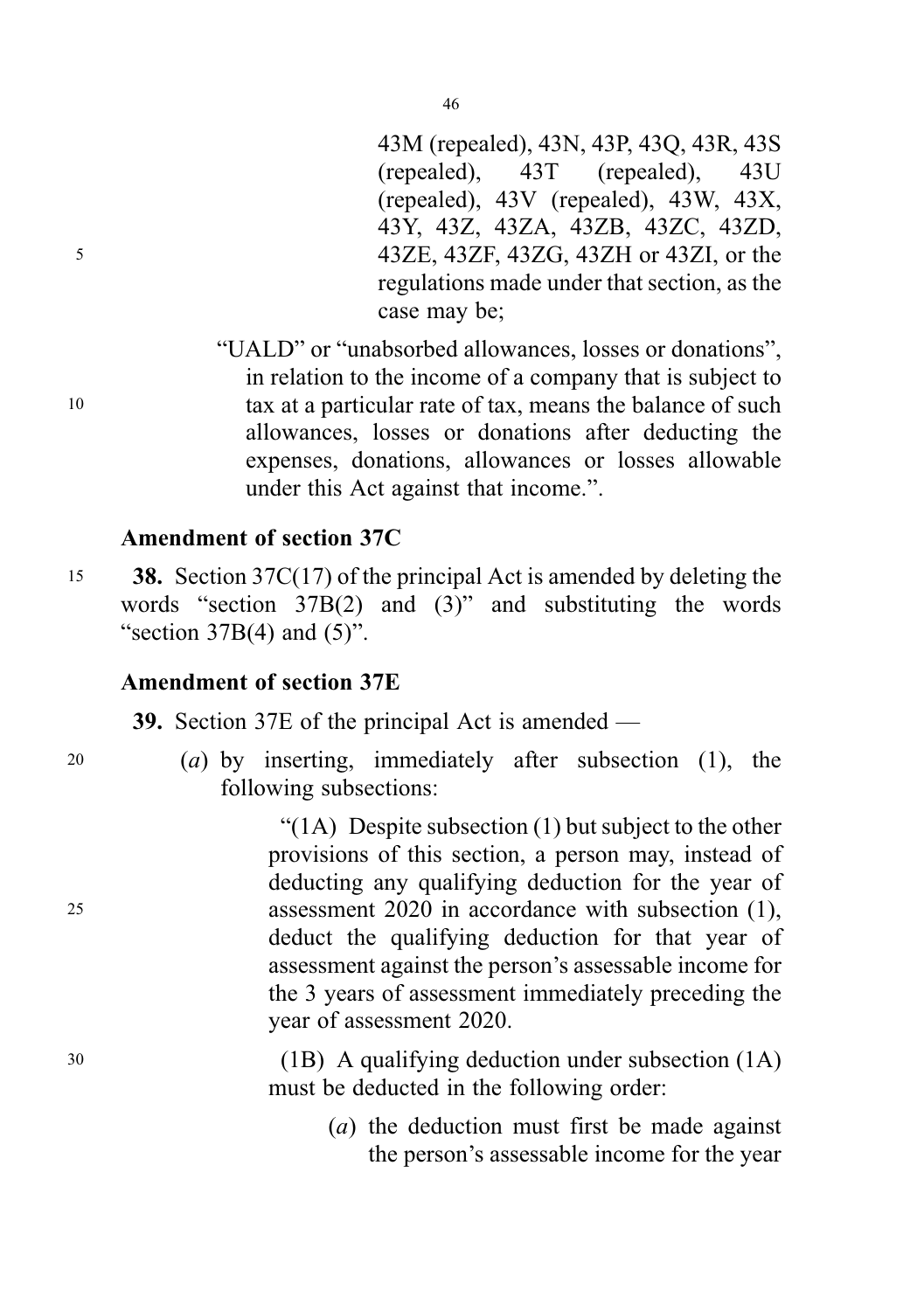43M (repealed), 43N, 43P, 43Q, 43R, 43S (repealed), 43T (repealed), 43U (repealed), 43V (repealed), 43W, 43X, 43Y, 43Z, 43ZA, 43ZB, 43ZC, 43ZD, 43ZE, 43ZF, 43ZG, 43ZH or 43ZI, or the regulations made under that section, as the case may be;

"UALD" or "unabsorbed allowances, losses or donations", in relation to the income of a company that is subject to tax at a particular rate of tax, means the balance of such allowances, losses or donations after deducting the expenses, donations, allowances or losses allowable under this Act against that income.".

### Amendment of section 37C

**38.** Section 37C(17) of the principal Act is amended by deleting the words "section 37B(2) and (3)" and substituting the words "section 37B(4) and (5)".

### Amendment of section 37E

**39.** Section 37E of the principal Act is amended —

(*a*) by inserting, immediately after subsection (1), the following subsections:

"(1A) Despite subsection (1) but subject to the other provisions of this section, a person may, instead of deducting any qualifying deduction for the year of assessment 2020 in accordance with subsection (1), deduct the qualifying deduction for that year of assessment against the person's assessable income for the 3 years of assessment immediately preceding the year of assessment 2020.

(1B) A qualifying deduction under subsection (1A) must be deducted in the following order:

(*a*) the deduction must first be made against the person's assessable income for the year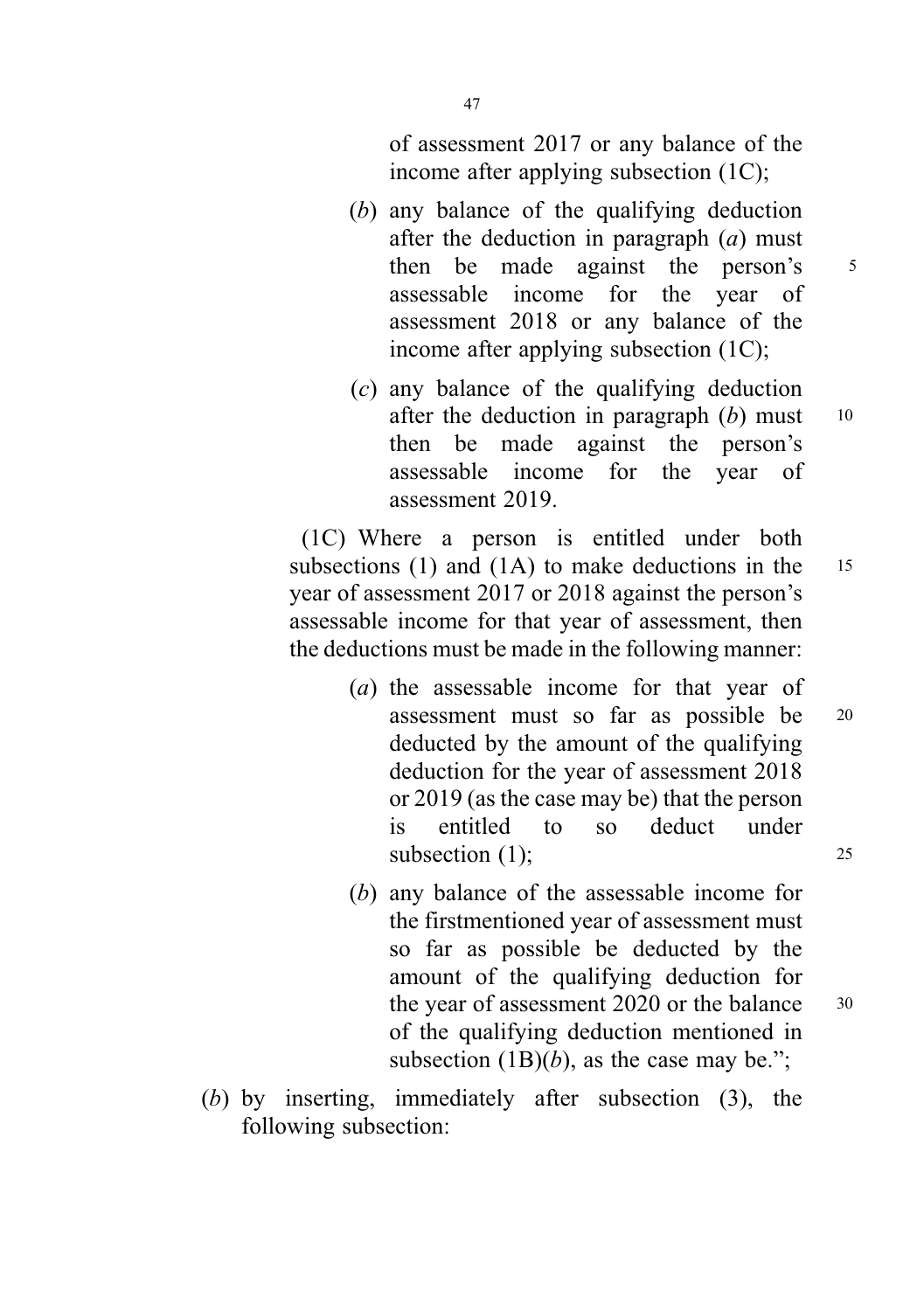of assessment 2017 or any balance of the income after applying subsection (1C);

(*b*) any balance of the qualifying deduction after the deduction in paragraph (*a*) must then be made against the person's assessable income for the year of assessment 2018 or any balance of the income after applying subsection (1C);

(*c*) any balance of the qualifying deduction after the deduction in paragraph (*b*) must then be made against the person's assessable income for the year of assessment 2019.

(1C) Where a person is entitled under both subsections (1) and (1A) to make deductions in the year of assessment 2017 or 2018 against the person's assessable income for that year of assessment, then the deductions must be made in the following manner:

(*a*) the assessable income for that year of assessment must so far as possible be deducted by the amount of the qualifying deduction for the year of assessment 2018 or 2019 (as the case may be) that the person is entitled to so deduct under subsection (1);

(*b*) any balance of the assessable income for the firstmentioned year of assessment must so far as possible be deducted by the amount of the qualifying deduction for the year of assessment 2020 or the balance of the qualifying deduction mentioned in subsection (1B)(*b*), as the case may be.";

(*b*) by inserting, immediately after subsection (3), the following subsection: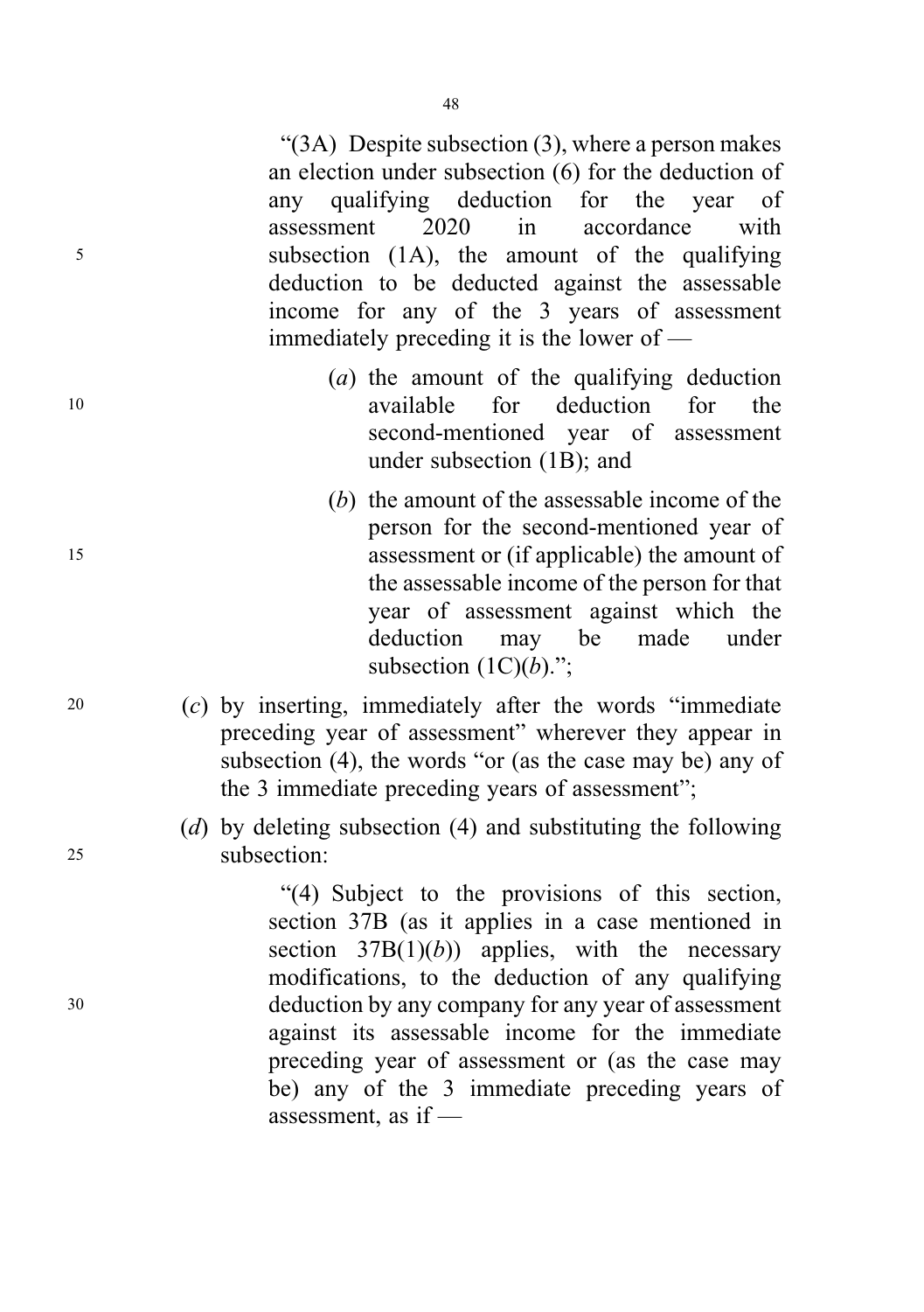"(3A) Despite subsection (3), where a person makes an election under subsection (6) for the deduction of any qualifying deduction for the year of assessment 2020 in accordance with subsection (1A), the amount of the qualifying deduction to be deducted against the assessable income for any of the 3 years of assessment immediately preceding it is the lower of —

(*a*) the amount of the qualifying deduction available for deduction for the second-mentioned year of assessment under subsection (1B); and

(*b*) the amount of the assessable income of the person for the second-mentioned year of assessment or (if applicable) the amount of the assessable income of the person for that year of assessment against which the deduction may be made under subsection (1C)(*b*).";

(*c*) by inserting, immediately after the words "immediate preceding year of assessment" wherever they appear in subsection (4), the words "or (as the case may be) any of the 3 immediate preceding years of assessment";

(*d*) by deleting subsection (4) and substituting the following subsection:

"(4) Subject to the provisions of this section, section 37B (as it applies in a case mentioned in section 37B(1)(*b*)) applies, with the necessary modifications, to the deduction of any qualifying deduction by any company for any year of assessment against its assessable income for the immediate preceding year of assessment or (as the case may be) any of the 3 immediate preceding years of assessment, as if —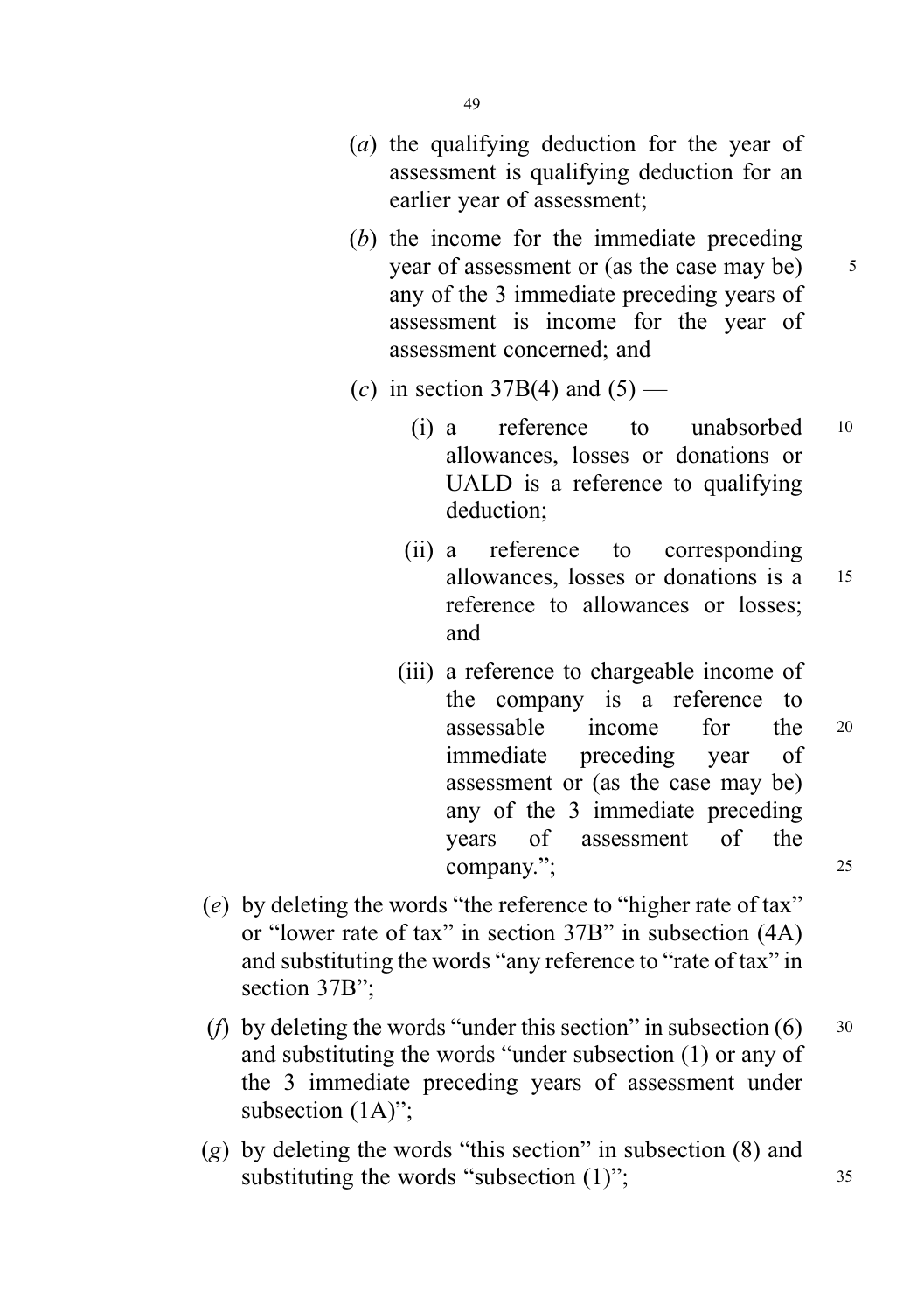(*a*) the qualifying deduction for the year of assessment is qualifying deduction for an earlier year of assessment;

(*b*) the income for the immediate preceding year of assessment or (as the case may be) any of the 3 immediate preceding years of assessment is income for the year of assessment concerned; and

(*c*) in section 37B(4) and (5) —

(i) a reference to unabsorbed allowances, losses or donations or UALD is a reference to qualifying deduction;

(ii) a reference to corresponding allowances, losses or donations is a reference to allowances or losses; and

(iii) a reference to chargeable income of the company is a reference to assessable income for the immediate preceding year of assessment or (as the case may be) any of the 3 immediate preceding years of assessment of the company.";

(*e*) by deleting the words "the reference to "higher rate of tax" or "lower rate of tax" in section 37B" in subsection (4A) and substituting the words "any reference to "rate of tax" in section 37B";

(*f*) by deleting the words "under this section" in subsection (6) and substituting the words "under subsection (1) or any of the 3 immediate preceding years of assessment under subsection (1A)";

(*g*) by deleting the words "this section" in subsection (8) and substituting the words "subsection (1)";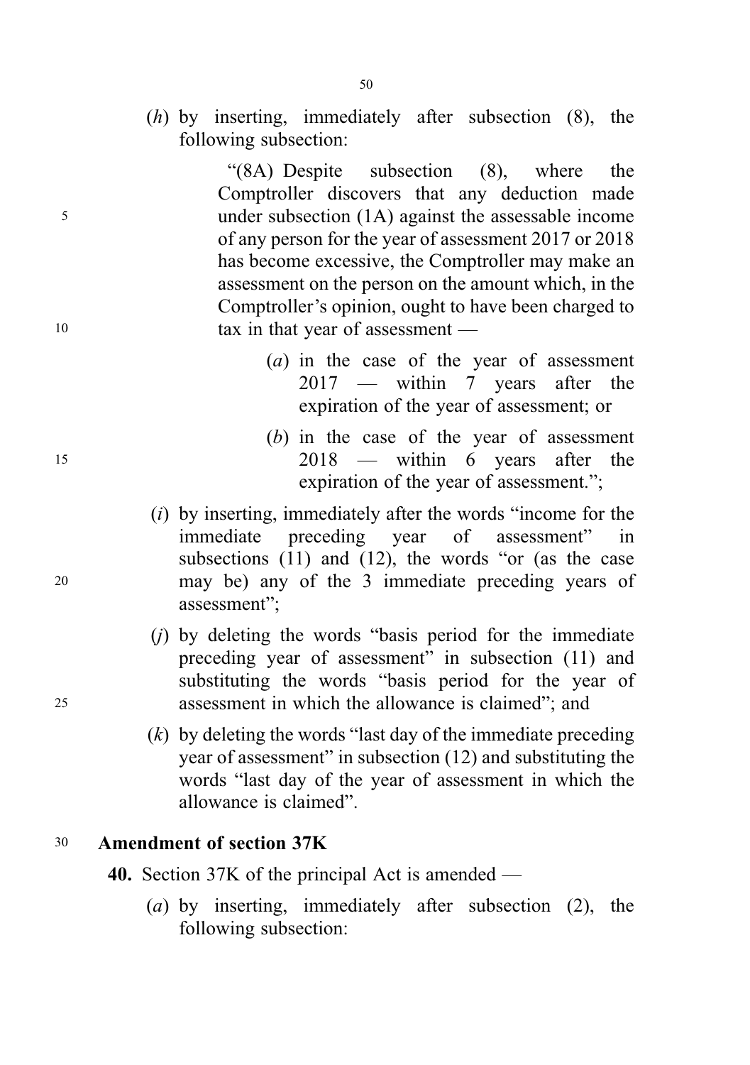(*h*) by inserting, immediately after subsection (8), the following subsection:

"(8A) Despite subsection (8), where the Comptroller discovers that any deduction made under subsection (1A) against the assessable income of any person for the year of assessment 2017 or 2018 has become excessive, the Comptroller may make an assessment on the person on the amount which, in the Comptroller's opinion, ought to have been charged to tax in that year of assessment —

(*a*) in the case of the year of assessment 2017 — within 7 years after the expiration of the year of assessment; or

(*b*) in the case of the year of assessment 2018 — within 6 years after the expiration of the year of assessment.";

(*i*) by inserting, immediately after the words "income for the immediate preceding year of assessment" in subsections (11) and (12), the words "or (as the case may be) any of the 3 immediate preceding years of assessment";

(*j*) by deleting the words "basis period for the immediate preceding year of assessment" in subsection (11) and substituting the words "basis period for the year of assessment in which the allowance is claimed"; and

(*k*) by deleting the words "last day of the immediate preceding year of assessment" in subsection (12) and substituting the words "last day of the year of assessment in which the allowance is claimed".

**Amendment of section 37K**

**40.** Section 37K of the principal Act is amended —

(*a*) by inserting, immediately after subsection (2), the following subsection: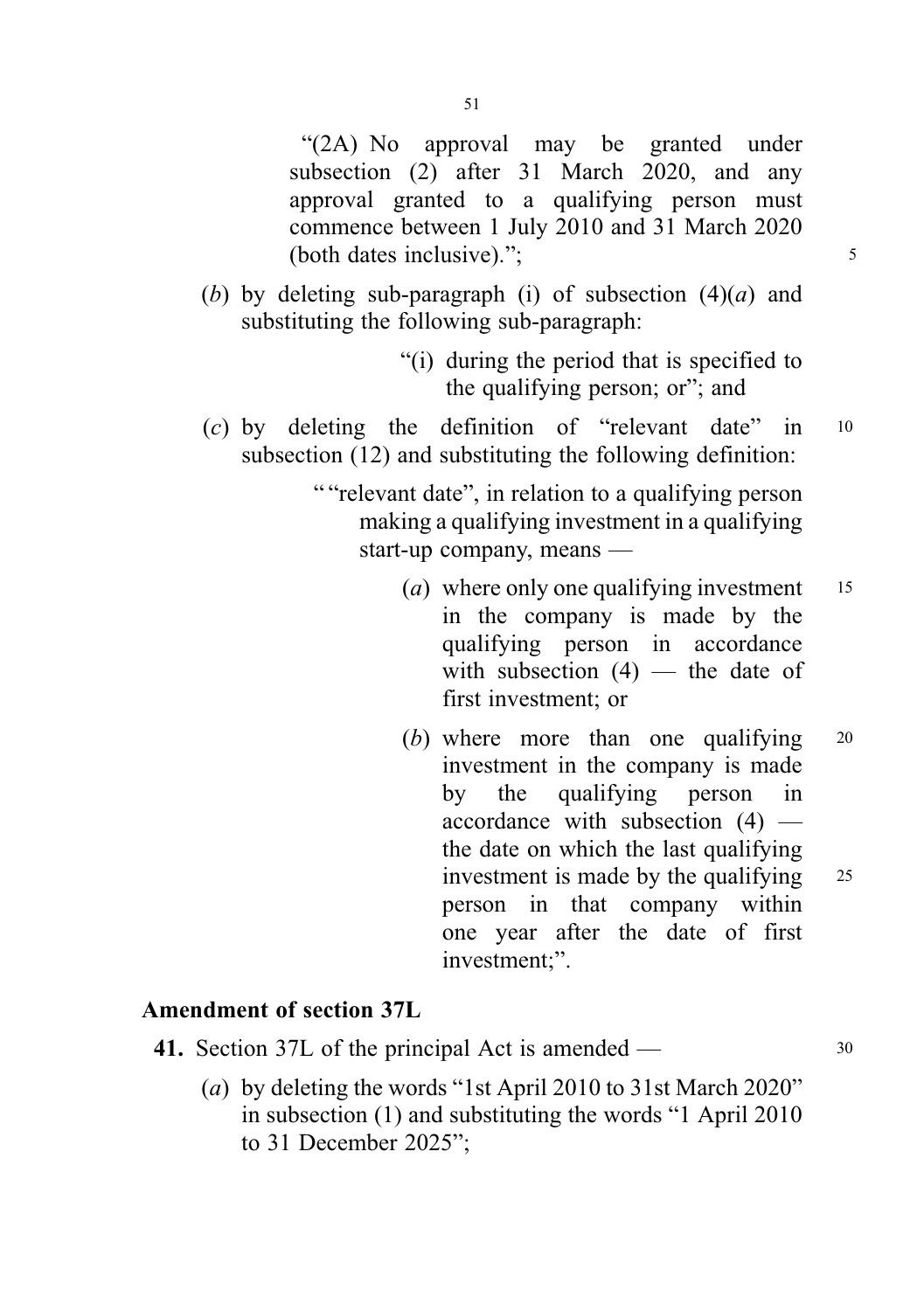"(2A) No approval may be granted under subsection (2) after 31 March 2020, and any approval granted to a qualifying person must commence between 1 July 2010 and 31 March 2020 (both dates inclusive).";

(*b*) by deleting sub-paragraph (i) of subsection (4)(*a*) and substituting the following sub-paragraph:

> "(i) during the period that is specified to the qualifying person; or"; and

(*c*) by deleting the definition of "relevant date" in subsection (12) and substituting the following definition:

> ""relevant date", in relation to a qualifying person making a qualifying investment in a qualifying start-up company, means —
>
> (*a*) where only one qualifying investment in the company is made by the qualifying person in accordance with subsection (4) — the date of first investment; or
>
> (*b*) where more than one qualifying investment in the company is made by the qualifying person in accordance with subsection (4) — the date on which the last qualifying investment is made by the qualifying person in that company within one year after the date of first investment;".

**Amendment of section 37L**

**41.** Section 37L of the principal Act is amended —

(*a*) by deleting the words "1st April 2010 to 31st March 2020" in subsection (1) and substituting the words "1 April 2010 to 31 December 2025";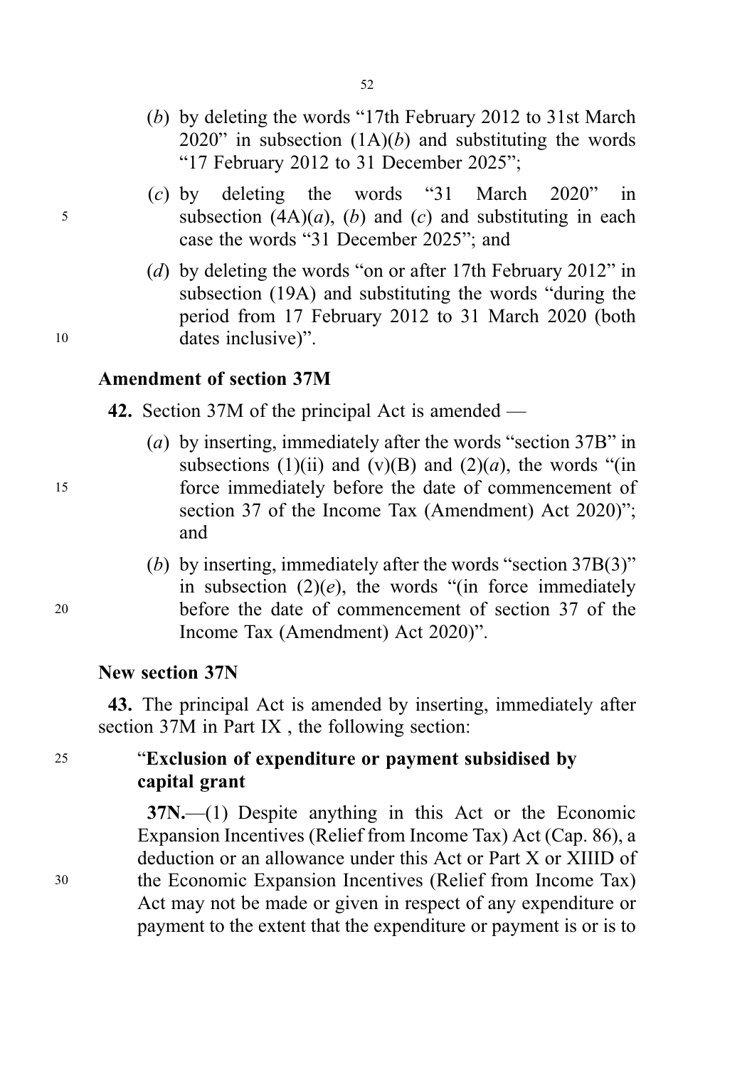(*b*) by deleting the words "17th February 2012 to 31st March 2020" in subsection (1A)(*b*) and substituting the words "17 February 2012 to 31 December 2025";

(*c*) by deleting the words "31 March 2020" in subsection (4A)(*a*), (*b*) and (*c*) and substituting in each case the words "31 December 2025"; and

(*d*) by deleting the words "on or after 17th February 2012" in subsection (19A) and substituting the words "during the period from 17 February 2012 to 31 March 2020 (both dates inclusive)".

**Amendment of section 37M**

**42.** Section 37M of the principal Act is amended —

(*a*) by inserting, immediately after the words "section 37B" in subsections (1)(ii) and (v)(B) and (2)(*a*), the words "(in force immediately before the date of commencement of section 37 of the Income Tax (Amendment) Act 2020)"; and

(*b*) by inserting, immediately after the words "section 37B(3)" in subsection (2)(*e*), the words "(in force immediately before the date of commencement of section 37 of the Income Tax (Amendment) Act 2020)".

**New section 37N**

**43.** The principal Act is amended by inserting, immediately after section 37M in Part IX , the following section:

"**Exclusion of expenditure or payment subsidised by capital grant**

**37N.**—(1) Despite anything in this Act or the Economic Expansion Incentives (Relief from Income Tax) Act (Cap. 86), a deduction or an allowance under this Act or Part X or XIIID of the Economic Expansion Incentives (Relief from Income Tax) Act may not be made or given in respect of any expenditure or payment to the extent that the expenditure or payment is or is to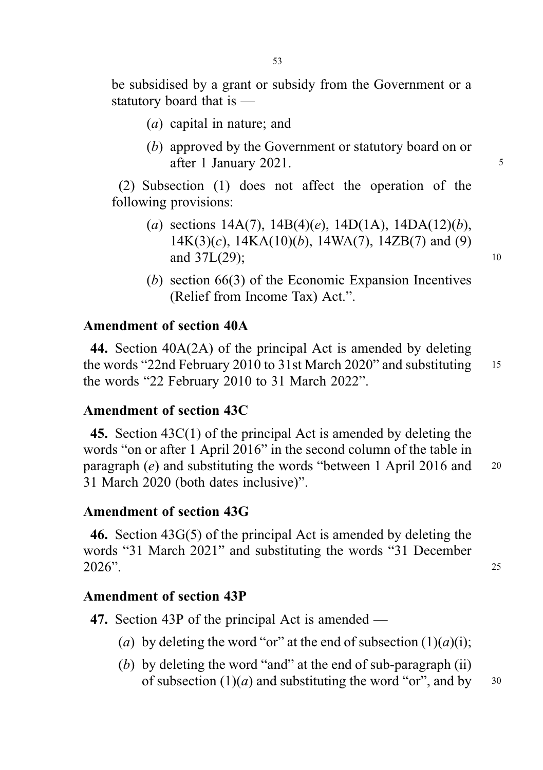be subsidised by a grant or subsidy from the Government or a statutory board that is —

(*a*) capital in nature; and

(*b*) approved by the Government or statutory board on or after 1 January 2021.

(2) Subsection (1) does not affect the operation of the following provisions:

(*a*) sections 14A(7), 14B(4)(*e*), 14D(1A), 14DA(12)(*b*), 14K(3)(*c*), 14KA(10)(*b*), 14WA(7), 14ZB(7) and (9) and 37L(29);

(*b*) section 66(3) of the Economic Expansion Incentives (Relief from Income Tax) Act.".

### Amendment of section 40A

**44.** Section 40A(2A) of the principal Act is amended by deleting the words "22nd February 2010 to 31st March 2020" and substituting the words "22 February 2010 to 31 March 2022".

### Amendment of section 43C

**45.** Section 43C(1) of the principal Act is amended by deleting the words "on or after 1 April 2016" in the second column of the table in paragraph (*e*) and substituting the words "between 1 April 2016 and 31 March 2020 (both dates inclusive)".

### Amendment of section 43G

**46.** Section 43G(5) of the principal Act is amended by deleting the words "31 March 2021" and substituting the words "31 December 2026".

### Amendment of section 43P

**47.** Section 43P of the principal Act is amended —

(*a*) by deleting the word "or" at the end of subsection (1)(*a*)(i);

(*b*) by deleting the word "and" at the end of sub-paragraph (ii) of subsection (1)(*a*) and substituting the word "or", and by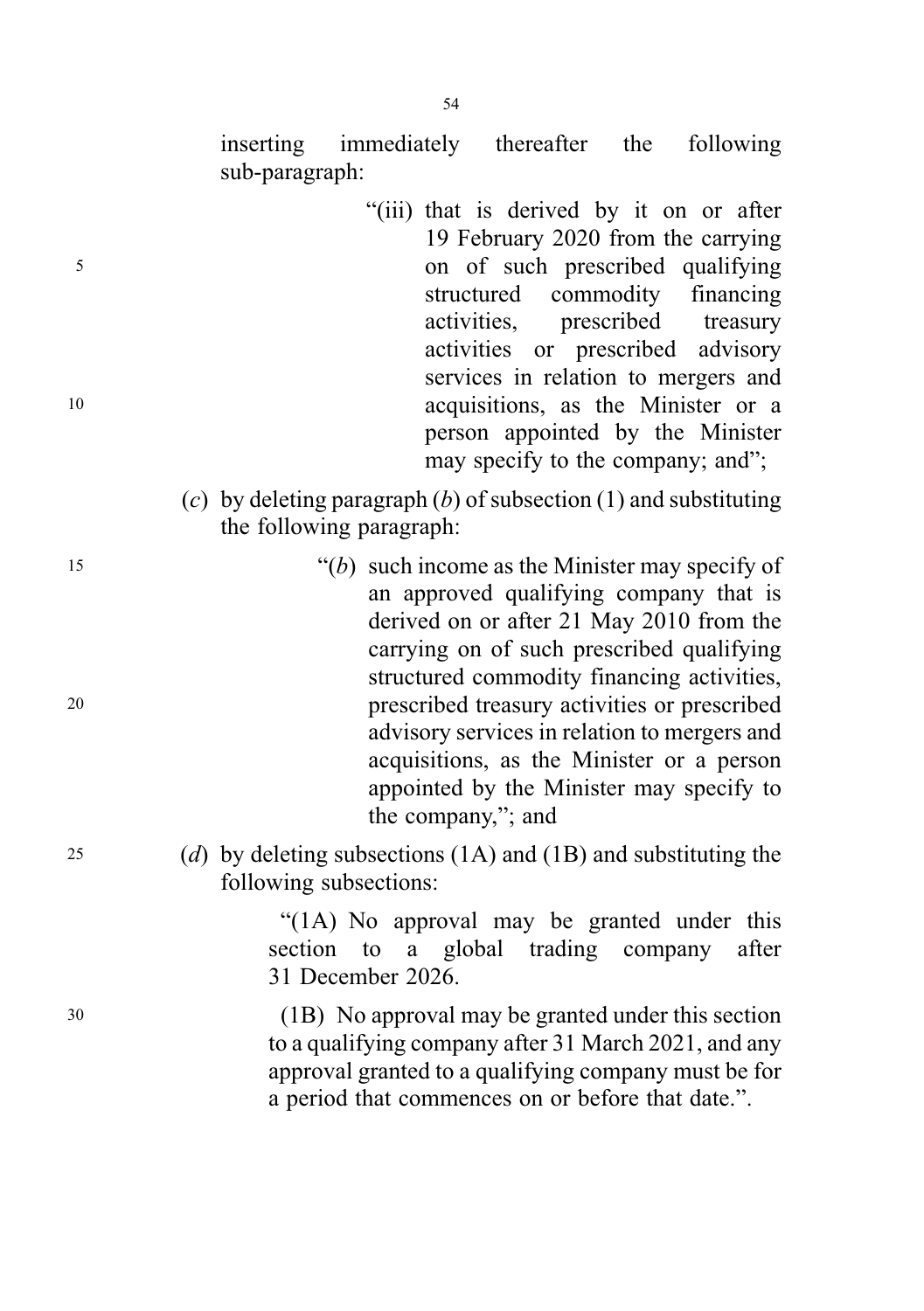inserting immediately thereafter the following sub-paragraph:

> "(iii) that is derived by it on or after 19 February 2020 from the carrying on of such prescribed qualifying structured commodity financing activities, prescribed treasury activities or prescribed advisory services in relation to mergers and acquisitions, as the Minister or a person appointed by the Minister may specify to the company; and";

(*c*) by deleting paragraph (*b*) of subsection (1) and substituting the following paragraph:

> "(*b*) such income as the Minister may specify of an approved qualifying company that is derived on or after 21 May 2010 from the carrying on of such prescribed qualifying structured commodity financing activities, prescribed treasury activities or prescribed advisory services in relation to mergers and acquisitions, as the Minister or a person appointed by the Minister may specify to the company,"; and

(*d*) by deleting subsections (1A) and (1B) and substituting the following subsections:

> "(1A) No approval may be granted under this section to a global trading company after 31 December 2026.
>
> (1B) No approval may be granted under this section to a qualifying company after 31 March 2021, and any approval granted to a qualifying company must be for a period that commences on or before that date.".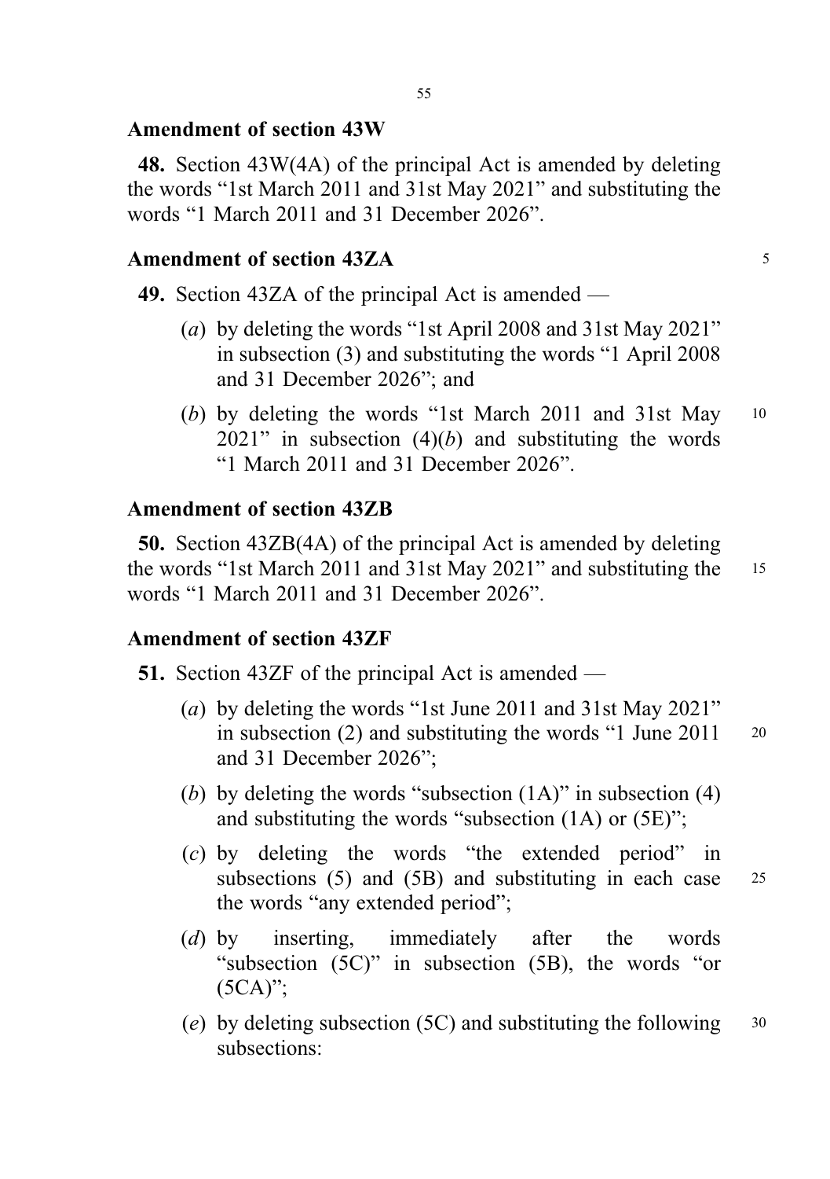### Amendment of section 43W

**48.** Section 43W(4A) of the principal Act is amended by deleting the words "1st March 2011 and 31st May 2021" and substituting the words "1 March 2011 and 31 December 2026".

### Amendment of section 43ZA

**49.** Section 43ZA of the principal Act is amended —

- (*a*) by deleting the words "1st April 2008 and 31st May 2021" in subsection (3) and substituting the words "1 April 2008 and 31 December 2026"; and
- (*b*) by deleting the words "1st March 2011 and 31st May 2021" in subsection (4)(*b*) and substituting the words "1 March 2011 and 31 December 2026".

### Amendment of section 43ZB

**50.** Section 43ZB(4A) of the principal Act is amended by deleting the words "1st March 2011 and 31st May 2021" and substituting the words "1 March 2011 and 31 December 2026".

### Amendment of section 43ZF

**51.** Section 43ZF of the principal Act is amended —

- (*a*) by deleting the words "1st June 2011 and 31st May 2021" in subsection (2) and substituting the words "1 June 2011 and 31 December 2026";
- (*b*) by deleting the words "subsection (1A)" in subsection (4) and substituting the words "subsection (1A) or (5E)";
- (*c*) by deleting the words "the extended period" in subsections (5) and (5B) and substituting in each case the words "any extended period";
- (*d*) by inserting, immediately after the words "subsection (5C)" in subsection (5B), the words "or (5CA)";
- (*e*) by deleting subsection (5C) and substituting the following subsections: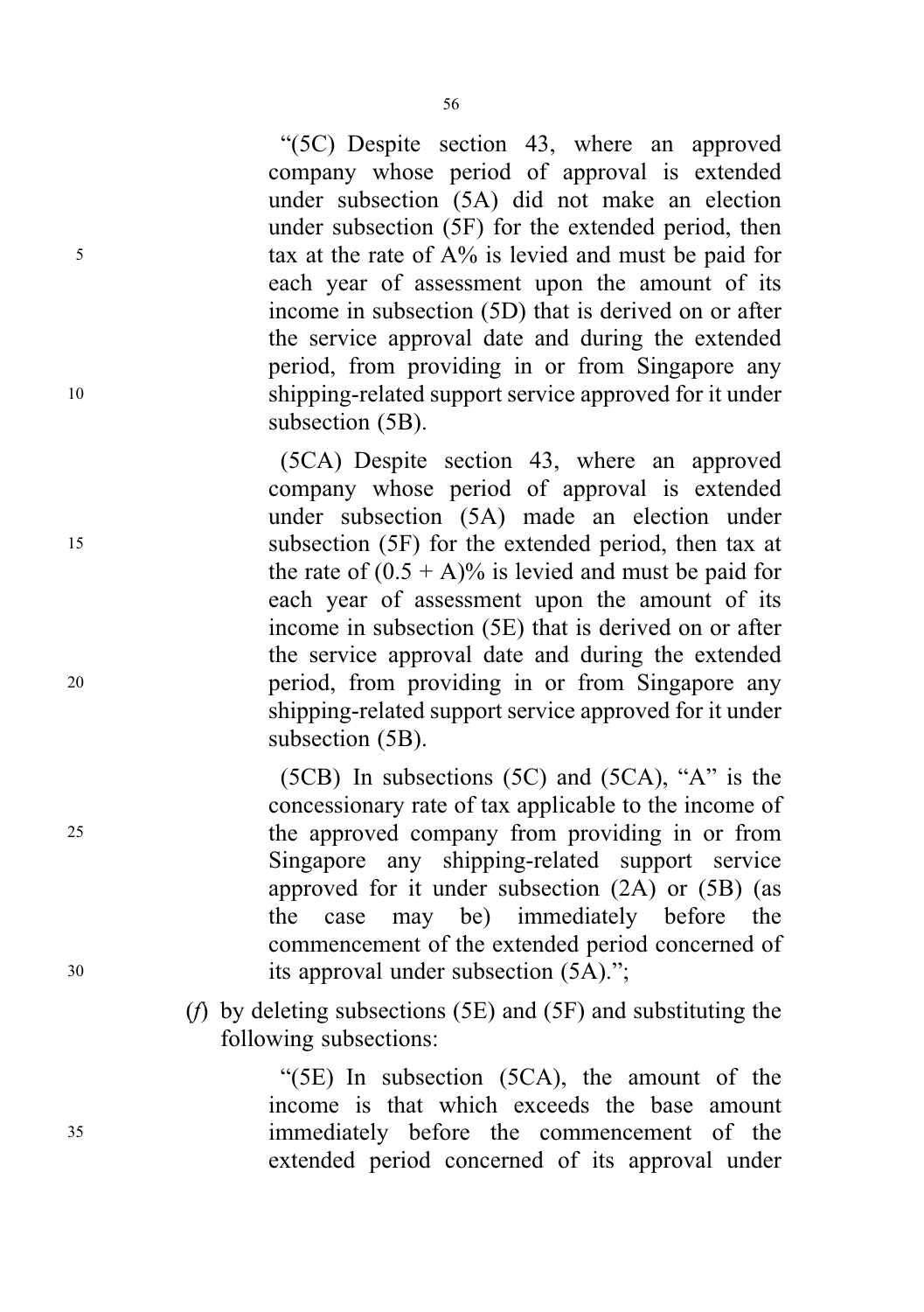"(5C) Despite section 43, where an approved company whose period of approval is extended under subsection (5A) did not make an election under subsection (5F) for the extended period, then tax at the rate of A% is levied and must be paid for each year of assessment upon the amount of its income in subsection (5D) that is derived on or after the service approval date and during the extended period, from providing in or from Singapore any shipping-related support service approved for it under subsection (5B).

(5CA) Despite section 43, where an approved company whose period of approval is extended under subsection (5A) made an election under subsection (5F) for the extended period, then tax at the rate of (0.5 + A)% is levied and must be paid for each year of assessment upon the amount of its income in subsection (5E) that is derived on or after the service approval date and during the extended period, from providing in or from Singapore any shipping-related support service approved for it under subsection (5B).

(5CB) In subsections (5C) and (5CA), "A" is the concessionary rate of tax applicable to the income of the approved company from providing in or from Singapore any shipping-related support service approved for it under subsection (2A) or (5B) (as the case may be) immediately before the commencement of the extended period concerned of its approval under subsection (5A).";

(*f*) by deleting subsections (5E) and (5F) and substituting the following subsections:

"(5E) In subsection (5CA), the amount of the income is that which exceeds the base amount immediately before the commencement of the extended period concerned of its approval under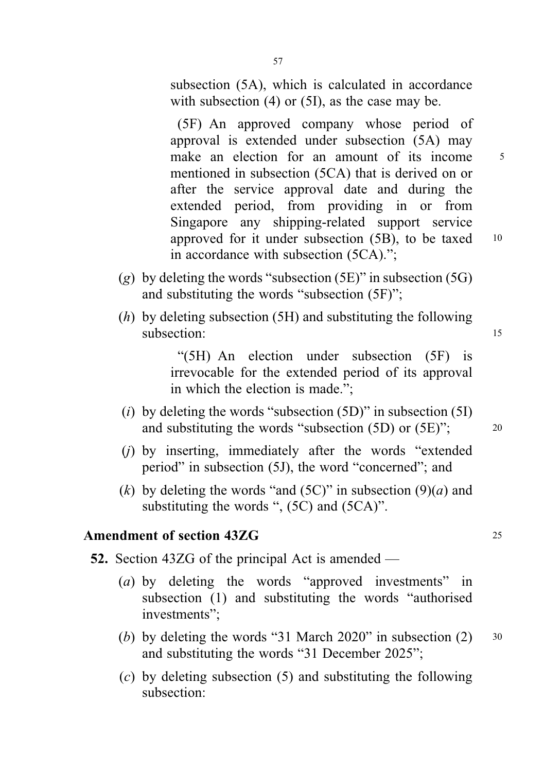subsection (5A), which is calculated in accordance with subsection (4) or (5I), as the case may be.

(5F) An approved company whose period of approval is extended under subsection (5A) may make an election for an amount of its income mentioned in subsection (5CA) that is derived on or after the service approval date and during the extended period, from providing in or from Singapore any shipping-related support service approved for it under subsection (5B), to be taxed in accordance with subsection (5CA).";

(*g*) by deleting the words "subsection (5E)" in subsection (5G) and substituting the words "subsection (5F)";

(*h*) by deleting subsection (5H) and substituting the following subsection:

"(5H) An election under subsection (5F) is irrevocable for the extended period of its approval in which the election is made.";

(*i*) by deleting the words "subsection (5D)" in subsection (5I) and substituting the words "subsection (5D) or (5E)";

(*j*) by inserting, immediately after the words "extended period" in subsection (5J), the word "concerned"; and

(*k*) by deleting the words "and (5C)" in subsection (9)(*a*) and substituting the words ", (5C) and (5CA)".

**Amendment of section 43ZG**

**52.** Section 43ZG of the principal Act is amended —

(*a*) by deleting the words "approved investments" in subsection (1) and substituting the words "authorised investments";

(*b*) by deleting the words "31 March 2020" in subsection (2) and substituting the words "31 December 2025";

(*c*) by deleting subsection (5) and substituting the following subsection: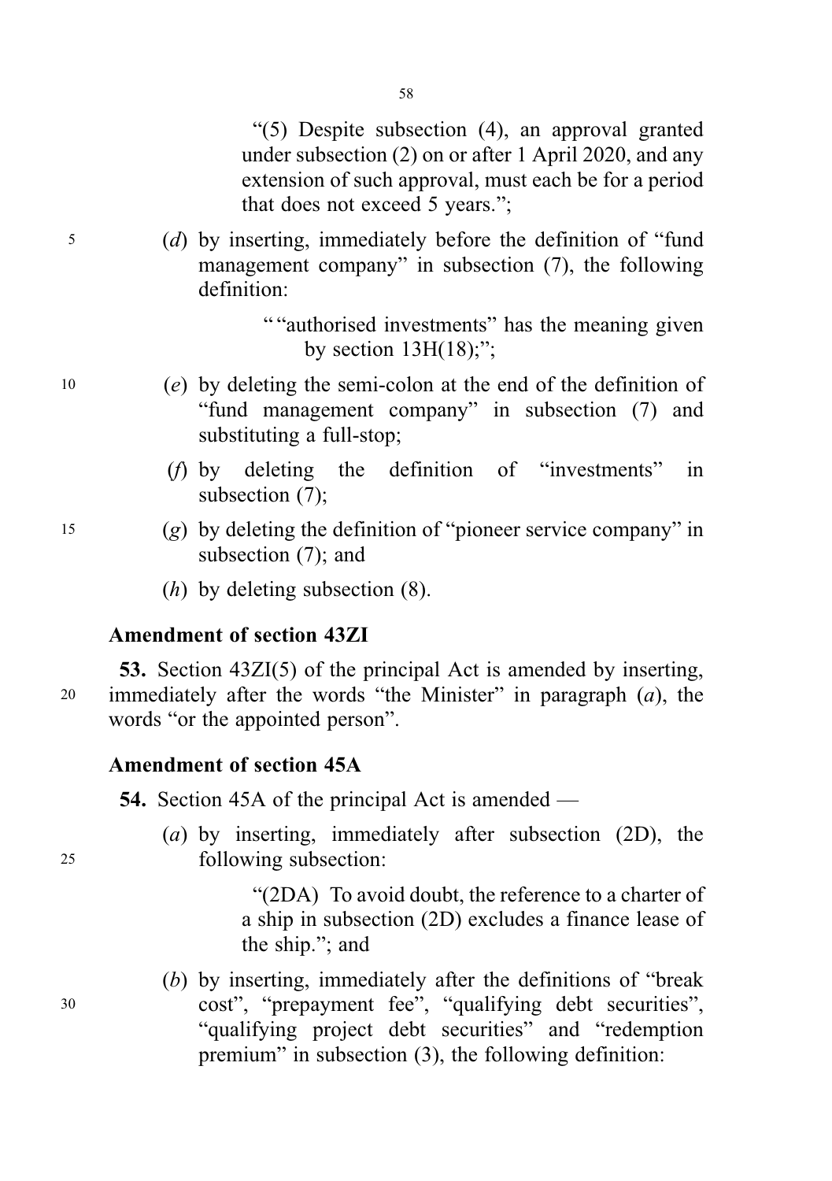"(5) Despite subsection (4), an approval granted under subsection (2) on or after 1 April 2020, and any extension of such approval, must each be for a period that does not exceed 5 years.";

(*d*) by inserting, immediately before the definition of "fund management company" in subsection (7), the following definition:

""authorised investments" has the meaning given by section 13H(18);";

(*e*) by deleting the semi-colon at the end of the definition of "fund management company" in subsection (7) and substituting a full-stop;

(*f*) by deleting the definition of "investments" in subsection (7);

(*g*) by deleting the definition of "pioneer service company" in subsection (7); and

(*h*) by deleting subsection (8).

### Amendment of section 43ZI

**53.** Section 43ZI(5) of the principal Act is amended by inserting, immediately after the words "the Minister" in paragraph (*a*), the words "or the appointed person".

### Amendment of section 45A

**54.** Section 45A of the principal Act is amended —

(*a*) by inserting, immediately after subsection (2D), the following subsection:

"(2DA) To avoid doubt, the reference to a charter of a ship in subsection (2D) excludes a finance lease of the ship."; and

(*b*) by inserting, immediately after the definitions of "break cost", "prepayment fee", "qualifying debt securities", "qualifying project debt securities" and "redemption premium" in subsection (3), the following definition: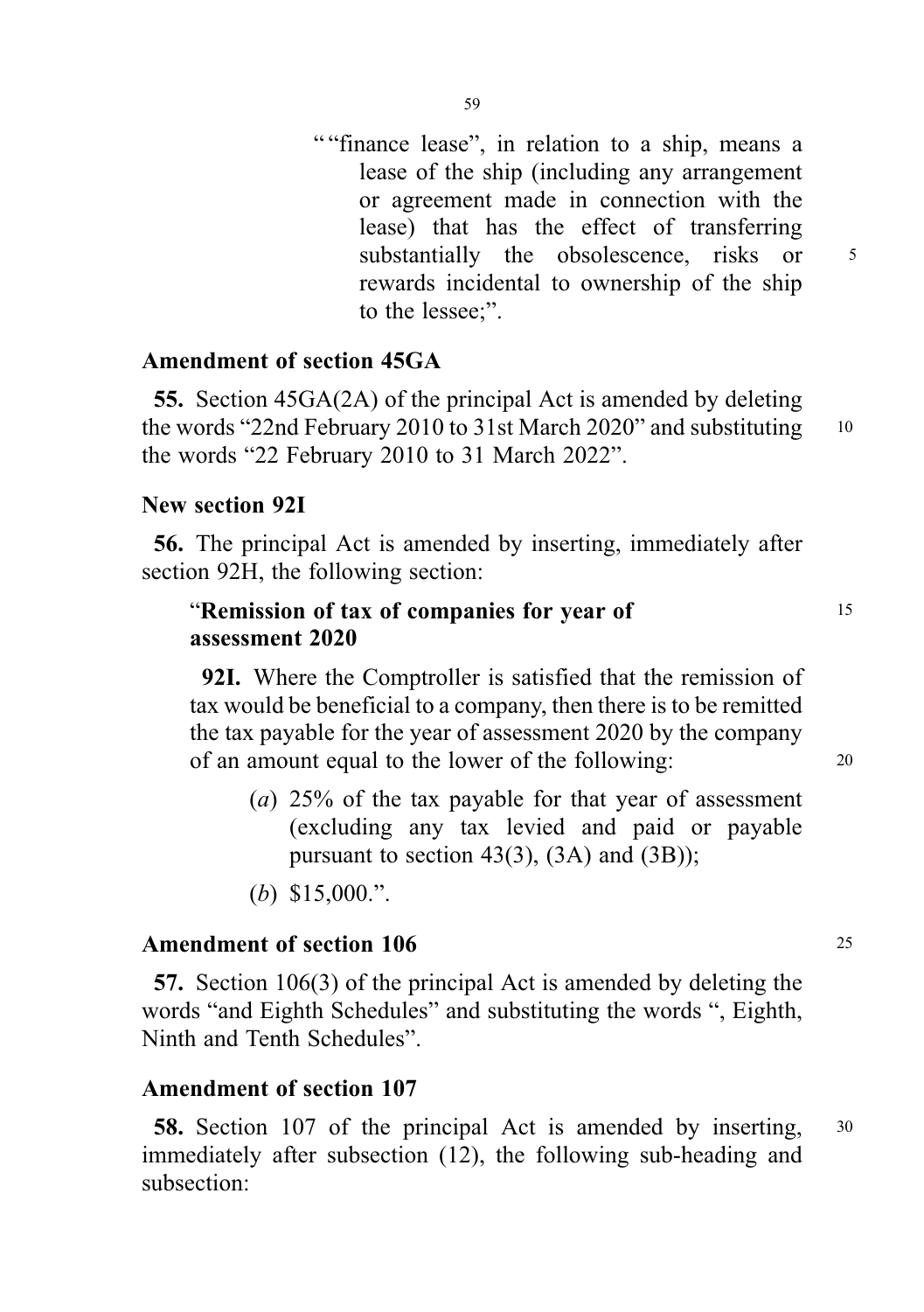""finance lease", in relation to a ship, means a lease of the ship (including any arrangement or agreement made in connection with the lease) that has the effect of transferring substantially the obsolescence, risks or rewards incidental to ownership of the ship to the lessee;".

**Amendment of section 45GA**

**55.** Section 45GA(2A) of the principal Act is amended by deleting the words "22nd February 2010 to 31st March 2020" and substituting the words "22 February 2010 to 31 March 2022".

**New section 92I**

**56.** The principal Act is amended by inserting, immediately after section 92H, the following section:

"**Remission of tax of companies for year of assessment 2020**

**92I.** Where the Comptroller is satisfied that the remission of tax would be beneficial to a company, then there is to be remitted the tax payable for the year of assessment 2020 by the company of an amount equal to the lower of the following:

(*a*) 25% of the tax payable for that year of assessment (excluding any tax levied and paid or payable pursuant to section 43(3), (3A) and (3B));

(*b*) $15,000.".

**Amendment of section 106**

**57.** Section 106(3) of the principal Act is amended by deleting the words "and Eighth Schedules" and substituting the words ", Eighth, Ninth and Tenth Schedules".

**Amendment of section 107**

**58.** Section 107 of the principal Act is amended by inserting, immediately after subsection (12), the following sub-heading and subsection: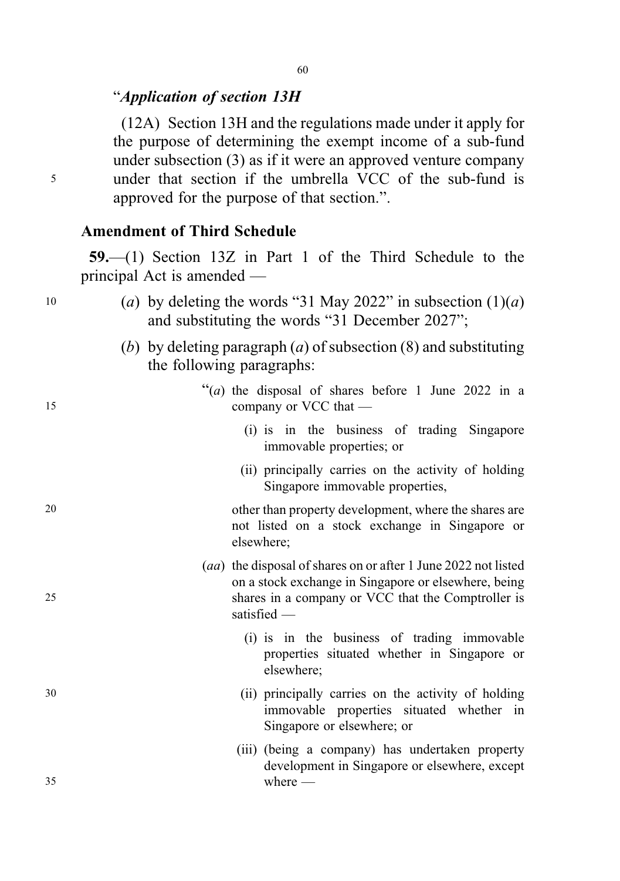"*Application of section 13H*

(12A) Section 13H and the regulations made under it apply for the purpose of determining the exempt income of a sub-fund under subsection (3) as if it were an approved venture company under that section if the umbrella VCC of the sub-fund is approved for the purpose of that section.".

**Amendment of Third Schedule**

**59.**—(1) Section 13Z in Part 1 of the Third Schedule to the principal Act is amended —

(*a*) by deleting the words "31 May 2022" in subsection (1)(*a*) and substituting the words "31 December 2027";

(*b*) by deleting paragraph (*a*) of subsection (8) and substituting the following paragraphs:

"(*a*) the disposal of shares before 1 June 2022 in a company or VCC that —

(i) is in the business of trading Singapore immovable properties; or

(ii) principally carries on the activity of holding Singapore immovable properties,

other than property development, where the shares are not listed on a stock exchange in Singapore or elsewhere;

(*aa*) the disposal of shares on or after 1 June 2022 not listed on a stock exchange in Singapore or elsewhere, being shares in a company or VCC that the Comptroller is satisfied —

(i) is in the business of trading immovable properties situated whether in Singapore or elsewhere;

(ii) principally carries on the activity of holding immovable properties situated whether in Singapore or elsewhere; or

(iii) (being a company) has undertaken property development in Singapore or elsewhere, except where —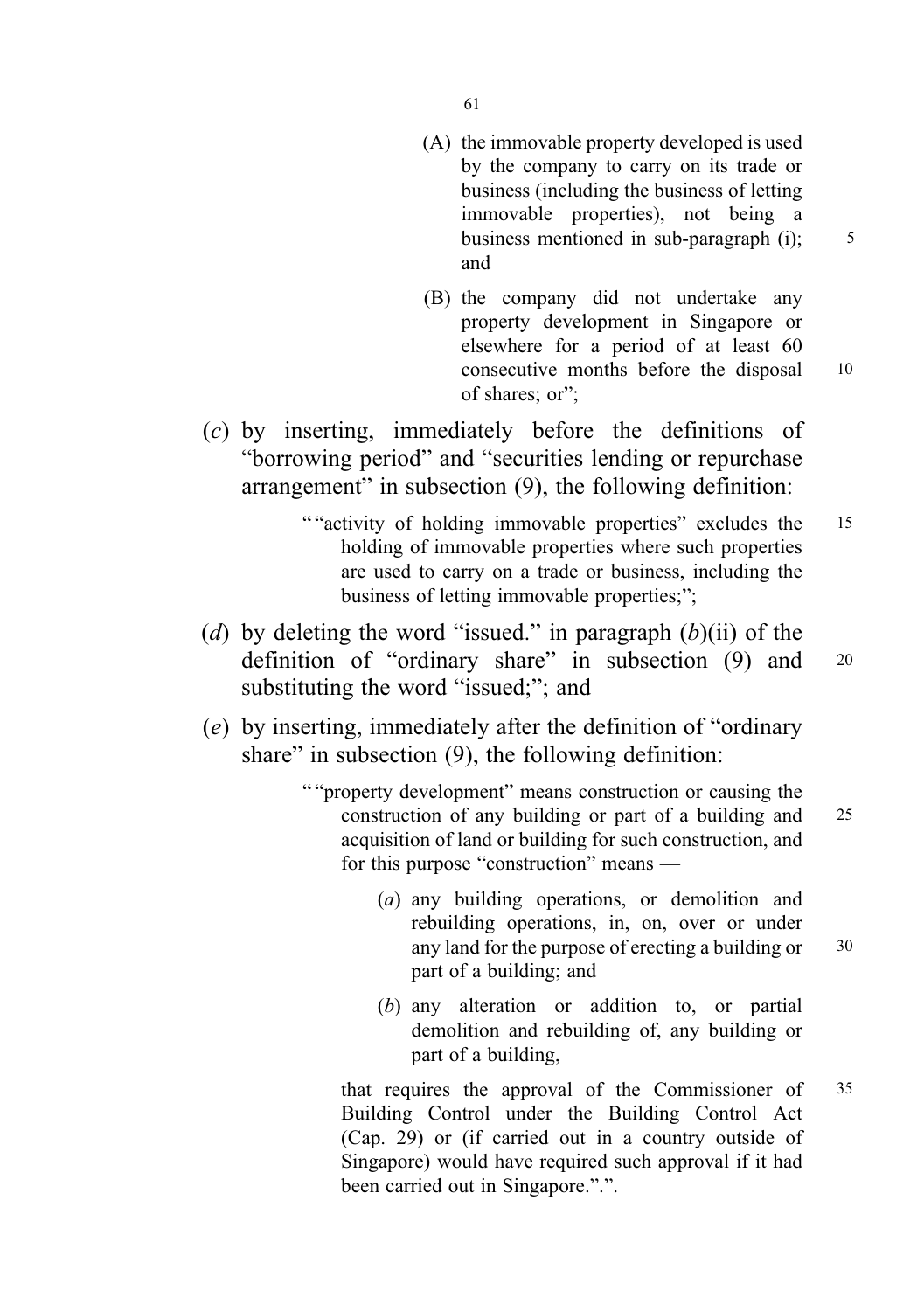(A) the immovable property developed is used by the company to carry on its trade or business (including the business of letting immovable properties), not being a business mentioned in sub-paragraph (i); and

(B) the company did not undertake any property development in Singapore or elsewhere for a period of at least 60 consecutive months before the disposal of shares; or";

(*c*) by inserting, immediately before the definitions of "borrowing period" and "securities lending or repurchase arrangement" in subsection (9), the following definition:

""activity of holding immovable properties" excludes the holding of immovable properties where such properties are used to carry on a trade or business, including the business of letting immovable properties;";

(*d*) by deleting the word "issued." in paragraph (*b*)(ii) of the definition of "ordinary share" in subsection (9) and substituting the word "issued;"; and

(*e*) by inserting, immediately after the definition of "ordinary share" in subsection (9), the following definition:

""property development" means construction or causing the construction of any building or part of a building and acquisition of land or building for such construction, and for this purpose "construction" means —

(*a*) any building operations, or demolition and rebuilding operations, in, on, over or under any land for the purpose of erecting a building or part of a building; and

(*b*) any alteration or addition to, or partial demolition and rebuilding of, any building or part of a building,

that requires the approval of the Commissioner of Building Control under the Building Control Act (Cap. 29) or (if carried out in a country outside of Singapore) would have required such approval if it had been carried out in Singapore.".".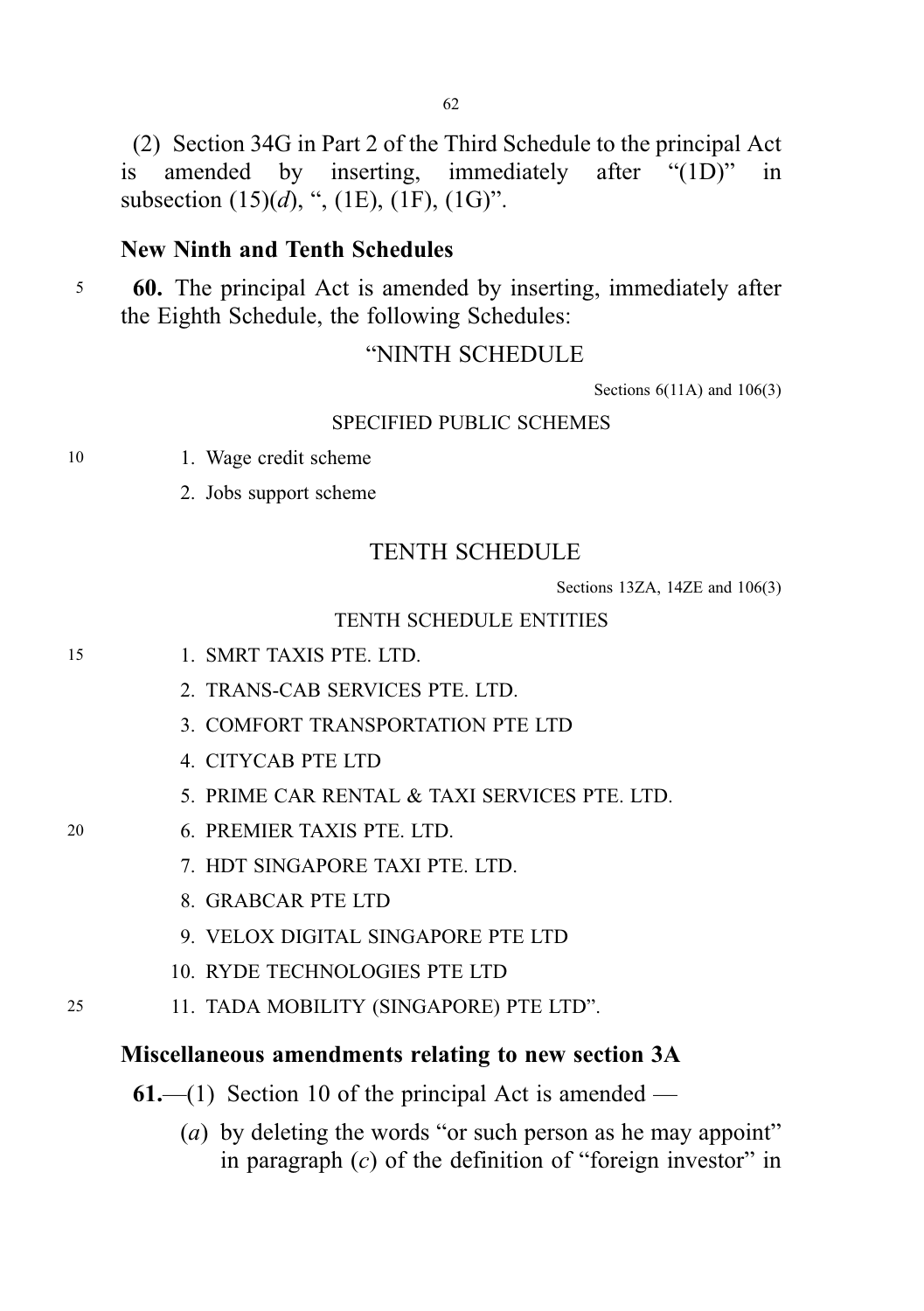(2) Section 34G in Part 2 of the Third Schedule to the principal Act is amended by inserting, immediately after "(1D)" in subsection (15)(*d*), ", (1E), (1F), (1G)".

### New Ninth and Tenth Schedules

**60.** The principal Act is amended by inserting, immediately after the Eighth Schedule, the following Schedules:

"NINTH SCHEDULE

Sections 6(11A) and 106(3)

SPECIFIED PUBLIC SCHEMES

1. Wage credit scheme
2. Jobs support scheme

TENTH SCHEDULE

Sections 13ZA, 14ZE and 106(3)

TENTH SCHEDULE ENTITIES

1. SMRT TAXIS PTE. LTD.
2. TRANS-CAB SERVICES PTE. LTD.
3. COMFORT TRANSPORTATION PTE LTD
4. CITYCAB PTE LTD
5. PRIME CAR RENTAL & TAXI SERVICES PTE. LTD.
6. PREMIER TAXIS PTE. LTD.
7. HDT SINGAPORE TAXI PTE. LTD.
8. GRABCAR PTE LTD
9. VELOX DIGITAL SINGAPORE PTE LTD
10. RYDE TECHNOLOGIES PTE LTD
11. TADA MOBILITY (SINGAPORE) PTE LTD".

### Miscellaneous amendments relating to new section 3A

**61.**—(1) Section 10 of the principal Act is amended —

(*a*) by deleting the words "or such person as he may appoint" in paragraph (*c*) of the definition of "foreign investor" in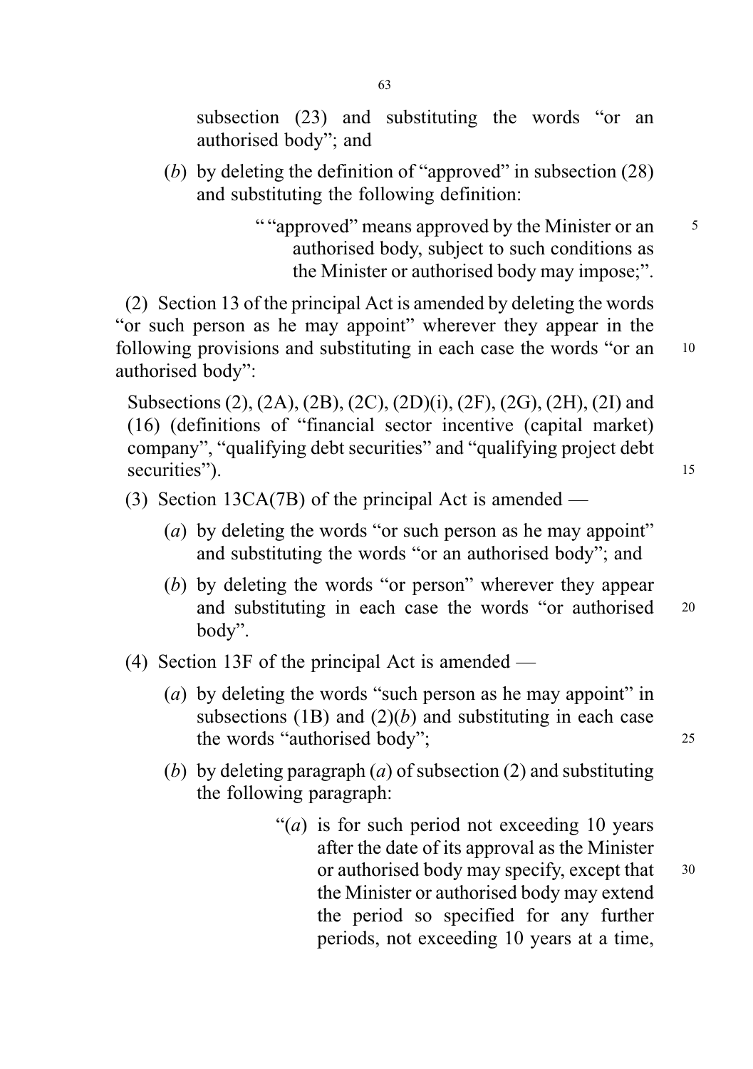subsection (23) and substituting the words "or an authorised body"; and

(*b*) by deleting the definition of "approved" in subsection (28) and substituting the following definition:

> " "approved" means approved by the Minister or an authorised body, subject to such conditions as the Minister or authorised body may impose;".

(2) Section 13 of the principal Act is amended by deleting the words "or such person as he may appoint" wherever they appear in the following provisions and substituting in each case the words "or an authorised body":

Subsections (2), (2A), (2B), (2C), (2D)(i), (2F), (2G), (2H), (2I) and (16) (definitions of "financial sector incentive (capital market) company", "qualifying debt securities" and "qualifying project debt securities").

(3) Section 13CA(7B) of the principal Act is amended —

(*a*) by deleting the words "or such person as he may appoint" and substituting the words "or an authorised body"; and

(*b*) by deleting the words "or person" wherever they appear and substituting in each case the words "or authorised body".

(4) Section 13F of the principal Act is amended —

(*a*) by deleting the words "such person as he may appoint" in subsections (1B) and (2)(*b*) and substituting in each case the words "authorised body";

(*b*) by deleting paragraph (*a*) of subsection (2) and substituting the following paragraph:

> "(*a*) is for such period not exceeding 10 years after the date of its approval as the Minister or authorised body may specify, except that the Minister or authorised body may extend the period so specified for any further periods, not exceeding 10 years at a time,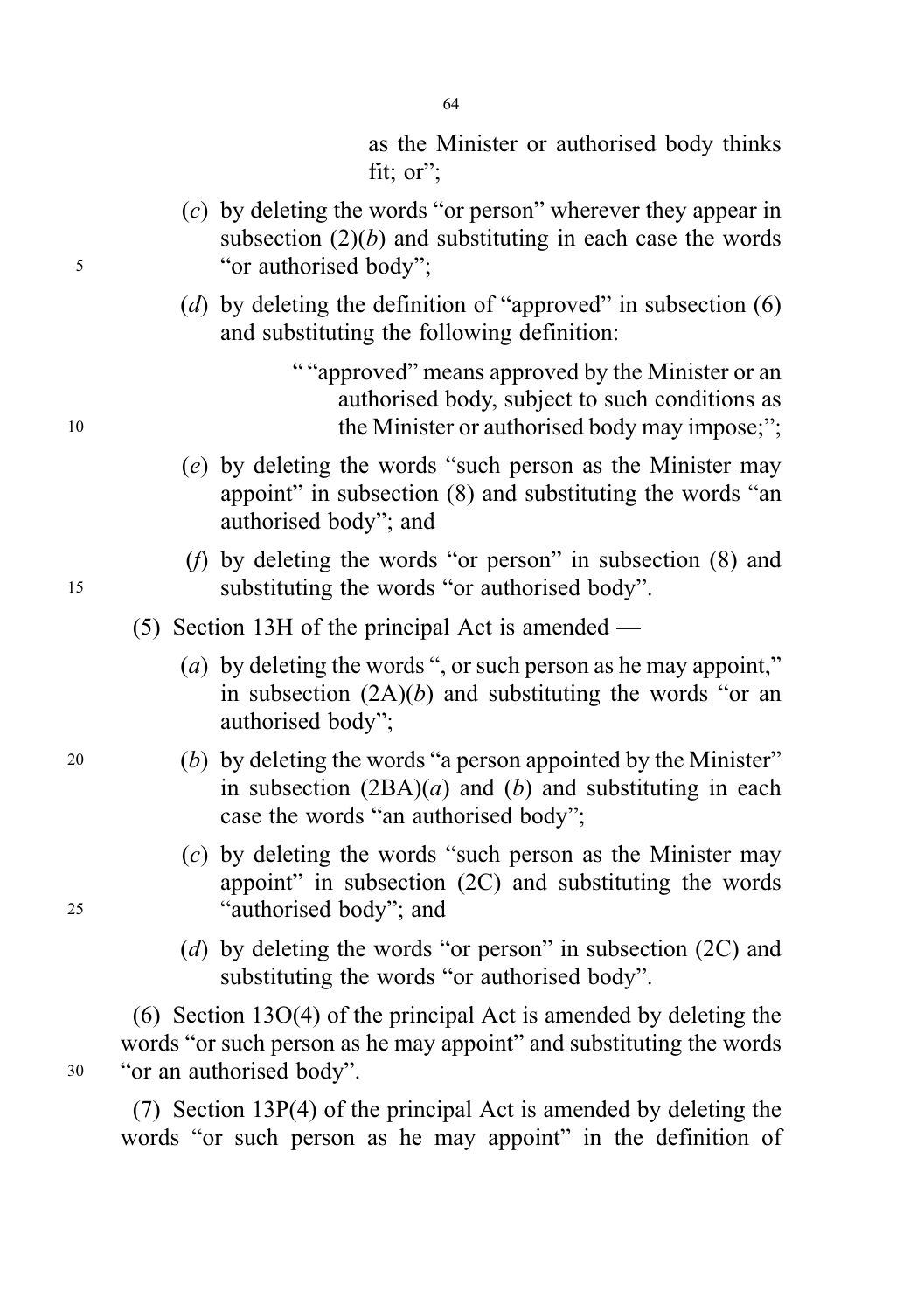as the Minister or authorised body thinks fit; or";

(*c*) by deleting the words "or person" wherever they appear in subsection (2)(*b*) and substituting in each case the words "or authorised body";

(*d*) by deleting the definition of "approved" in subsection (6) and substituting the following definition:

> " "approved" means approved by the Minister or an authorised body, subject to such conditions as the Minister or authorised body may impose;";

(*e*) by deleting the words "such person as the Minister may appoint" in subsection (8) and substituting the words "an authorised body"; and

(*f*) by deleting the words "or person" in subsection (8) and substituting the words "or authorised body".

(5) Section 13H of the principal Act is amended —

(*a*) by deleting the words ", or such person as he may appoint," in subsection (2A)(*b*) and substituting the words "or an authorised body";

(*b*) by deleting the words "a person appointed by the Minister" in subsection (2BA)(*a*) and (*b*) and substituting in each case the words "an authorised body";

(*c*) by deleting the words "such person as the Minister may appoint" in subsection (2C) and substituting the words "authorised body"; and

(*d*) by deleting the words "or person" in subsection (2C) and substituting the words "or authorised body".

(6) Section 13O(4) of the principal Act is amended by deleting the words "or such person as he may appoint" and substituting the words "or an authorised body".

(7) Section 13P(4) of the principal Act is amended by deleting the words "or such person as he may appoint" in the definition of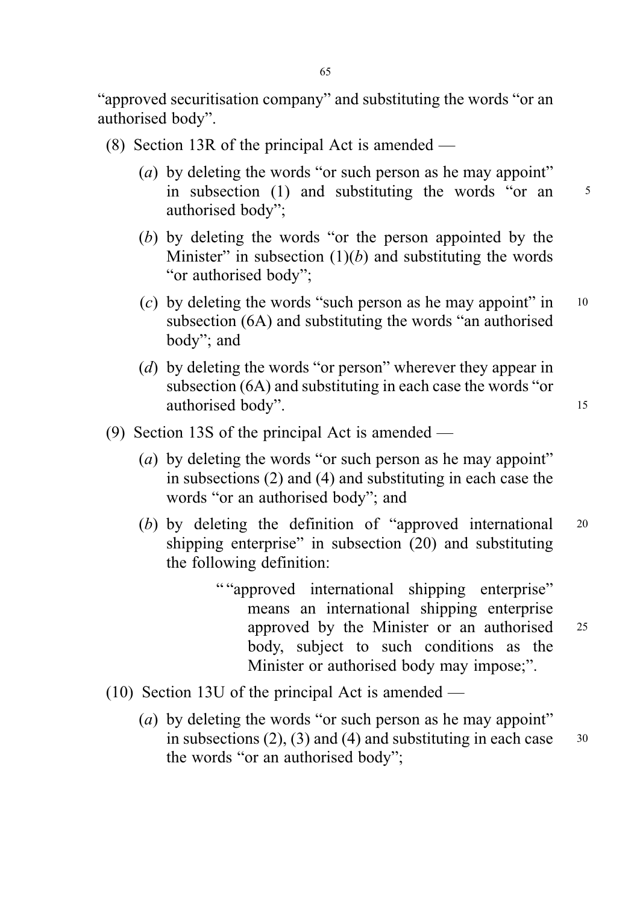"approved securitisation company" and substituting the words "or an authorised body".

(8) Section 13R of the principal Act is amended —

(*a*) by deleting the words "or such person as he may appoint" in subsection (1) and substituting the words "or an authorised body";

(*b*) by deleting the words "or the person appointed by the Minister" in subsection (1)(*b*) and substituting the words "or authorised body";

(*c*) by deleting the words "such person as he may appoint" in subsection (6A) and substituting the words "an authorised body"; and

(*d*) by deleting the words "or person" wherever they appear in subsection (6A) and substituting in each case the words "or authorised body".

(9) Section 13S of the principal Act is amended —

(*a*) by deleting the words "or such person as he may appoint" in subsections (2) and (4) and substituting in each case the words "or an authorised body"; and

(*b*) by deleting the definition of "approved international shipping enterprise" in subsection (20) and substituting the following definition:

> ""approved international shipping enterprise" means an international shipping enterprise approved by the Minister or an authorised body, subject to such conditions as the Minister or authorised body may impose;".

(10) Section 13U of the principal Act is amended —

(*a*) by deleting the words "or such person as he may appoint" in subsections (2), (3) and (4) and substituting in each case the words "or an authorised body";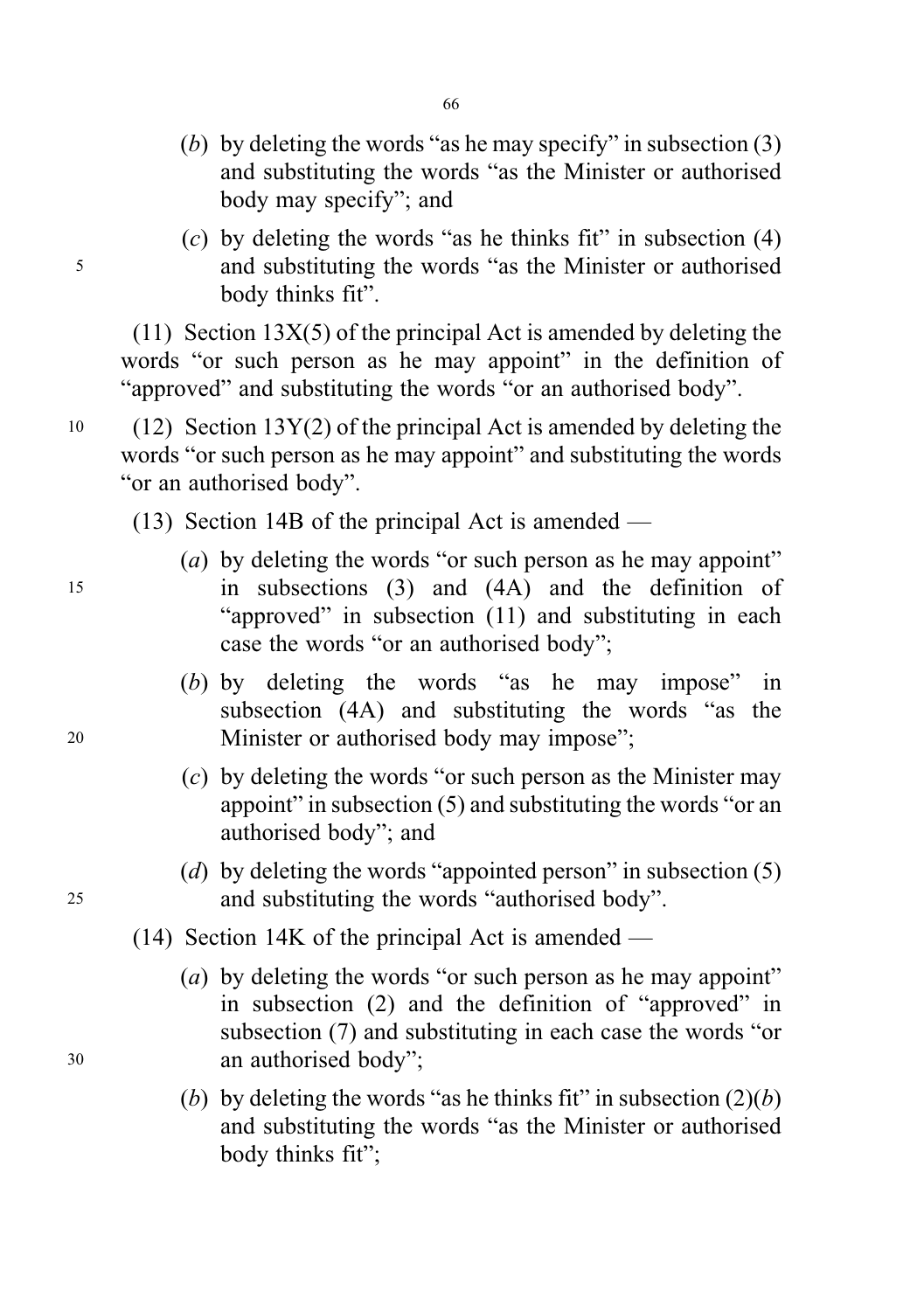(*b*) by deleting the words "as he may specify" in subsection (3) and substituting the words "as the Minister or authorised body may specify"; and

(*c*) by deleting the words "as he thinks fit" in subsection (4) and substituting the words "as the Minister or authorised body thinks fit".

(11) Section 13X(5) of the principal Act is amended by deleting the words "or such person as he may appoint" in the definition of "approved" and substituting the words "or an authorised body".

(12) Section 13Y(2) of the principal Act is amended by deleting the words "or such person as he may appoint" and substituting the words "or an authorised body".

(13) Section 14B of the principal Act is amended —

(*a*) by deleting the words "or such person as he may appoint" in subsections (3) and (4A) and the definition of "approved" in subsection (11) and substituting in each case the words "or an authorised body";

(*b*) by deleting the words "as he may impose" in subsection (4A) and substituting the words "as the Minister or authorised body may impose";

(*c*) by deleting the words "or such person as the Minister may appoint" in subsection (5) and substituting the words "or an authorised body"; and

(*d*) by deleting the words "appointed person" in subsection (5) and substituting the words "authorised body".

(14) Section 14K of the principal Act is amended —

(*a*) by deleting the words "or such person as he may appoint" in subsection (2) and the definition of "approved" in subsection (7) and substituting in each case the words "or an authorised body";

(*b*) by deleting the words "as he thinks fit" in subsection (2)(*b*) and substituting the words "as the Minister or authorised body thinks fit";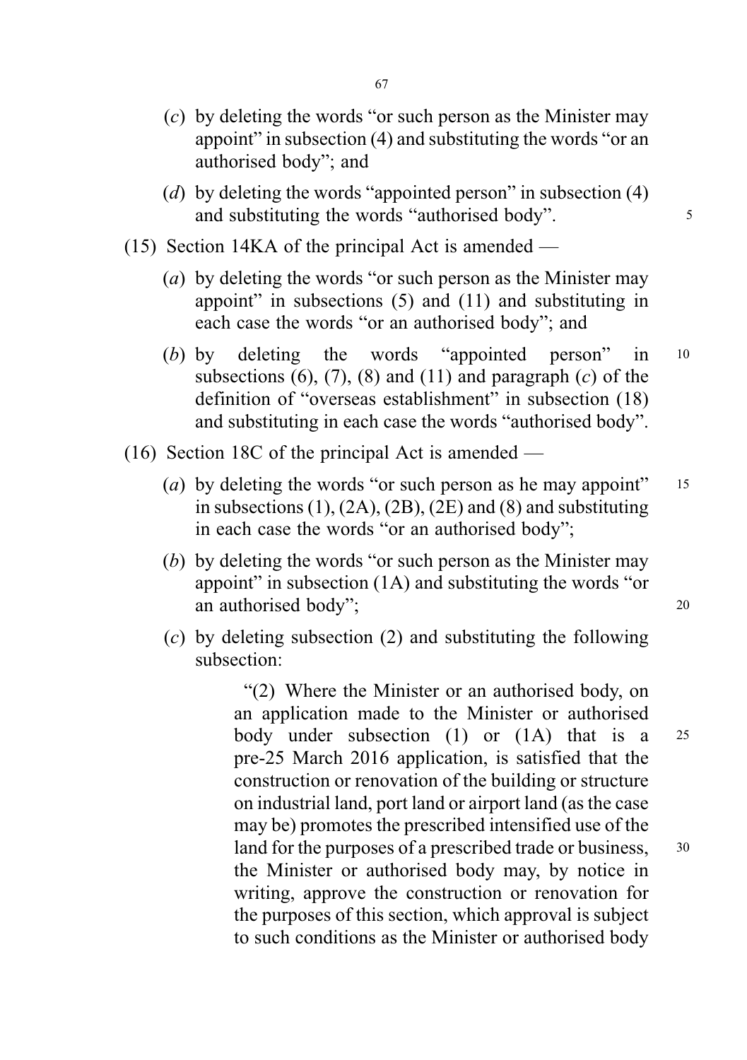(*c*) by deleting the words "or such person as the Minister may appoint" in subsection (4) and substituting the words "or an authorised body"; and

(*d*) by deleting the words "appointed person" in subsection (4) and substituting the words "authorised body".

(15) Section 14KA of the principal Act is amended —

(*a*) by deleting the words "or such person as the Minister may appoint" in subsections (5) and (11) and substituting in each case the words "or an authorised body"; and

(*b*) by deleting the words "appointed person" in subsections (6), (7), (8) and (11) and paragraph (*c*) of the definition of "overseas establishment" in subsection (18) and substituting in each case the words "authorised body".

(16) Section 18C of the principal Act is amended —

(*a*) by deleting the words "or such person as he may appoint" in subsections (1), (2A), (2B), (2E) and (8) and substituting in each case the words "or an authorised body";

(*b*) by deleting the words "or such person as the Minister may appoint" in subsection (1A) and substituting the words "or an authorised body";

(*c*) by deleting subsection (2) and substituting the following subsection:

> "(2) Where the Minister or an authorised body, on an application made to the Minister or authorised body under subsection (1) or (1A) that is a pre-25 March 2016 application, is satisfied that the construction or renovation of the building or structure on industrial land, port land or airport land (as the case may be) promotes the prescribed intensified use of the land for the purposes of a prescribed trade or business, the Minister or authorised body may, by notice in writing, approve the construction or renovation for the purposes of this section, which approval is subject to such conditions as the Minister or authorised body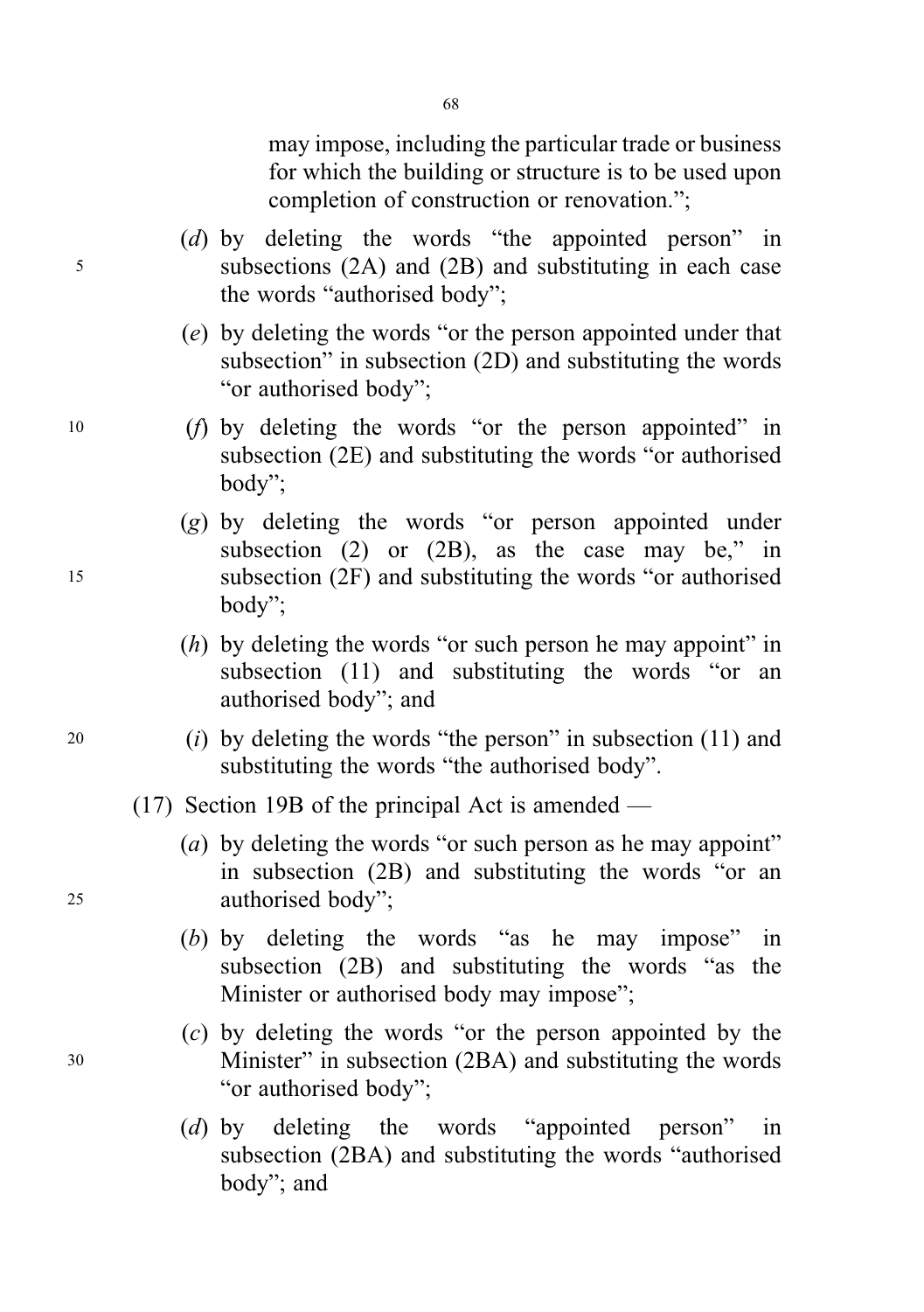may impose, including the particular trade or business for which the building or structure is to be used upon completion of construction or renovation.";

(*d*) by deleting the words "the appointed person" in subsections (2A) and (2B) and substituting in each case the words "authorised body";

(*e*) by deleting the words "or the person appointed under that subsection" in subsection (2D) and substituting the words "or authorised body";

(*f*) by deleting the words "or the person appointed" in subsection (2E) and substituting the words "or authorised body";

(*g*) by deleting the words "or person appointed under subsection (2) or (2B), as the case may be," in subsection (2F) and substituting the words "or authorised body";

(*h*) by deleting the words "or such person he may appoint" in subsection (11) and substituting the words "or an authorised body"; and

(*i*) by deleting the words "the person" in subsection (11) and substituting the words "the authorised body".

(17) Section 19B of the principal Act is amended —

(*a*) by deleting the words "or such person as he may appoint" in subsection (2B) and substituting the words "or an authorised body";

(*b*) by deleting the words "as he may impose" in subsection (2B) and substituting the words "as the Minister or authorised body may impose";

(*c*) by deleting the words "or the person appointed by the Minister" in subsection (2BA) and substituting the words "or authorised body";

(*d*) by deleting the words "appointed person" in subsection (2BA) and substituting the words "authorised body"; and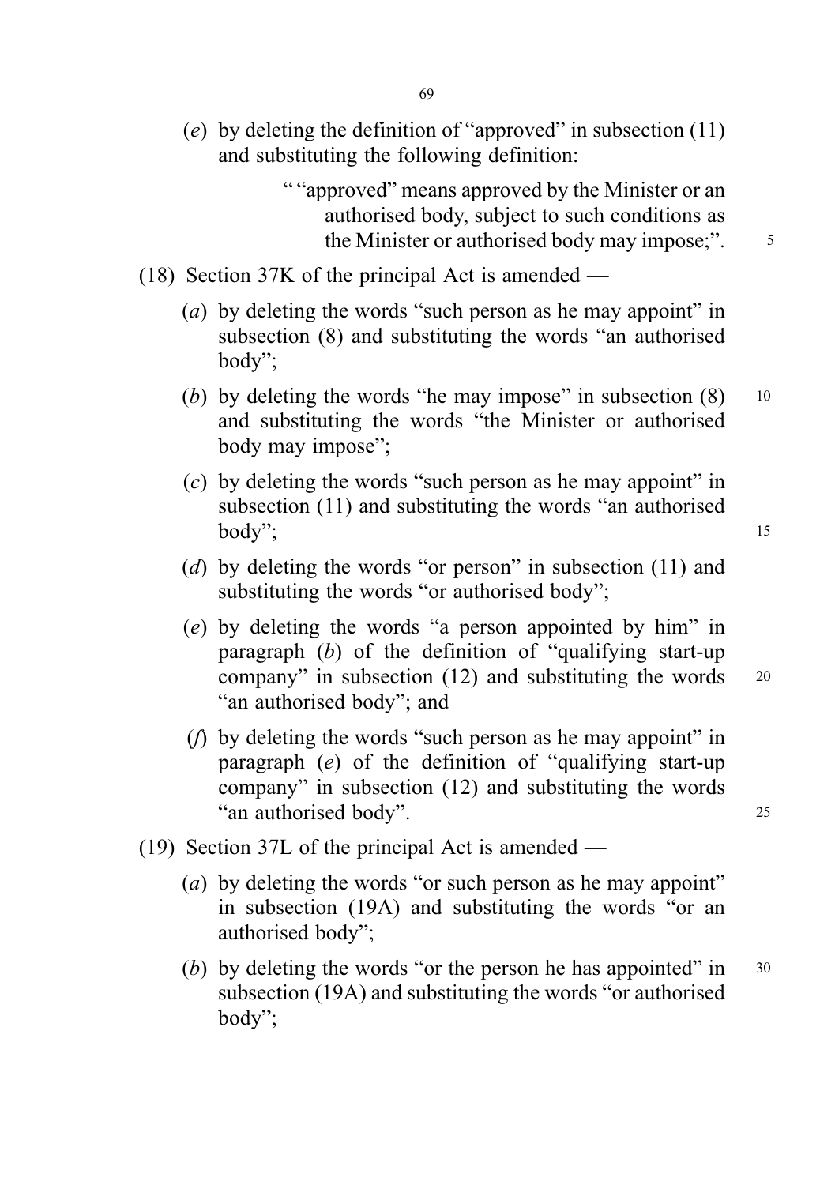(*e*) by deleting the definition of "approved" in subsection (11) and substituting the following definition:

> " "approved" means approved by the Minister or an authorised body, subject to such conditions as the Minister or authorised body may impose;".

(18) Section 37K of the principal Act is amended —

(*a*) by deleting the words "such person as he may appoint" in subsection (8) and substituting the words "an authorised body";

(*b*) by deleting the words "he may impose" in subsection (8) and substituting the words "the Minister or authorised body may impose";

(*c*) by deleting the words "such person as he may appoint" in subsection (11) and substituting the words "an authorised body";

(*d*) by deleting the words "or person" in subsection (11) and substituting the words "or authorised body";

(*e*) by deleting the words "a person appointed by him" in paragraph (*b*) of the definition of "qualifying start-up company" in subsection (12) and substituting the words "an authorised body"; and

(*f*) by deleting the words "such person as he may appoint" in paragraph (*e*) of the definition of "qualifying start-up company" in subsection (12) and substituting the words "an authorised body".

(19) Section 37L of the principal Act is amended —

(*a*) by deleting the words "or such person as he may appoint" in subsection (19A) and substituting the words "or an authorised body";

(*b*) by deleting the words "or the person he has appointed" in subsection (19A) and substituting the words "or authorised body";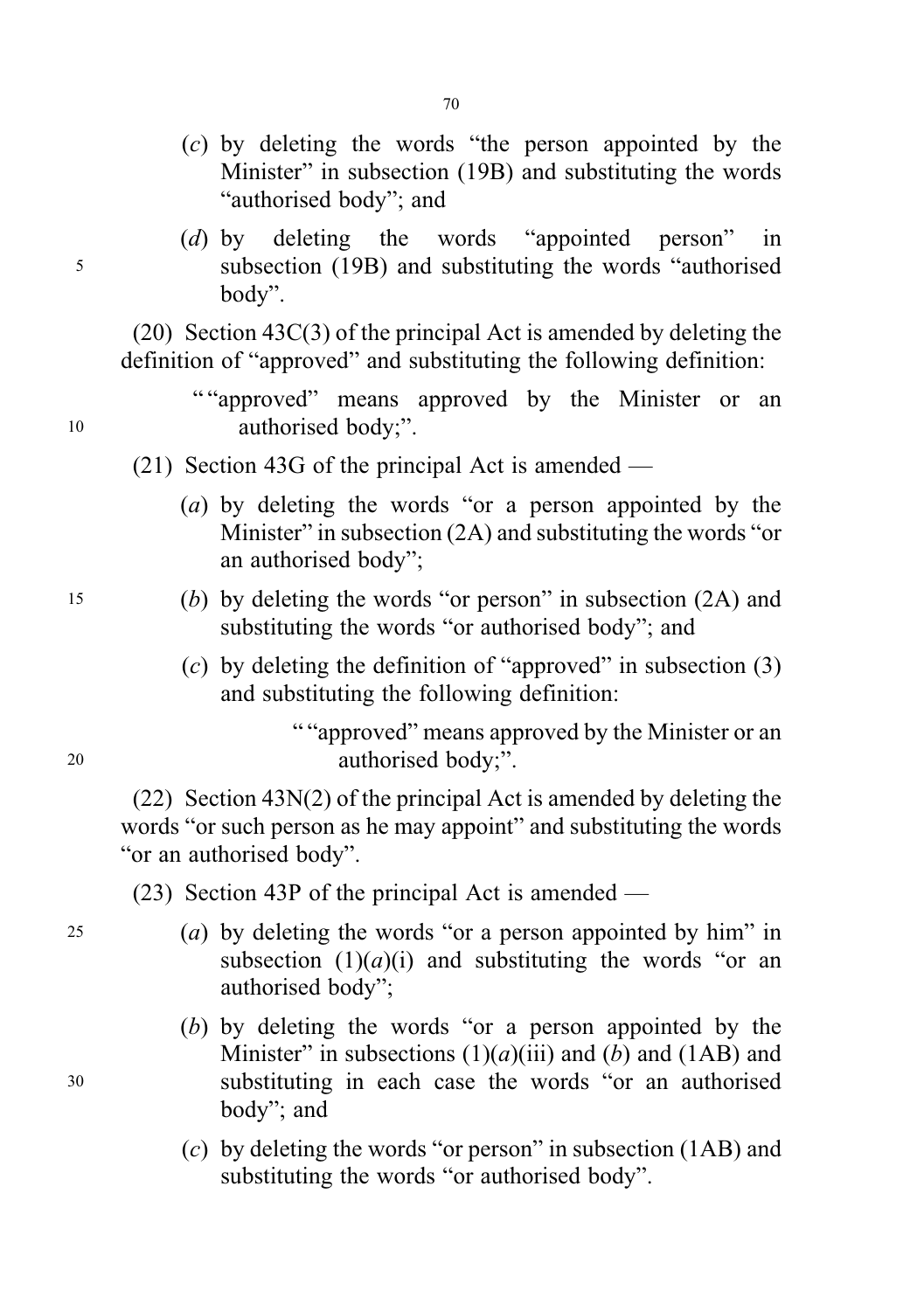(*c*) by deleting the words "the person appointed by the Minister" in subsection (19B) and substituting the words "authorised body"; and

(*d*) by deleting the words "appointed person" in subsection (19B) and substituting the words "authorised body".

(20) Section 43C(3) of the principal Act is amended by deleting the definition of "approved" and substituting the following definition:

> ""approved" means approved by the Minister or an authorised body;".

(21) Section 43G of the principal Act is amended —

(*a*) by deleting the words "or a person appointed by the Minister" in subsection (2A) and substituting the words "or an authorised body";

(*b*) by deleting the words "or person" in subsection (2A) and substituting the words "or authorised body"; and

(*c*) by deleting the definition of "approved" in subsection (3) and substituting the following definition:

> ""approved" means approved by the Minister or an authorised body;".

(22) Section 43N(2) of the principal Act is amended by deleting the words "or such person as he may appoint" and substituting the words "or an authorised body".

(23) Section 43P of the principal Act is amended —

(*a*) by deleting the words "or a person appointed by him" in subsection (1)(*a*)(i) and substituting the words "or an authorised body";

(*b*) by deleting the words "or a person appointed by the Minister" in subsections (1)(*a*)(iii) and (*b*) and (1AB) and substituting in each case the words "or an authorised body"; and

(*c*) by deleting the words "or person" in subsection (1AB) and substituting the words "or authorised body".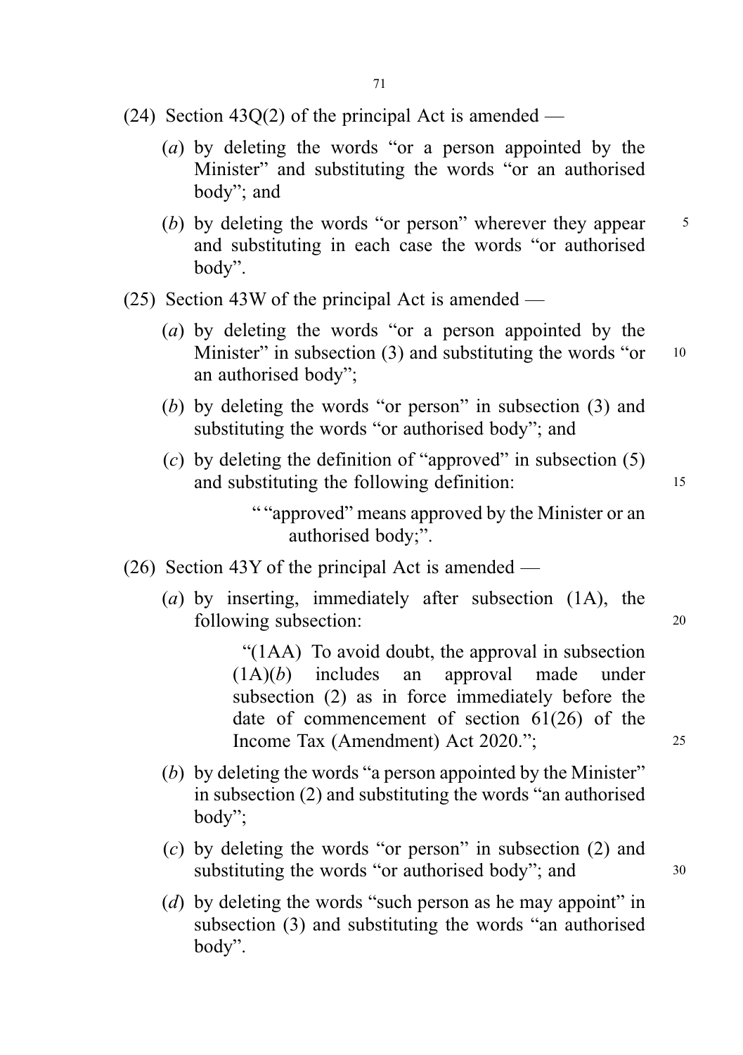(24) Section 43Q(2) of the principal Act is amended —

(*a*) by deleting the words "or a person appointed by the Minister" and substituting the words "or an authorised body"; and

(*b*) by deleting the words "or person" wherever they appear and substituting in each case the words "or authorised body".

(25) Section 43W of the principal Act is amended —

(*a*) by deleting the words "or a person appointed by the Minister" in subsection (3) and substituting the words "or an authorised body";

(*b*) by deleting the words "or person" in subsection (3) and substituting the words "or authorised body"; and

(*c*) by deleting the definition of "approved" in subsection (5) and substituting the following definition:

> " "approved" means approved by the Minister or an authorised body;".

(26) Section 43Y of the principal Act is amended —

(*a*) by inserting, immediately after subsection (1A), the following subsection:

> "(1AA) To avoid doubt, the approval in subsection (1A)(*b*) includes an approval made under subsection (2) as in force immediately before the date of commencement of section 61(26) of the Income Tax (Amendment) Act 2020.";

(*b*) by deleting the words "a person appointed by the Minister" in subsection (2) and substituting the words "an authorised body";

(*c*) by deleting the words "or person" in subsection (2) and substituting the words "or authorised body"; and

(*d*) by deleting the words "such person as he may appoint" in subsection (3) and substituting the words "an authorised body".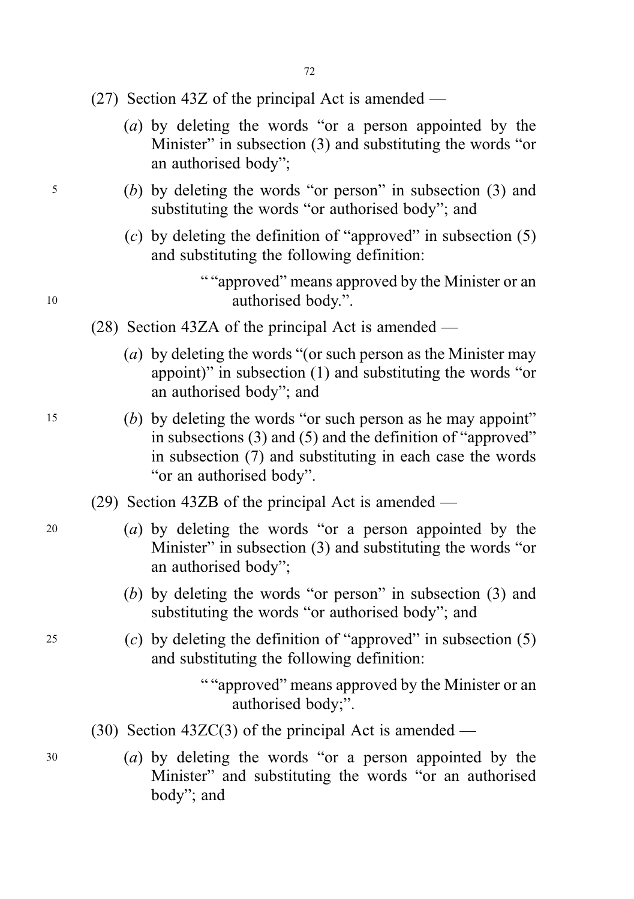(27) Section 43Z of the principal Act is amended —

(*a*) by deleting the words "or a person appointed by the Minister" in subsection (3) and substituting the words "or an authorised body";

(*b*) by deleting the words "or person" in subsection (3) and substituting the words "or authorised body"; and

(*c*) by deleting the definition of "approved" in subsection (5) and substituting the following definition:

> " "approved" means approved by the Minister or an authorised body.".

(28) Section 43ZA of the principal Act is amended —

(*a*) by deleting the words "(or such person as the Minister may appoint)" in subsection (1) and substituting the words "or an authorised body"; and

(*b*) by deleting the words "or such person as he may appoint" in subsections (3) and (5) and the definition of "approved" in subsection (7) and substituting in each case the words "or an authorised body".

(29) Section 43ZB of the principal Act is amended —

(*a*) by deleting the words "or a person appointed by the Minister" in subsection (3) and substituting the words "or an authorised body";

(*b*) by deleting the words "or person" in subsection (3) and substituting the words "or authorised body"; and

(*c*) by deleting the definition of "approved" in subsection (5) and substituting the following definition:

> " "approved" means approved by the Minister or an authorised body;".

(30) Section 43ZC(3) of the principal Act is amended —

(*a*) by deleting the words "or a person appointed by the Minister" and substituting the words "or an authorised body"; and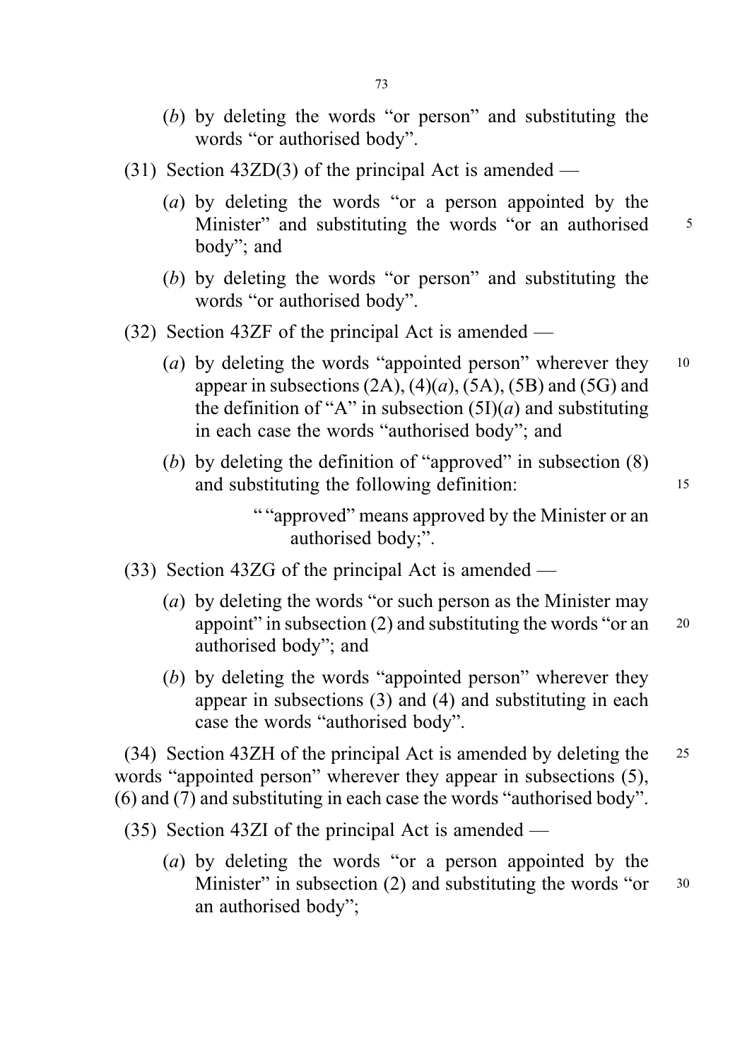(*b*) by deleting the words “or person” and substituting the words “or authorised body”.

(31) Section 43ZD(3) of the principal Act is amended —

(*a*) by deleting the words “or a person appointed by the Minister” and substituting the words “or an authorised body”; and

(*b*) by deleting the words “or person” and substituting the words “or authorised body”.

(32) Section 43ZF of the principal Act is amended —

(*a*) by deleting the words “appointed person” wherever they appear in subsections (2A), (4)(*a*), (5A), (5B) and (5G) and the definition of “A” in subsection (5I)(*a*) and substituting in each case the words “authorised body”; and

(*b*) by deleting the definition of “approved” in subsection (8) and substituting the following definition:

> ““approved” means approved by the Minister or an authorised body;”.

(33) Section 43ZG of the principal Act is amended —

(*a*) by deleting the words “or such person as the Minister may appoint” in subsection (2) and substituting the words “or an authorised body”; and

(*b*) by deleting the words “appointed person” wherever they appear in subsections (3) and (4) and substituting in each case the words “authorised body”.

(34) Section 43ZH of the principal Act is amended by deleting the words “appointed person” wherever they appear in subsections (5), (6) and (7) and substituting in each case the words “authorised body”.

(35) Section 43ZI of the principal Act is amended —

(*a*) by deleting the words “or a person appointed by the Minister” in subsection (2) and substituting the words “or an authorised body”;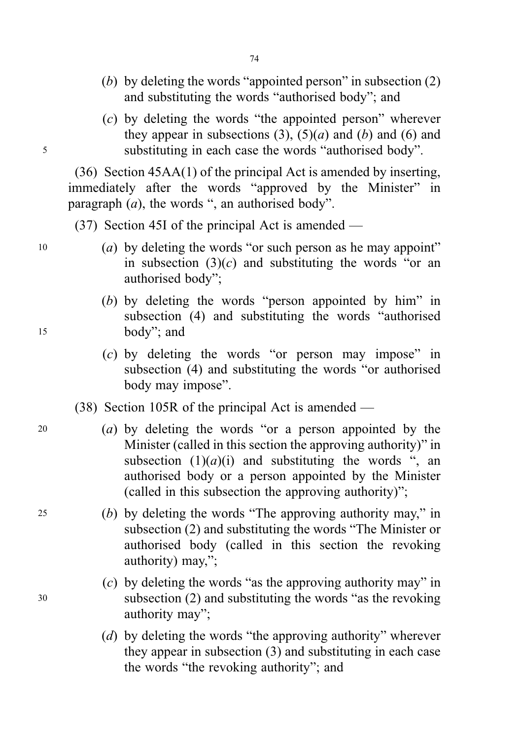(*b*) by deleting the words "appointed person" in subsection (2) and substituting the words "authorised body"; and

(*c*) by deleting the words "the appointed person" wherever they appear in subsections (3), (5)(*a*) and (*b*) and (6) and substituting in each case the words "authorised body".

(36) Section 45AA(1) of the principal Act is amended by inserting, immediately after the words "approved by the Minister" in paragraph (*a*), the words ", an authorised body".

(37) Section 45I of the principal Act is amended —

(*a*) by deleting the words "or such person as he may appoint" in subsection (3)(*c*) and substituting the words "or an authorised body";

(*b*) by deleting the words "person appointed by him" in subsection (4) and substituting the words "authorised body"; and

(*c*) by deleting the words "or person may impose" in subsection (4) and substituting the words "or authorised body may impose".

(38) Section 105R of the principal Act is amended —

(*a*) by deleting the words "or a person appointed by the Minister (called in this section the approving authority)" in subsection (1)(*a*)(i) and substituting the words ", an authorised body or a person appointed by the Minister (called in this subsection the approving authority)";

(*b*) by deleting the words "The approving authority may," in subsection (2) and substituting the words "The Minister or authorised body (called in this section the revoking authority) may,";

(*c*) by deleting the words "as the approving authority may" in subsection (2) and substituting the words "as the revoking authority may";

(*d*) by deleting the words "the approving authority" wherever they appear in subsection (3) and substituting in each case the words "the revoking authority"; and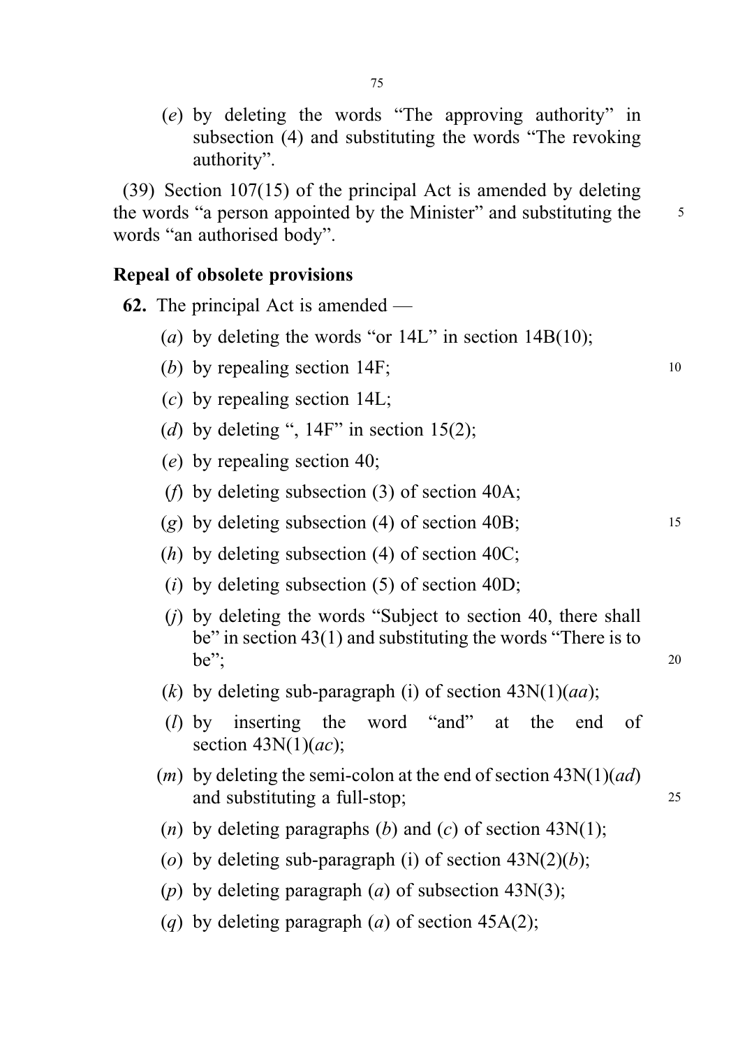(*e*) by deleting the words "The approving authority" in subsection (4) and substituting the words "The revoking authority".

(39) Section 107(15) of the principal Act is amended by deleting the words "a person appointed by the Minister" and substituting the words "an authorised body".

### Repeal of obsolete provisions

**62.** The principal Act is amended —

(*a*) by deleting the words "or 14L" in section 14B(10);

(*b*) by repealing section 14F;

(*c*) by repealing section 14L;

(*d*) by deleting ", 14F" in section 15(2);

(*e*) by repealing section 40;

(*f*) by deleting subsection (3) of section 40A;

(*g*) by deleting subsection (4) of section 40B;

(*h*) by deleting subsection (4) of section 40C;

(*i*) by deleting subsection (5) of section 40D;

(*j*) by deleting the words "Subject to section 40, there shall be" in section 43(1) and substituting the words "There is to be";

(*k*) by deleting sub-paragraph (i) of section 43N(1)(*aa*);

(*l*) by inserting the word "and" at the end of section 43N(1)(*ac*);

(*m*) by deleting the semi-colon at the end of section 43N(1)(*ad*) and substituting a full-stop;

(*n*) by deleting paragraphs (*b*) and (*c*) of section 43N(1);

(*o*) by deleting sub-paragraph (i) of section 43N(2)(*b*);

(*p*) by deleting paragraph (*a*) of subsection 43N(3);

(*q*) by deleting paragraph (*a*) of section 45A(2);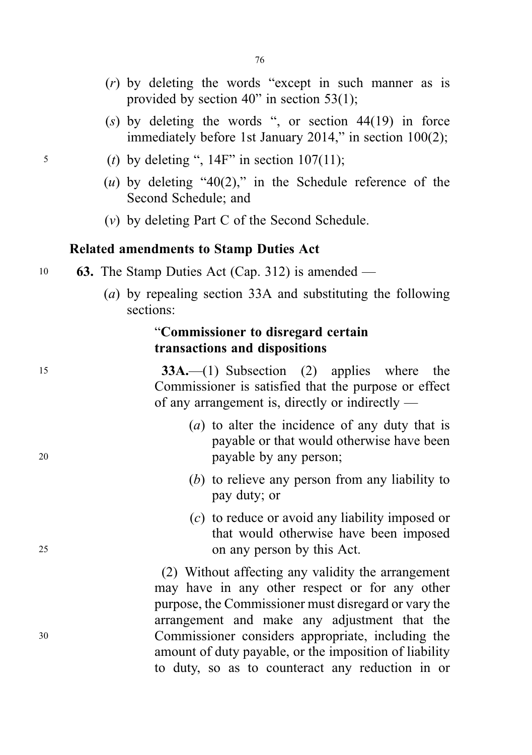(*r*) by deleting the words "except in such manner as is provided by section 40" in section 53(1);

(*s*) by deleting the words ", or section 44(19) in force immediately before 1st January 2014," in section 100(2);

(*t*) by deleting ", 14F" in section 107(11);

(*u*) by deleting "40(2)," in the Schedule reference of the Second Schedule; and

(*v*) by deleting Part C of the Second Schedule.

**Related amendments to Stamp Duties Act**

**63.** The Stamp Duties Act (Cap. 312) is amended —

(*a*) by repealing section 33A and substituting the following sections:

"**Commissioner to disregard certain transactions and dispositions**

**33A.**—(1) Subsection (2) applies where the Commissioner is satisfied that the purpose or effect of any arrangement is, directly or indirectly —

(*a*) to alter the incidence of any duty that is payable or that would otherwise have been payable by any person;

(*b*) to relieve any person from any liability to pay duty; or

(*c*) to reduce or avoid any liability imposed or that would otherwise have been imposed on any person by this Act.

(2) Without affecting any validity the arrangement may have in any other respect or for any other purpose, the Commissioner must disregard or vary the arrangement and make any adjustment that the Commissioner considers appropriate, including the amount of duty payable, or the imposition of liability to duty, so as to counteract any reduction in or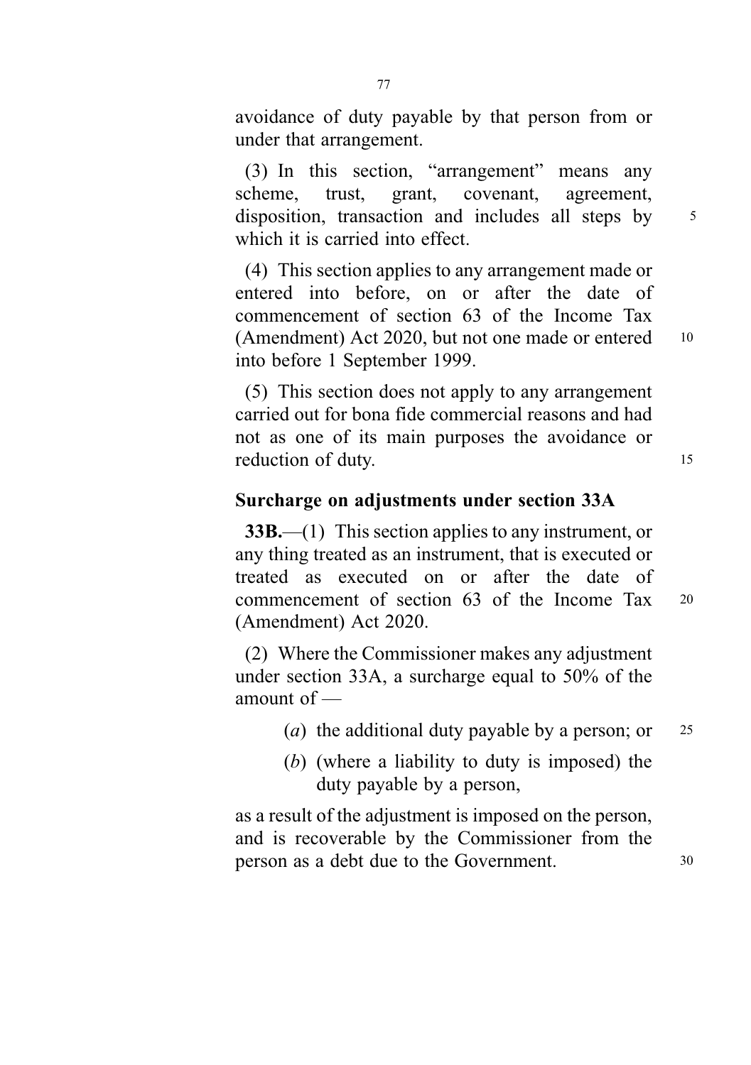avoidance of duty payable by that person from or under that arrangement.

(3) In this section, "arrangement" means any scheme, trust, grant, covenant, agreement, disposition, transaction and includes all steps by which it is carried into effect.

(4) This section applies to any arrangement made or entered into before, on or after the date of commencement of section 63 of the Income Tax (Amendment) Act 2020, but not one made or entered into before 1 September 1999.

(5) This section does not apply to any arrangement carried out for bona fide commercial reasons and had not as one of its main purposes the avoidance or reduction of duty.

### Surcharge on adjustments under section 33A

**33B.**—(1) This section applies to any instrument, or any thing treated as an instrument, that is executed or treated as executed on or after the date of commencement of section 63 of the Income Tax (Amendment) Act 2020.

(2) Where the Commissioner makes any adjustment under section 33A, a surcharge equal to 50% of the amount of —

(*a*) the additional duty payable by a person; or

(*b*) (where a liability to duty is imposed) the duty payable by a person,

as a result of the adjustment is imposed on the person, and is recoverable by the Commissioner from the person as a debt due to the Government.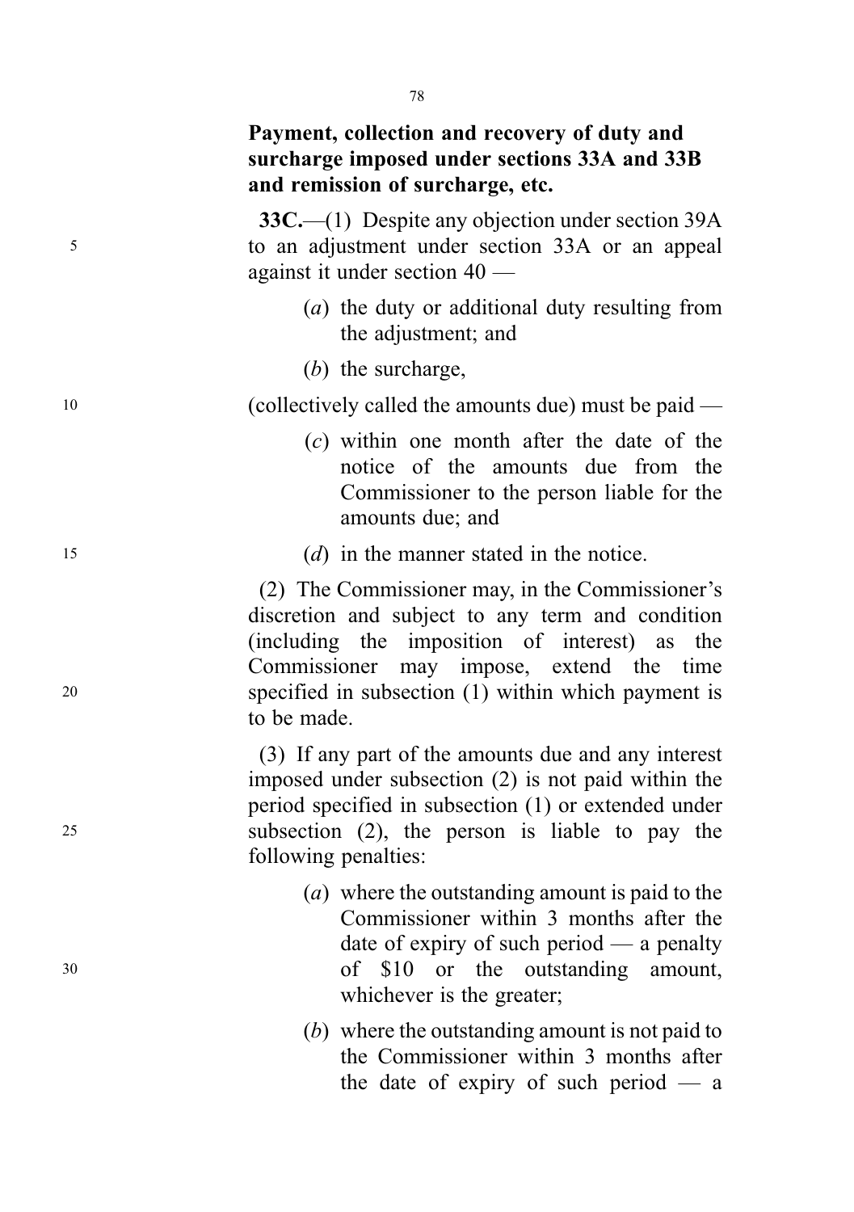**Payment, collection and recovery of duty and surcharge imposed under sections 33A and 33B and remission of surcharge, etc.**

**33C.**—(1) Despite any objection under section 39A to an adjustment under section 33A or an appeal against it under section 40 —

(*a*) the duty or additional duty resulting from the adjustment; and

(*b*) the surcharge,

(collectively called the amounts due) must be paid —

(*c*) within one month after the date of the notice of the amounts due from the Commissioner to the person liable for the amounts due; and

(*d*) in the manner stated in the notice.

(2) The Commissioner may, in the Commissioner's discretion and subject to any term and condition (including the imposition of interest) as the Commissioner may impose, extend the time specified in subsection (1) within which payment is to be made.

(3) If any part of the amounts due and any interest imposed under subsection (2) is not paid within the period specified in subsection (1) or extended under subsection (2), the person is liable to pay the following penalties:

(*a*) where the outstanding amount is paid to the Commissioner within 3 months after the date of expiry of such period — a penalty of $10 or the outstanding amount, whichever is the greater;

(*b*) where the outstanding amount is not paid to the Commissioner within 3 months after the date of expiry of such period — a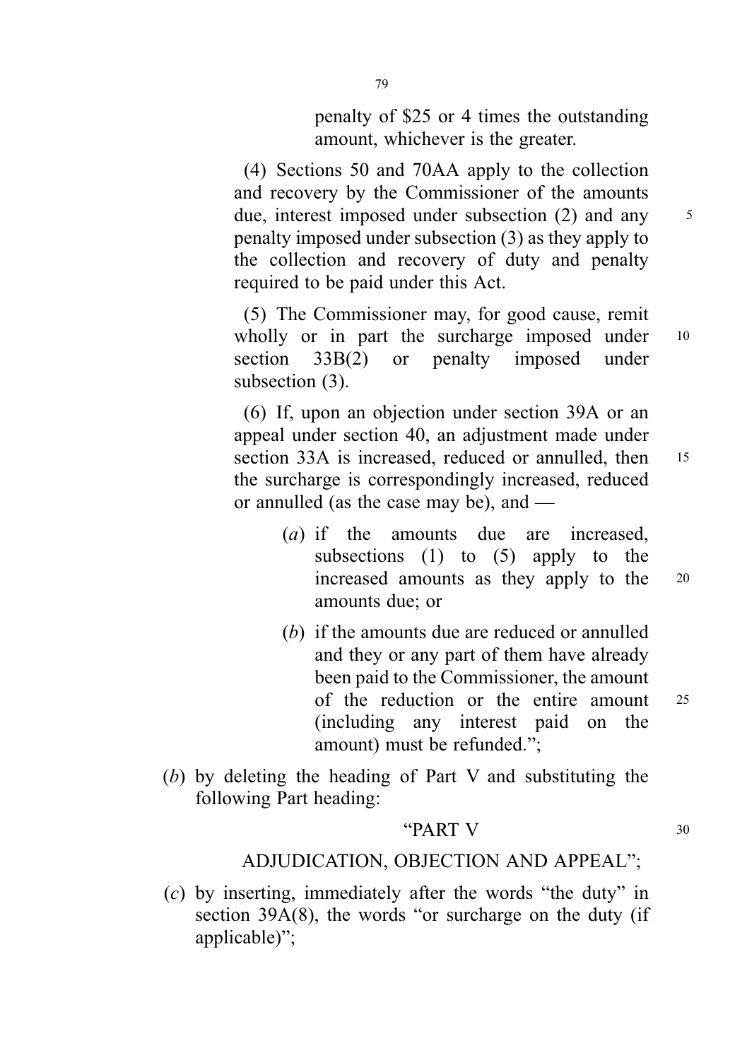penalty of $25 or 4 times the outstanding amount, whichever is the greater.

(4) Sections 50 and 70AA apply to the collection and recovery by the Commissioner of the amounts due, interest imposed under subsection (2) and any penalty imposed under subsection (3) as they apply to the collection and recovery of duty and penalty required to be paid under this Act.

(5) The Commissioner may, for good cause, remit wholly or in part the surcharge imposed under section 33B(2) or penalty imposed under subsection (3).

(6) If, upon an objection under section 39A or an appeal under section 40, an adjustment made under section 33A is increased, reduced or annulled, then the surcharge is correspondingly increased, reduced or annulled (as the case may be), and —

(*a*) if the amounts due are increased, subsections (1) to (5) apply to the increased amounts as they apply to the amounts due; or

(*b*) if the amounts due are reduced or annulled and they or any part of them have already been paid to the Commissioner, the amount of the reduction or the entire amount (including any interest paid on the amount) must be refunded.";

(*b*) by deleting the heading of Part V and substituting the following Part heading:

"PART V

ADJUDICATION, OBJECTION AND APPEAL";

(*c*) by inserting, immediately after the words "the duty" in section 39A(8), the words "or surcharge on the duty (if applicable)";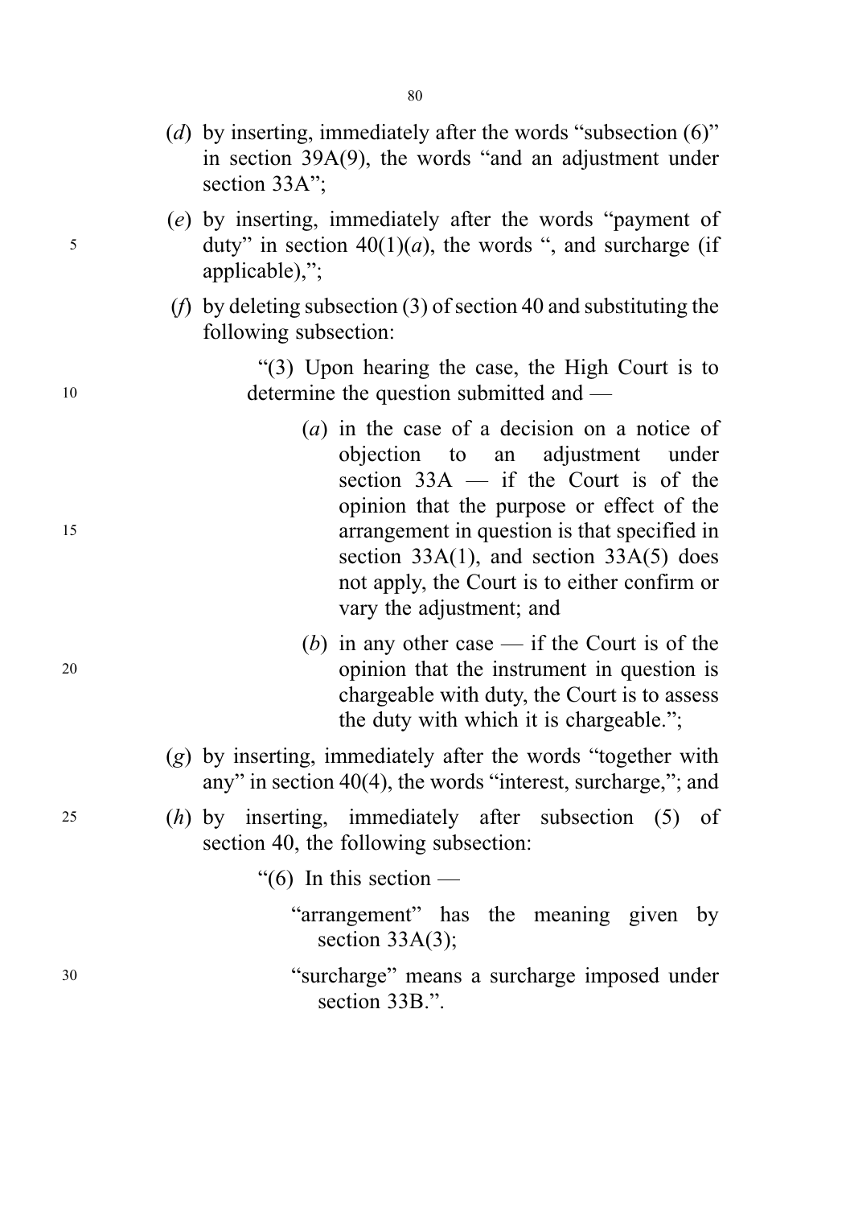(*d*) by inserting, immediately after the words "subsection (6)" in section 39A(9), the words "and an adjustment under section 33A";

(*e*) by inserting, immediately after the words "payment of duty" in section 40(1)(*a*), the words ", and surcharge (if applicable),";

(*f*) by deleting subsection (3) of section 40 and substituting the following subsection:

> "(3) Upon hearing the case, the High Court is to determine the question submitted and —
>
> (*a*) in the case of a decision on a notice of objection to an adjustment under section 33A — if the Court is of the opinion that the purpose or effect of the arrangement in question is that specified in section 33A(1), and section 33A(5) does not apply, the Court is to either confirm or vary the adjustment; and
>
> (*b*) in any other case — if the Court is of the opinion that the instrument in question is chargeable with duty, the Court is to assess the duty with which it is chargeable.";

(*g*) by inserting, immediately after the words "together with any" in section 40(4), the words "interest, surcharge,"; and

(*h*) by inserting, immediately after subsection (5) of section 40, the following subsection:

> "(6) In this section —
>
> "arrangement" has the meaning given by section 33A(3);
>
> "surcharge" means a surcharge imposed under section 33B.".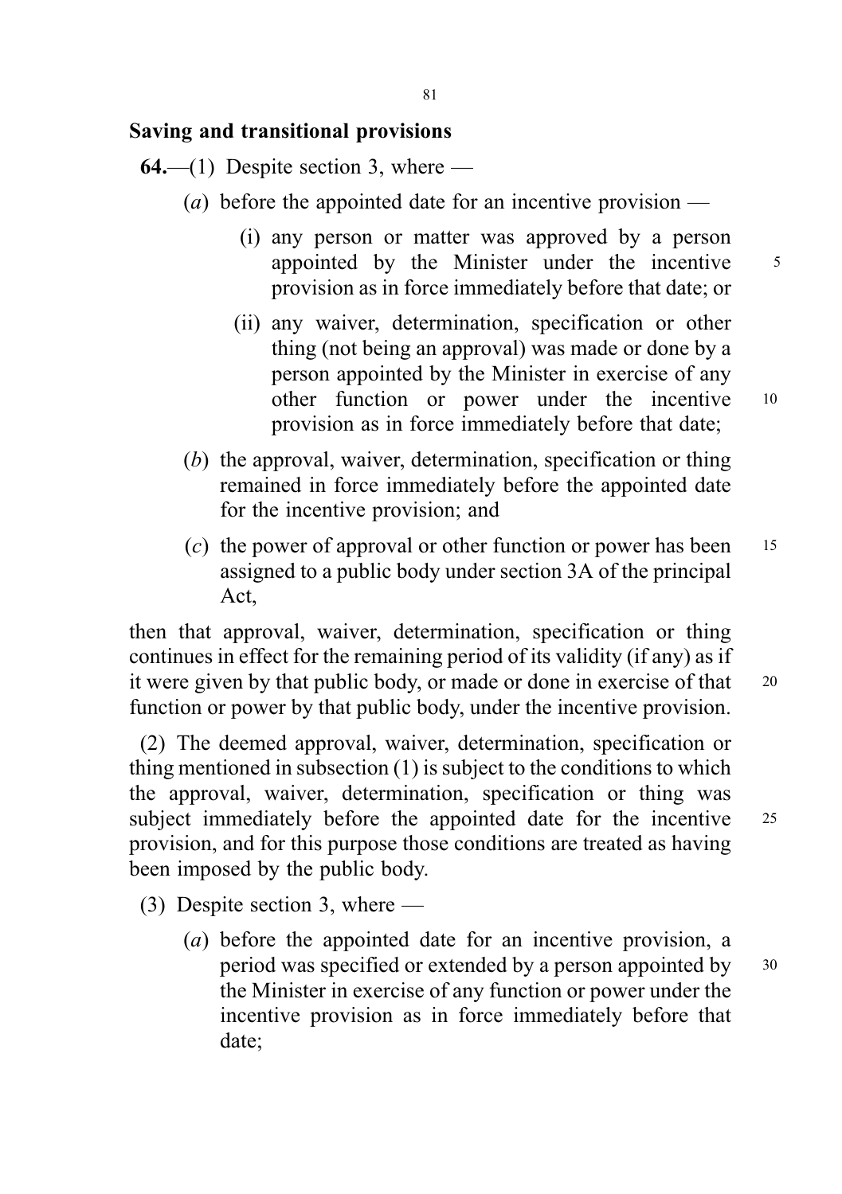**Saving and transitional provisions**

**64.**—(1) Despite section 3, where —

(*a*) before the appointed date for an incentive provision —

(i) any person or matter was approved by a person appointed by the Minister under the incentive provision as in force immediately before that date; or

(ii) any waiver, determination, specification or other thing (not being an approval) was made or done by a person appointed by the Minister in exercise of any other function or power under the incentive provision as in force immediately before that date;

(*b*) the approval, waiver, determination, specification or thing remained in force immediately before the appointed date for the incentive provision; and

(*c*) the power of approval or other function or power has been assigned to a public body under section 3A of the principal Act,

then that approval, waiver, determination, specification or thing continues in effect for the remaining period of its validity (if any) as if it were given by that public body, or made or done in exercise of that function or power by that public body, under the incentive provision.

(2) The deemed approval, waiver, determination, specification or thing mentioned in subsection (1) is subject to the conditions to which the approval, waiver, determination, specification or thing was subject immediately before the appointed date for the incentive provision, and for this purpose those conditions are treated as having been imposed by the public body.

(3) Despite section 3, where —

(*a*) before the appointed date for an incentive provision, a period was specified or extended by a person appointed by the Minister in exercise of any function or power under the incentive provision as in force immediately before that date;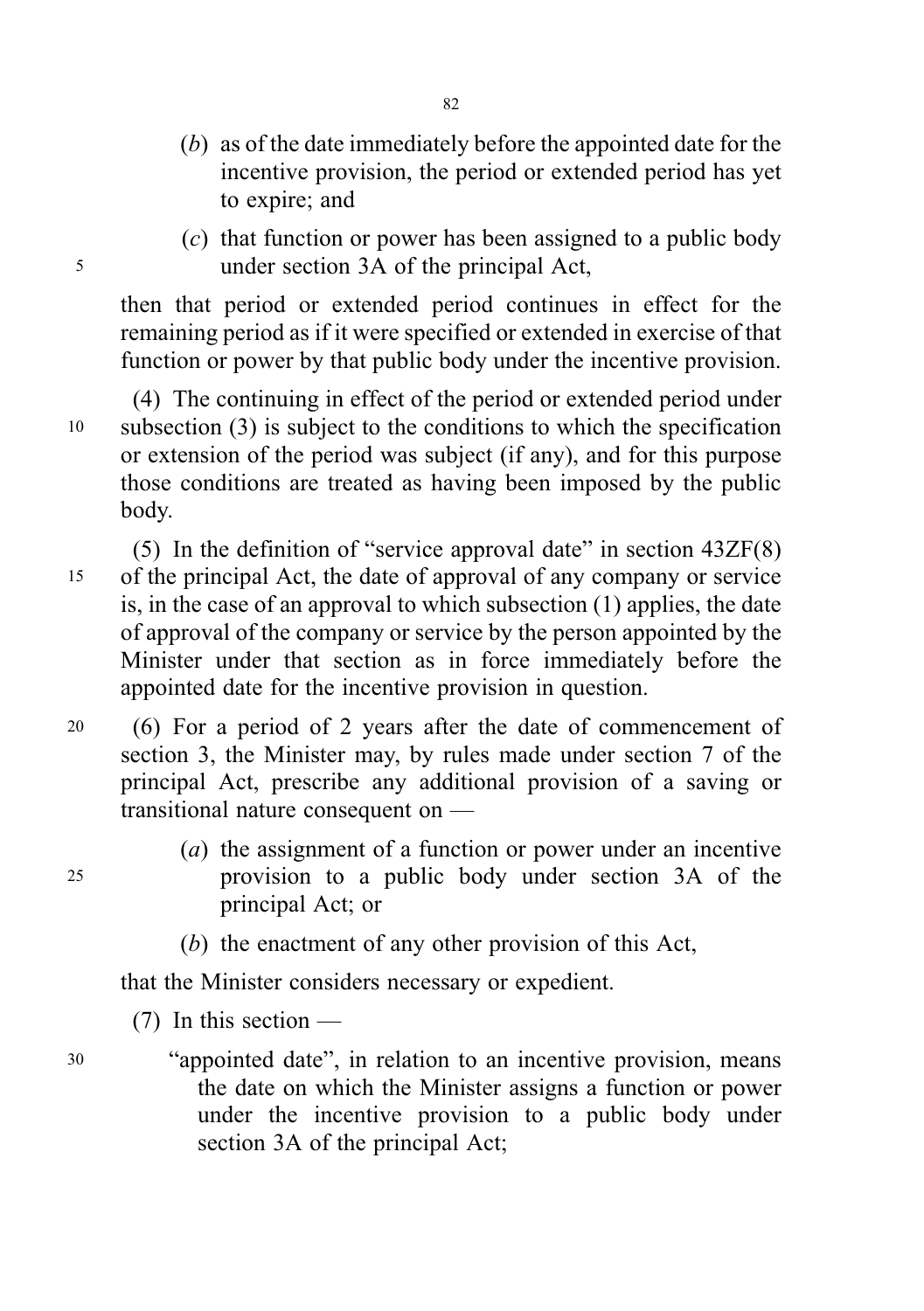(*b*) as of the date immediately before the appointed date for the incentive provision, the period or extended period has yet to expire; and

(*c*) that function or power has been assigned to a public body under section 3A of the principal Act,

then that period or extended period continues in effect for the remaining period as if it were specified or extended in exercise of that function or power by that public body under the incentive provision.

(4) The continuing in effect of the period or extended period under subsection (3) is subject to the conditions to which the specification or extension of the period was subject (if any), and for this purpose those conditions are treated as having been imposed by the public body.

(5) In the definition of "service approval date" in section 43ZF(8) of the principal Act, the date of approval of any company or service is, in the case of an approval to which subsection (1) applies, the date of approval of the company or service by the person appointed by the Minister under that section as in force immediately before the appointed date for the incentive provision in question.

(6) For a period of 2 years after the date of commencement of section 3, the Minister may, by rules made under section 7 of the principal Act, prescribe any additional provision of a saving or transitional nature consequent on —

(*a*) the assignment of a function or power under an incentive provision to a public body under section 3A of the principal Act; or

(*b*) the enactment of any other provision of this Act,

that the Minister considers necessary or expedient.

(7) In this section —

"appointed date", in relation to an incentive provision, means the date on which the Minister assigns a function or power under the incentive provision to a public body under section 3A of the principal Act;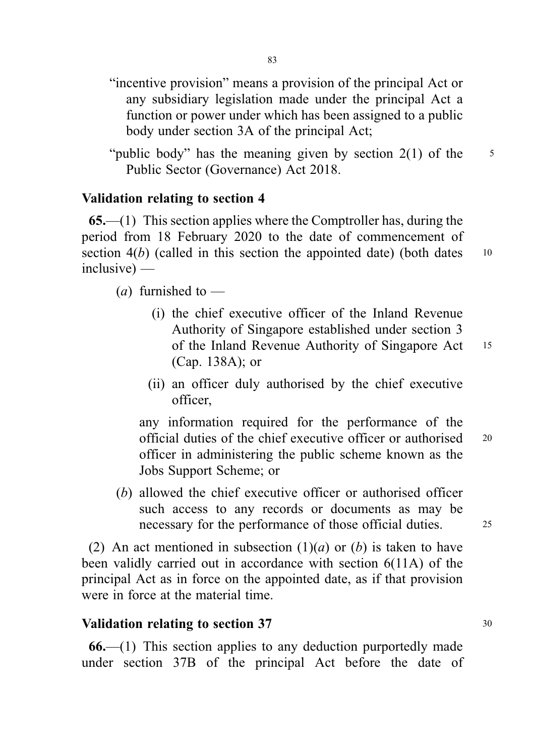"incentive provision" means a provision of the principal Act or any subsidiary legislation made under the principal Act a function or power under which has been assigned to a public body under section 3A of the principal Act;

"public body" has the meaning given by section 2(1) of the Public Sector (Governance) Act 2018.

**Validation relating to section 4**

**65.**—(1) This section applies where the Comptroller has, during the period from 18 February 2020 to the date of commencement of section 4(*b*) (called in this section the appointed date) (both dates inclusive) —

(*a*) furnished to —

(i) the chief executive officer of the Inland Revenue Authority of Singapore established under section 3 of the Inland Revenue Authority of Singapore Act (Cap. 138A); or

(ii) an officer duly authorised by the chief executive officer,

any information required for the performance of the official duties of the chief executive officer or authorised officer in administering the public scheme known as the Jobs Support Scheme; or

(*b*) allowed the chief executive officer or authorised officer such access to any records or documents as may be necessary for the performance of those official duties.

(2) An act mentioned in subsection (1)(*a*) or (*b*) is taken to have been validly carried out in accordance with section 6(11A) of the principal Act as in force on the appointed date, as if that provision were in force at the material time.

**Validation relating to section 37**

**66.**—(1) This section applies to any deduction purportedly made under section 37B of the principal Act before the date of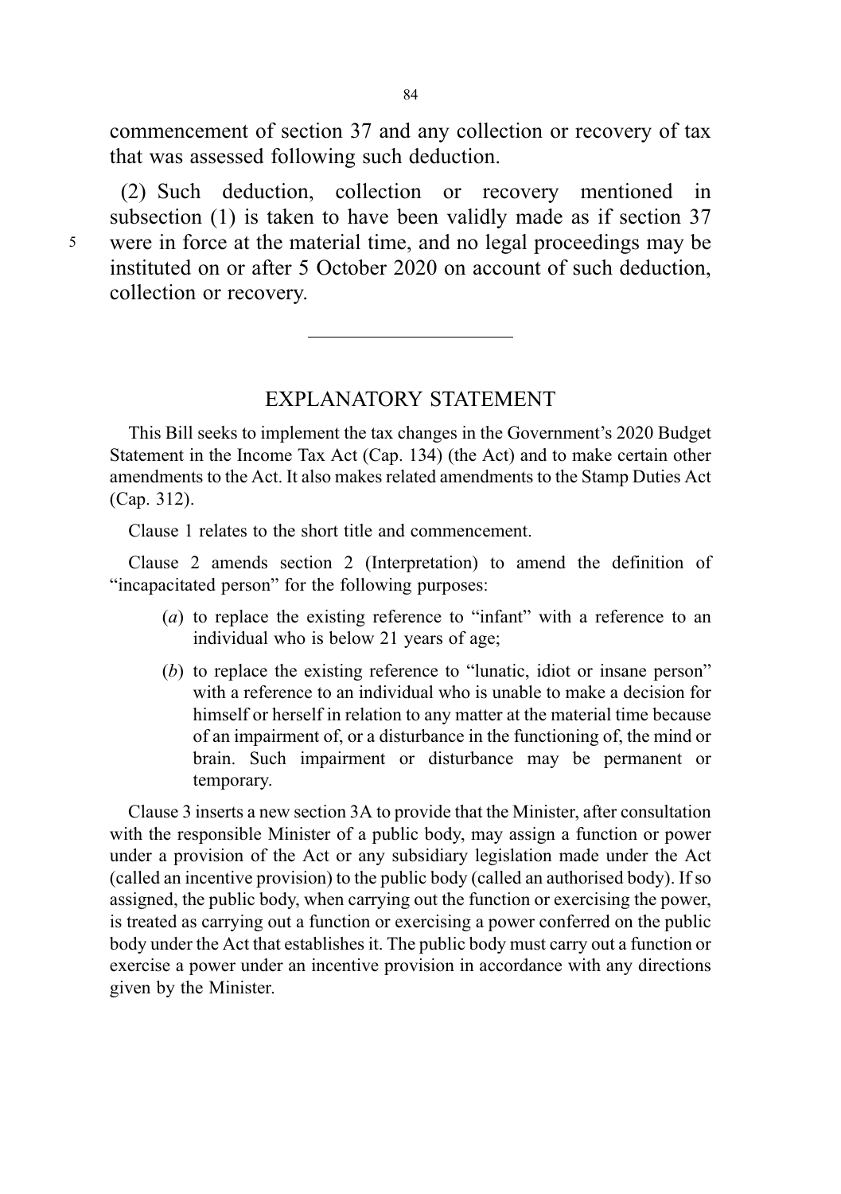commencement of section 37 and any collection or recovery of tax that was assessed following such deduction.

(2) Such deduction, collection or recovery mentioned in subsection (1) is taken to have been validly made as if section 37 were in force at the material time, and no legal proceedings may be instituted on or after 5 October 2020 on account of such deduction, collection or recovery.

---

## EXPLANATORY STATEMENT

This Bill seeks to implement the tax changes in the Government's 2020 Budget Statement in the Income Tax Act (Cap. 134) (the Act) and to make certain other amendments to the Act. It also makes related amendments to the Stamp Duties Act (Cap. 312).

Clause 1 relates to the short title and commencement.

Clause 2 amends section 2 (Interpretation) to amend the definition of "incapacitated person" for the following purposes:

(*a*) to replace the existing reference to "infant" with a reference to an individual who is below 21 years of age;

(*b*) to replace the existing reference to "lunatic, idiot or insane person" with a reference to an individual who is unable to make a decision for himself or herself in relation to any matter at the material time because of an impairment of, or a disturbance in the functioning of, the mind or brain. Such impairment or disturbance may be permanent or temporary.

Clause 3 inserts a new section 3A to provide that the Minister, after consultation with the responsible Minister of a public body, may assign a function or power under a provision of the Act or any subsidiary legislation made under the Act (called an incentive provision) to the public body (called an authorised body). If so assigned, the public body, when carrying out the function or exercising the power, is treated as carrying out a function or exercising a power conferred on the public body under the Act that establishes it. The public body must carry out a function or exercise a power under an incentive provision in accordance with any directions given by the Minister.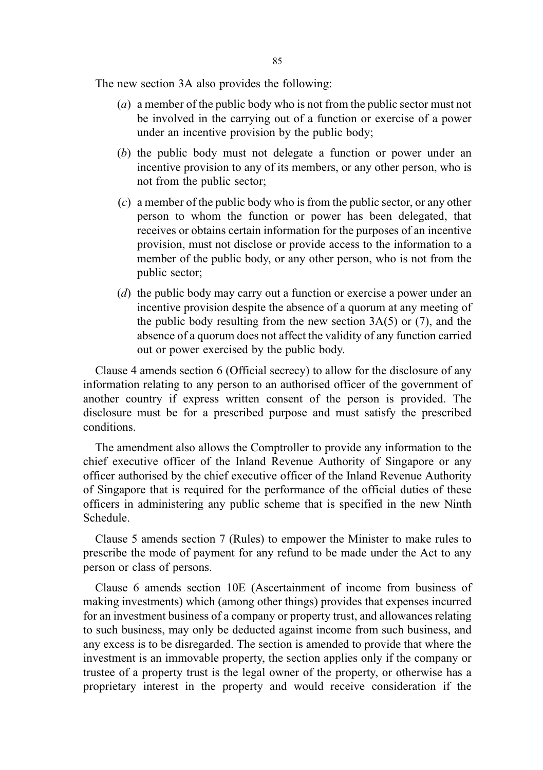The new section 3A also provides the following:

(*a*) a member of the public body who is not from the public sector must not be involved in the carrying out of a function or exercise of a power under an incentive provision by the public body;

(*b*) the public body must not delegate a function or power under an incentive provision to any of its members, or any other person, who is not from the public sector;

(*c*) a member of the public body who is from the public sector, or any other person to whom the function or power has been delegated, that receives or obtains certain information for the purposes of an incentive provision, must not disclose or provide access to the information to a member of the public body, or any other person, who is not from the public sector;

(*d*) the public body may carry out a function or exercise a power under an incentive provision despite the absence of a quorum at any meeting of the public body resulting from the new section 3A(5) or (7), and the absence of a quorum does not affect the validity of any function carried out or power exercised by the public body.

Clause 4 amends section 6 (Official secrecy) to allow for the disclosure of any information relating to any person to an authorised officer of the government of another country if express written consent of the person is provided. The disclosure must be for a prescribed purpose and must satisfy the prescribed conditions.

The amendment also allows the Comptroller to provide any information to the chief executive officer of the Inland Revenue Authority of Singapore or any officer authorised by the chief executive officer of the Inland Revenue Authority of Singapore that is required for the performance of the official duties of these officers in administering any public scheme that is specified in the new Ninth Schedule.

Clause 5 amends section 7 (Rules) to empower the Minister to make rules to prescribe the mode of payment for any refund to be made under the Act to any person or class of persons.

Clause 6 amends section 10E (Ascertainment of income from business of making investments) which (among other things) provides that expenses incurred for an investment business of a company or property trust, and allowances relating to such business, may only be deducted against income from such business, and any excess is to be disregarded. The section is amended to provide that where the investment is an immovable property, the section applies only if the company or trustee of a property trust is the legal owner of the property, or otherwise has a proprietary interest in the property and would receive consideration if the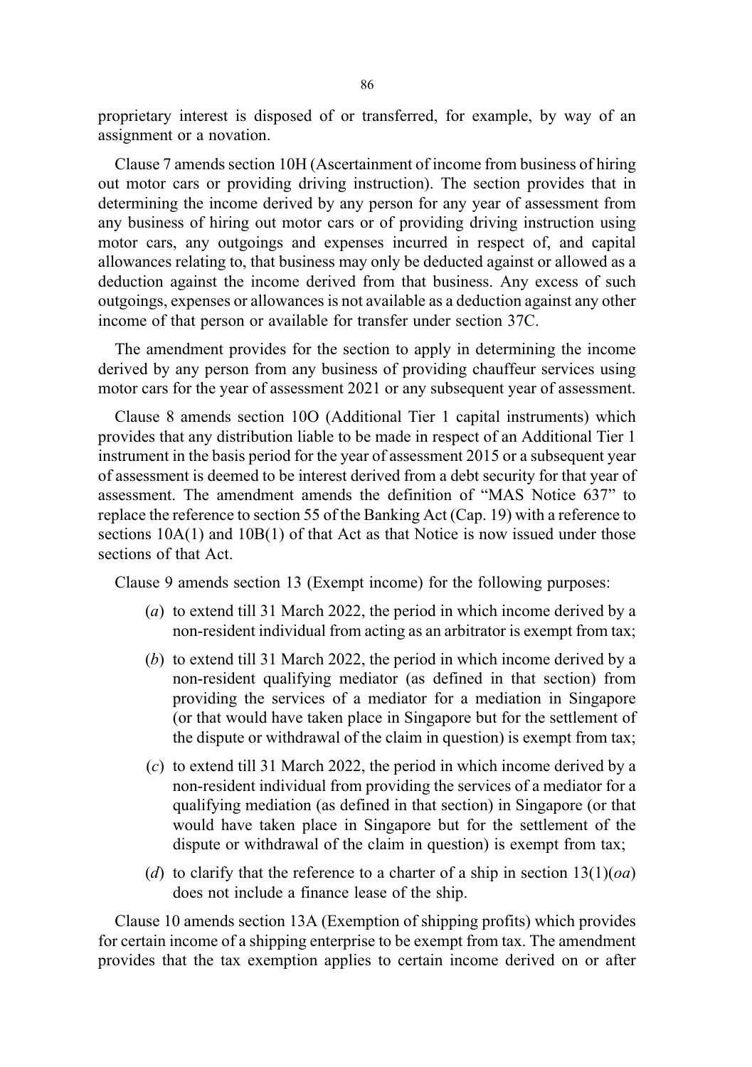proprietary interest is disposed of or transferred, for example, by way of an assignment or a novation.

Clause 7 amends section 10H (Ascertainment of income from business of hiring out motor cars or providing driving instruction). The section provides that in determining the income derived by any person for any year of assessment from any business of hiring out motor cars or of providing driving instruction using motor cars, any outgoings and expenses incurred in respect of, and capital allowances relating to, that business may only be deducted against or allowed as a deduction against the income derived from that business. Any excess of such outgoings, expenses or allowances is not available as a deduction against any other income of that person or available for transfer under section 37C.

The amendment provides for the section to apply in determining the income derived by any person from any business of providing chauffeur services using motor cars for the year of assessment 2021 or any subsequent year of assessment.

Clause 8 amends section 10O (Additional Tier 1 capital instruments) which provides that any distribution liable to be made in respect of an Additional Tier 1 instrument in the basis period for the year of assessment 2015 or a subsequent year of assessment is deemed to be interest derived from a debt security for that year of assessment. The amendment amends the definition of "MAS Notice 637" to replace the reference to section 55 of the Banking Act (Cap. 19) with a reference to sections 10A(1) and 10B(1) of that Act as that Notice is now issued under those sections of that Act.

Clause 9 amends section 13 (Exempt income) for the following purposes:

(*a*) to extend till 31 March 2022, the period in which income derived by a non-resident individual from acting as an arbitrator is exempt from tax;

(*b*) to extend till 31 March 2022, the period in which income derived by a non-resident qualifying mediator (as defined in that section) from providing the services of a mediator for a mediation in Singapore (or that would have taken place in Singapore but for the settlement of the dispute or withdrawal of the claim in question) is exempt from tax;

(*c*) to extend till 31 March 2022, the period in which income derived by a non-resident individual from providing the services of a mediator for a qualifying mediation (as defined in that section) in Singapore (or that would have taken place in Singapore but for the settlement of the dispute or withdrawal of the claim in question) is exempt from tax;

(*d*) to clarify that the reference to a charter of a ship in section 13(1)(*oa*) does not include a finance lease of the ship.

Clause 10 amends section 13A (Exemption of shipping profits) which provides for certain income of a shipping enterprise to be exempt from tax. The amendment provides that the tax exemption applies to certain income derived on or after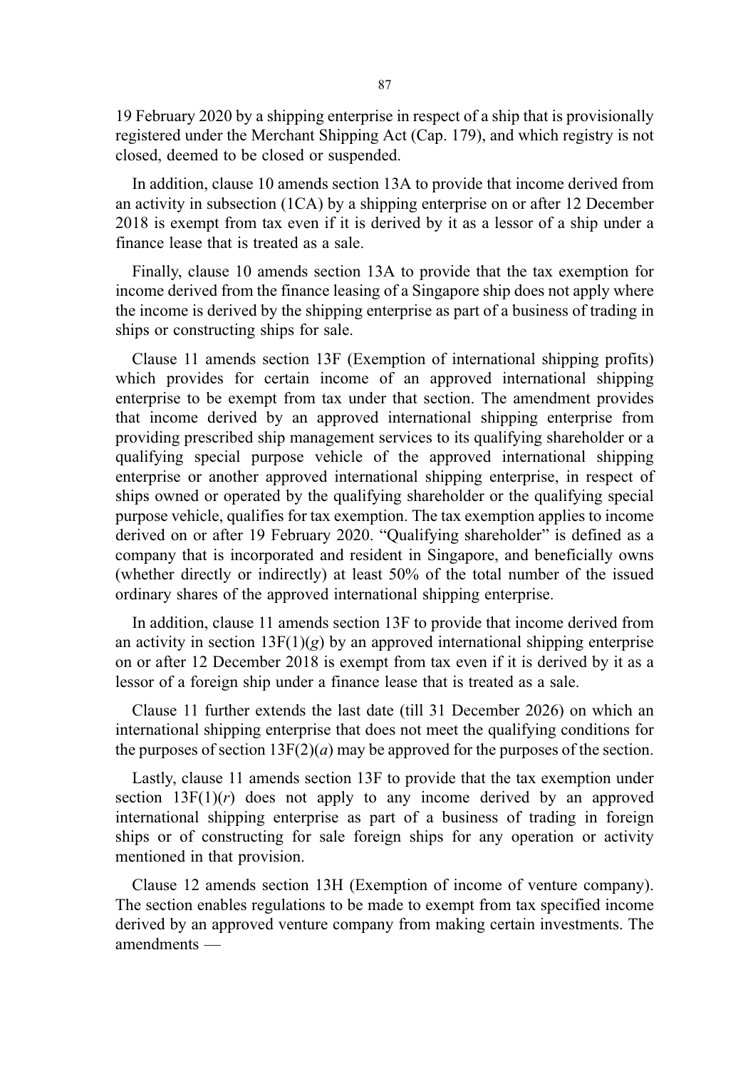19 February 2020 by a shipping enterprise in respect of a ship that is provisionally registered under the Merchant Shipping Act (Cap. 179), and which registry is not closed, deemed to be closed or suspended.

In addition, clause 10 amends section 13A to provide that income derived from an activity in subsection (1CA) by a shipping enterprise on or after 12 December 2018 is exempt from tax even if it is derived by it as a lessor of a ship under a finance lease that is treated as a sale.

Finally, clause 10 amends section 13A to provide that the tax exemption for income derived from the finance leasing of a Singapore ship does not apply where the income is derived by the shipping enterprise as part of a business of trading in ships or constructing ships for sale.

Clause 11 amends section 13F (Exemption of international shipping profits) which provides for certain income of an approved international shipping enterprise to be exempt from tax under that section. The amendment provides that income derived by an approved international shipping enterprise from providing prescribed ship management services to its qualifying shareholder or a qualifying special purpose vehicle of the approved international shipping enterprise or another approved international shipping enterprise, in respect of ships owned or operated by the qualifying shareholder or the qualifying special purpose vehicle, qualifies for tax exemption. The tax exemption applies to income derived on or after 19 February 2020. "Qualifying shareholder" is defined as a company that is incorporated and resident in Singapore, and beneficially owns (whether directly or indirectly) at least 50% of the total number of the issued ordinary shares of the approved international shipping enterprise.

In addition, clause 11 amends section 13F to provide that income derived from an activity in section 13F(1)(*g*) by an approved international shipping enterprise on or after 12 December 2018 is exempt from tax even if it is derived by it as a lessor of a foreign ship under a finance lease that is treated as a sale.

Clause 11 further extends the last date (till 31 December 2026) on which an international shipping enterprise that does not meet the qualifying conditions for the purposes of section 13F(2)(*a*) may be approved for the purposes of the section.

Lastly, clause 11 amends section 13F to provide that the tax exemption under section 13F(1)(*r*) does not apply to any income derived by an approved international shipping enterprise as part of a business of trading in foreign ships or of constructing for sale foreign ships for any operation or activity mentioned in that provision.

Clause 12 amends section 13H (Exemption of income of venture company). The section enables regulations to be made to exempt from tax specified income derived by an approved venture company from making certain investments. The amendments —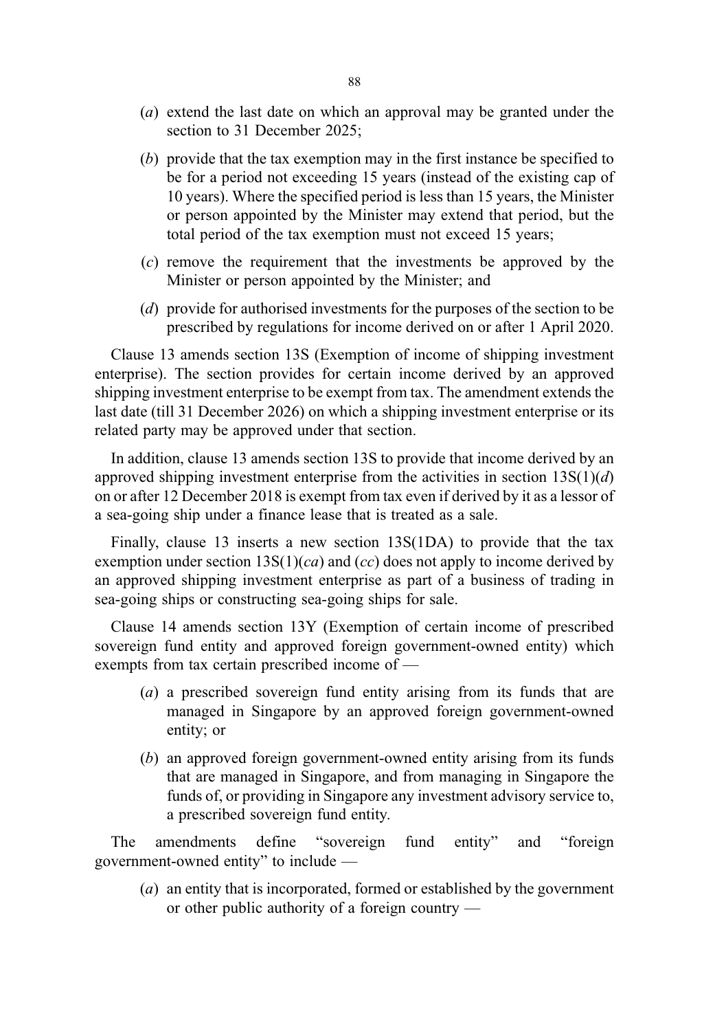(*a*) extend the last date on which an approval may be granted under the section to 31 December 2025;

(*b*) provide that the tax exemption may in the first instance be specified to be for a period not exceeding 15 years (instead of the existing cap of 10 years). Where the specified period is less than 15 years, the Minister or person appointed by the Minister may extend that period, but the total period of the tax exemption must not exceed 15 years;

(*c*) remove the requirement that the investments be approved by the Minister or person appointed by the Minister; and

(*d*) provide for authorised investments for the purposes of the section to be prescribed by regulations for income derived on or after 1 April 2020.

Clause 13 amends section 13S (Exemption of income of shipping investment enterprise). The section provides for certain income derived by an approved shipping investment enterprise to be exempt from tax. The amendment extends the last date (till 31 December 2026) on which a shipping investment enterprise or its related party may be approved under that section.

In addition, clause 13 amends section 13S to provide that income derived by an approved shipping investment enterprise from the activities in section 13S(1)(*d*) on or after 12 December 2018 is exempt from tax even if derived by it as a lessor of a sea-going ship under a finance lease that is treated as a sale.

Finally, clause 13 inserts a new section 13S(1DA) to provide that the tax exemption under section 13S(1)(*ca*) and (*cc*) does not apply to income derived by an approved shipping investment enterprise as part of a business of trading in sea-going ships or constructing sea-going ships for sale.

Clause 14 amends section 13Y (Exemption of certain income of prescribed sovereign fund entity and approved foreign government-owned entity) which exempts from tax certain prescribed income of —

(*a*) a prescribed sovereign fund entity arising from its funds that are managed in Singapore by an approved foreign government-owned entity; or

(*b*) an approved foreign government-owned entity arising from its funds that are managed in Singapore, and from managing in Singapore the funds of, or providing in Singapore any investment advisory service to, a prescribed sovereign fund entity.

The amendments define "sovereign fund entity" and "foreign government-owned entity" to include —

(*a*) an entity that is incorporated, formed or established by the government or other public authority of a foreign country —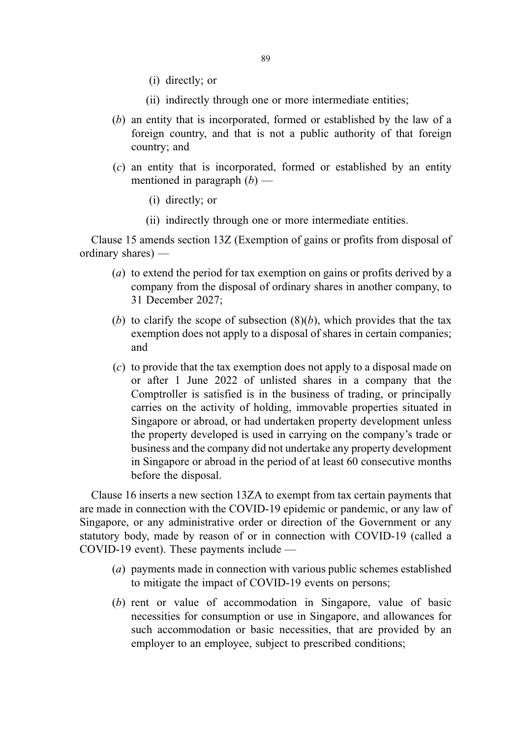(i) directly; or

(ii) indirectly through one or more intermediate entities;

(*b*) an entity that is incorporated, formed or established by the law of a foreign country, and that is not a public authority of that foreign country; and

(*c*) an entity that is incorporated, formed or established by an entity mentioned in paragraph (*b*) —

(i) directly; or

(ii) indirectly through one or more intermediate entities.

Clause 15 amends section 13Z (Exemption of gains or profits from disposal of ordinary shares) —

(*a*) to extend the period for tax exemption on gains or profits derived by a company from the disposal of ordinary shares in another company, to 31 December 2027;

(*b*) to clarify the scope of subsection (8)(*b*), which provides that the tax exemption does not apply to a disposal of shares in certain companies; and

(*c*) to provide that the tax exemption does not apply to a disposal made on or after 1 June 2022 of unlisted shares in a company that the Comptroller is satisfied is in the business of trading, or principally carries on the activity of holding, immovable properties situated in Singapore or abroad, or had undertaken property development unless the property developed is used in carrying on the company's trade or business and the company did not undertake any property development in Singapore or abroad in the period of at least 60 consecutive months before the disposal.

Clause 16 inserts a new section 13ZA to exempt from tax certain payments that are made in connection with the COVID-19 epidemic or pandemic, or any law of Singapore, or any administrative order or direction of the Government or any statutory body, made by reason of or in connection with COVID-19 (called a COVID-19 event). These payments include —

(*a*) payments made in connection with various public schemes established to mitigate the impact of COVID-19 events on persons;

(*b*) rent or value of accommodation in Singapore, value of basic necessities for consumption or use in Singapore, and allowances for such accommodation or basic necessities, that are provided by an employer to an employee, subject to prescribed conditions;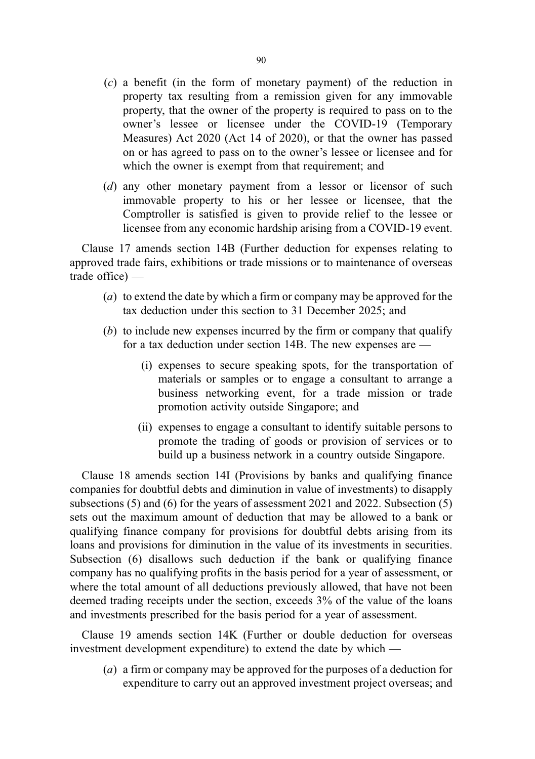(*c*) a benefit (in the form of monetary payment) of the reduction in property tax resulting from a remission given for any immovable property, that the owner of the property is required to pass on to the owner's lessee or licensee under the COVID-19 (Temporary Measures) Act 2020 (Act 14 of 2020), or that the owner has passed on or has agreed to pass on to the owner's lessee or licensee and for which the owner is exempt from that requirement; and

(*d*) any other monetary payment from a lessor or licensor of such immovable property to his or her lessee or licensee, that the Comptroller is satisfied is given to provide relief to the lessee or licensee from any economic hardship arising from a COVID-19 event.

Clause 17 amends section 14B (Further deduction for expenses relating to approved trade fairs, exhibitions or trade missions or to maintenance of overseas trade office) —

(*a*) to extend the date by which a firm or company may be approved for the tax deduction under this section to 31 December 2025; and

(*b*) to include new expenses incurred by the firm or company that qualify for a tax deduction under section 14B. The new expenses are —

  (i) expenses to secure speaking spots, for the transportation of materials or samples or to engage a consultant to arrange a business networking event, for a trade mission or trade promotion activity outside Singapore; and

  (ii) expenses to engage a consultant to identify suitable persons to promote the trading of goods or provision of services or to build up a business network in a country outside Singapore.

Clause 18 amends section 14I (Provisions by banks and qualifying finance companies for doubtful debts and diminution in value of investments) to disapply subsections (5) and (6) for the years of assessment 2021 and 2022. Subsection (5) sets out the maximum amount of deduction that may be allowed to a bank or qualifying finance company for provisions for doubtful debts arising from its loans and provisions for diminution in the value of its investments in securities. Subsection (6) disallows such deduction if the bank or qualifying finance company has no qualifying profits in the basis period for a year of assessment, or where the total amount of all deductions previously allowed, that have not been deemed trading receipts under the section, exceeds 3% of the value of the loans and investments prescribed for the basis period for a year of assessment.

Clause 19 amends section 14K (Further or double deduction for overseas investment development expenditure) to extend the date by which —

(*a*) a firm or company may be approved for the purposes of a deduction for expenditure to carry out an approved investment project overseas; and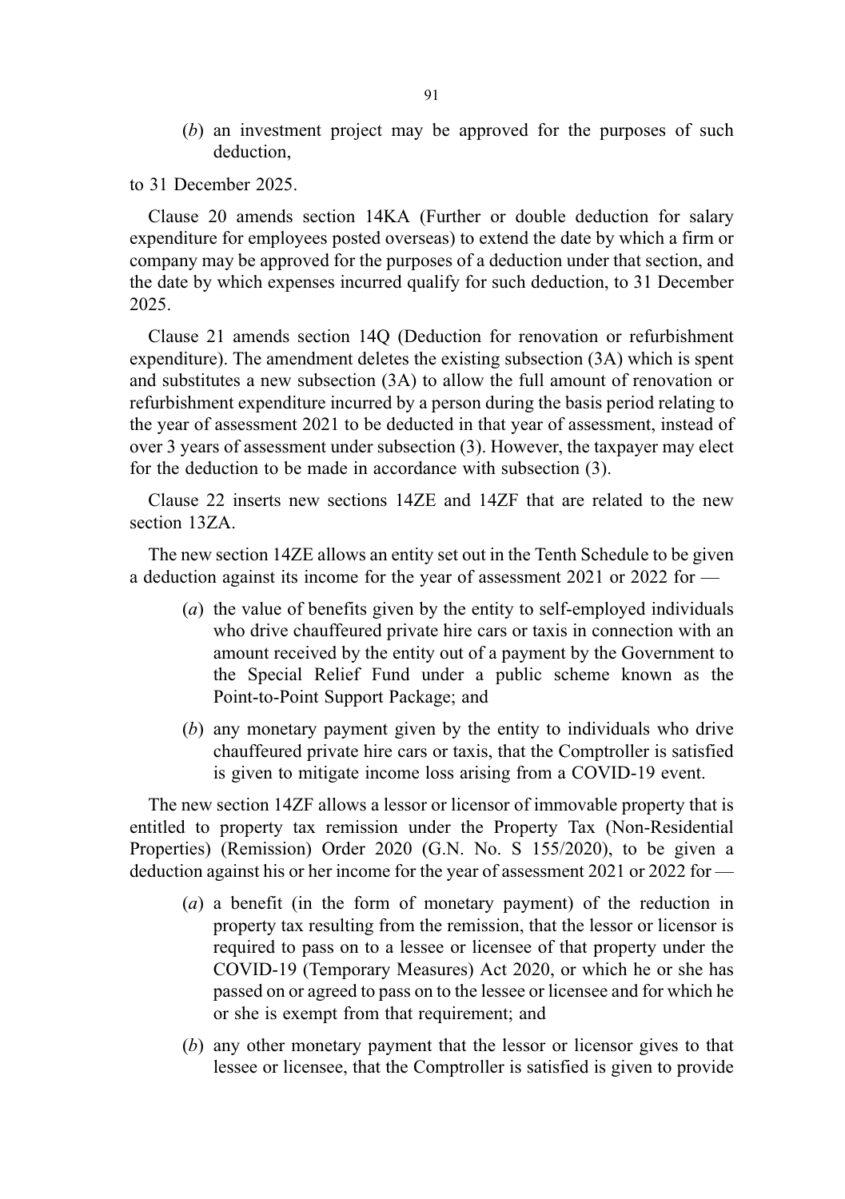(*b*) an investment project may be approved for the purposes of such deduction,

to 31 December 2025.

Clause 20 amends section 14KA (Further or double deduction for salary expenditure for employees posted overseas) to extend the date by which a firm or company may be approved for the purposes of a deduction under that section, and the date by which expenses incurred qualify for such deduction, to 31 December 2025.

Clause 21 amends section 14Q (Deduction for renovation or refurbishment expenditure). The amendment deletes the existing subsection (3A) which is spent and substitutes a new subsection (3A) to allow the full amount of renovation or refurbishment expenditure incurred by a person during the basis period relating to the year of assessment 2021 to be deducted in that year of assessment, instead of over 3 years of assessment under subsection (3). However, the taxpayer may elect for the deduction to be made in accordance with subsection (3).

Clause 22 inserts new sections 14ZE and 14ZF that are related to the new section 13ZA.

The new section 14ZE allows an entity set out in the Tenth Schedule to be given a deduction against its income for the year of assessment 2021 or 2022 for —

(*a*) the value of benefits given by the entity to self-employed individuals who drive chauffeured private hire cars or taxis in connection with an amount received by the entity out of a payment by the Government to the Special Relief Fund under a public scheme known as the Point-to-Point Support Package; and

(*b*) any monetary payment given by the entity to individuals who drive chauffeured private hire cars or taxis, that the Comptroller is satisfied is given to mitigate income loss arising from a COVID-19 event.

The new section 14ZF allows a lessor or licensor of immovable property that is entitled to property tax remission under the Property Tax (Non-Residential Properties) (Remission) Order 2020 (G.N. No. S 155/2020), to be given a deduction against his or her income for the year of assessment 2021 or 2022 for —

(*a*) a benefit (in the form of monetary payment) of the reduction in property tax resulting from the remission, that the lessor or licensor is required to pass on to a lessee or licensee of that property under the COVID-19 (Temporary Measures) Act 2020, or which he or she has passed on or agreed to pass on to the lessee or licensee and for which he or she is exempt from that requirement; and

(*b*) any other monetary payment that the lessor or licensor gives to that lessee or licensee, that the Comptroller is satisfied is given to provide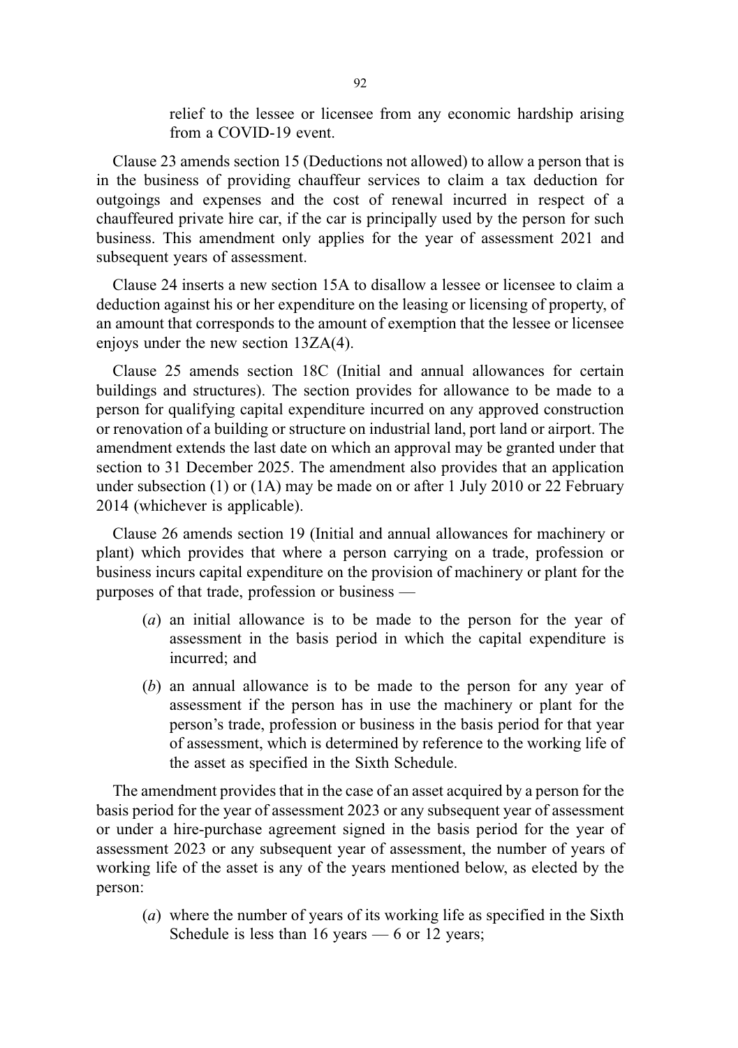relief to the lessee or licensee from any economic hardship arising from a COVID-19 event.

Clause 23 amends section 15 (Deductions not allowed) to allow a person that is in the business of providing chauffeur services to claim a tax deduction for outgoings and expenses and the cost of renewal incurred in respect of a chauffeured private hire car, if the car is principally used by the person for such business. This amendment only applies for the year of assessment 2021 and subsequent years of assessment.

Clause 24 inserts a new section 15A to disallow a lessee or licensee to claim a deduction against his or her expenditure on the leasing or licensing of property, of an amount that corresponds to the amount of exemption that the lessee or licensee enjoys under the new section 13ZA(4).

Clause 25 amends section 18C (Initial and annual allowances for certain buildings and structures). The section provides for allowance to be made to a person for qualifying capital expenditure incurred on any approved construction or renovation of a building or structure on industrial land, port land or airport. The amendment extends the last date on which an approval may be granted under that section to 31 December 2025. The amendment also provides that an application under subsection (1) or (1A) may be made on or after 1 July 2010 or 22 February 2014 (whichever is applicable).

Clause 26 amends section 19 (Initial and annual allowances for machinery or plant) which provides that where a person carrying on a trade, profession or business incurs capital expenditure on the provision of machinery or plant for the purposes of that trade, profession or business —

- (*a*) an initial allowance is to be made to the person for the year of assessment in the basis period in which the capital expenditure is incurred; and
- (*b*) an annual allowance is to be made to the person for any year of assessment if the person has in use the machinery or plant for the person's trade, profession or business in the basis period for that year of assessment, which is determined by reference to the working life of the asset as specified in the Sixth Schedule.

The amendment provides that in the case of an asset acquired by a person for the basis period for the year of assessment 2023 or any subsequent year of assessment or under a hire-purchase agreement signed in the basis period for the year of assessment 2023 or any subsequent year of assessment, the number of years of working life of the asset is any of the years mentioned below, as elected by the person:

- (*a*) where the number of years of its working life as specified in the Sixth Schedule is less than 16 years — 6 or 12 years;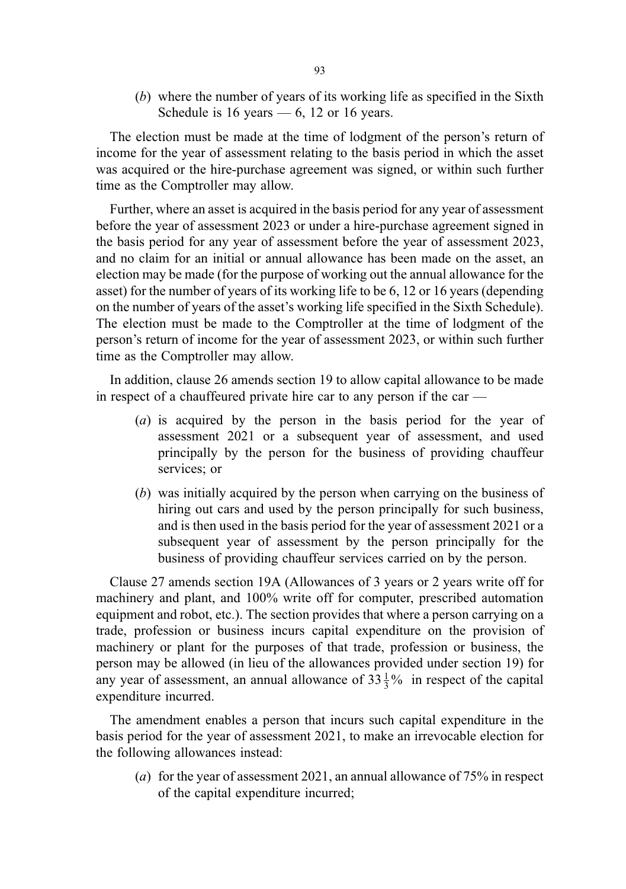(*b*) where the number of years of its working life as specified in the Sixth Schedule is 16 years — 6, 12 or 16 years.

The election must be made at the time of lodgment of the person's return of income for the year of assessment relating to the basis period in which the asset was acquired or the hire-purchase agreement was signed, or within such further time as the Comptroller may allow.

Further, where an asset is acquired in the basis period for any year of assessment before the year of assessment 2023 or under a hire-purchase agreement signed in the basis period for any year of assessment before the year of assessment 2023, and no claim for an initial or annual allowance has been made on the asset, an election may be made (for the purpose of working out the annual allowance for the asset) for the number of years of its working life to be 6, 12 or 16 years (depending on the number of years of the asset's working life specified in the Sixth Schedule). The election must be made to the Comptroller at the time of lodgment of the person's return of income for the year of assessment 2023, or within such further time as the Comptroller may allow.

In addition, clause 26 amends section 19 to allow capital allowance to be made in respect of a chauffeured private hire car to any person if the car —

(*a*) is acquired by the person in the basis period for the year of assessment 2021 or a subsequent year of assessment, and used principally by the person for the business of providing chauffeur services; or

(*b*) was initially acquired by the person when carrying on the business of hiring out cars and used by the person principally for such business, and is then used in the basis period for the year of assessment 2021 or a subsequent year of assessment by the person principally for the business of providing chauffeur services carried on by the person.

Clause 27 amends section 19A (Allowances of 3 years or 2 years write off for machinery and plant, and 100% write off for computer, prescribed automation equipment and robot, etc.). The section provides that where a person carrying on a trade, profession or business incurs capital expenditure on the provision of machinery or plant for the purposes of that trade, profession or business, the person may be allowed (in lieu of the allowances provided under section 19) for any year of assessment, an annual allowance of $33\frac{1}{3}\%$ in respect of the capital expenditure incurred.

The amendment enables a person that incurs such capital expenditure in the basis period for the year of assessment 2021, to make an irrevocable election for the following allowances instead:

(*a*) for the year of assessment 2021, an annual allowance of 75% in respect of the capital expenditure incurred;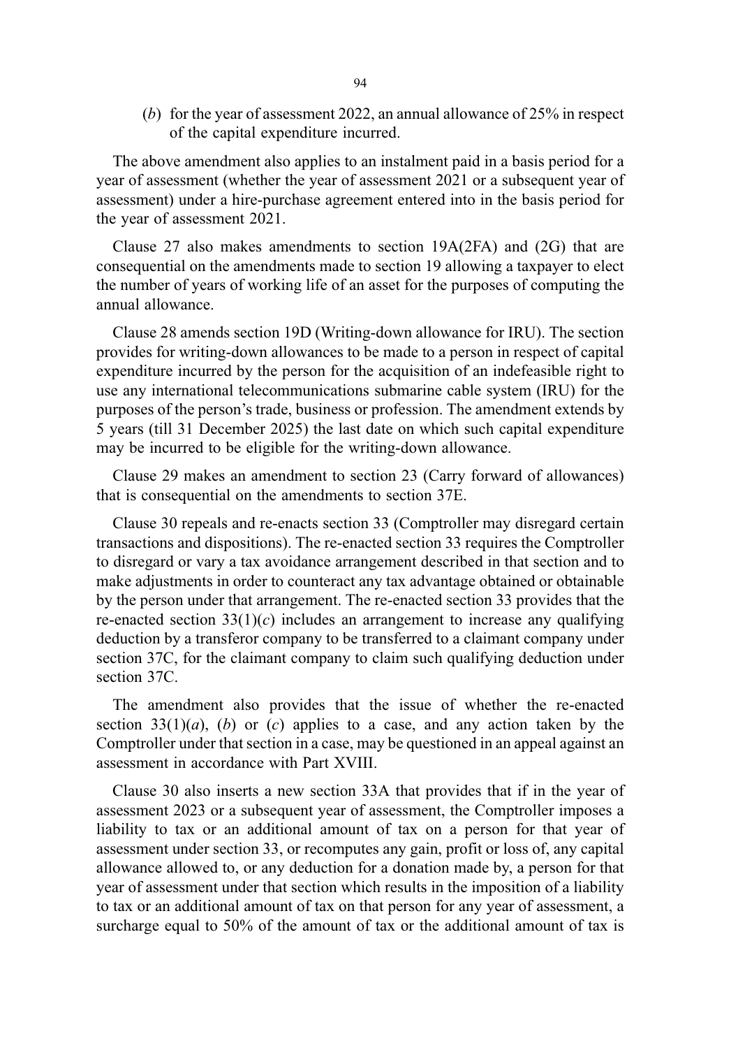(*b*) for the year of assessment 2022, an annual allowance of 25% in respect of the capital expenditure incurred.

The above amendment also applies to an instalment paid in a basis period for a year of assessment (whether the year of assessment 2021 or a subsequent year of assessment) under a hire-purchase agreement entered into in the basis period for the year of assessment 2021.

Clause 27 also makes amendments to section 19A(2FA) and (2G) that are consequential on the amendments made to section 19 allowing a taxpayer to elect the number of years of working life of an asset for the purposes of computing the annual allowance.

Clause 28 amends section 19D (Writing-down allowance for IRU). The section provides for writing-down allowances to be made to a person in respect of capital expenditure incurred by the person for the acquisition of an indefeasible right to use any international telecommunications submarine cable system (IRU) for the purposes of the person's trade, business or profession. The amendment extends by 5 years (till 31 December 2025) the last date on which such capital expenditure may be incurred to be eligible for the writing-down allowance.

Clause 29 makes an amendment to section 23 (Carry forward of allowances) that is consequential on the amendments to section 37E.

Clause 30 repeals and re-enacts section 33 (Comptroller may disregard certain transactions and dispositions). The re-enacted section 33 requires the Comptroller to disregard or vary a tax avoidance arrangement described in that section and to make adjustments in order to counteract any tax advantage obtained or obtainable by the person under that arrangement. The re-enacted section 33 provides that the re-enacted section 33(1)(*c*) includes an arrangement to increase any qualifying deduction by a transferor company to be transferred to a claimant company under section 37C, for the claimant company to claim such qualifying deduction under section 37C.

The amendment also provides that the issue of whether the re-enacted section 33(1)(*a*), (*b*) or (*c*) applies to a case, and any action taken by the Comptroller under that section in a case, may be questioned in an appeal against an assessment in accordance with Part XVIII.

Clause 30 also inserts a new section 33A that provides that if in the year of assessment 2023 or a subsequent year of assessment, the Comptroller imposes a liability to tax or an additional amount of tax on a person for that year of assessment under section 33, or recomputes any gain, profit or loss of, any capital allowance allowed to, or any deduction for a donation made by, a person for that year of assessment under that section which results in the imposition of a liability to tax or an additional amount of tax on that person for any year of assessment, a surcharge equal to 50% of the amount of tax or the additional amount of tax is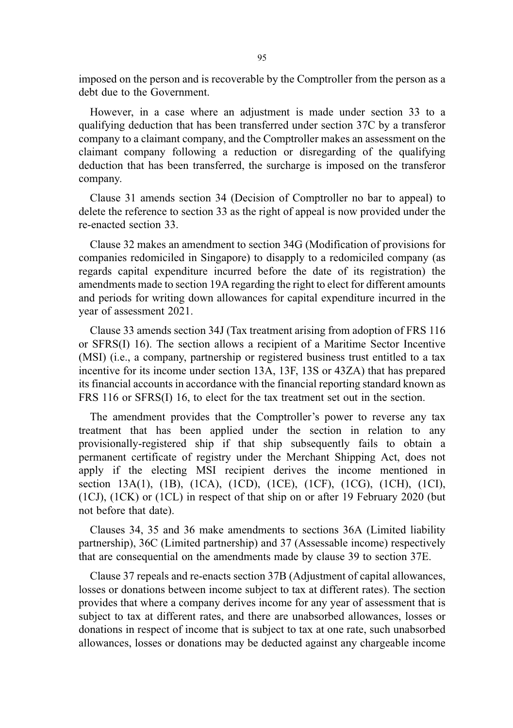imposed on the person and is recoverable by the Comptroller from the person as a debt due to the Government.

However, in a case where an adjustment is made under section 33 to a qualifying deduction that has been transferred under section 37C by a transferor company to a claimant company, and the Comptroller makes an assessment on the claimant company following a reduction or disregarding of the qualifying deduction that has been transferred, the surcharge is imposed on the transferor company.

Clause 31 amends section 34 (Decision of Comptroller no bar to appeal) to delete the reference to section 33 as the right of appeal is now provided under the re-enacted section 33.

Clause 32 makes an amendment to section 34G (Modification of provisions for companies redomiciled in Singapore) to disapply to a redomiciled company (as regards capital expenditure incurred before the date of its registration) the amendments made to section 19A regarding the right to elect for different amounts and periods for writing down allowances for capital expenditure incurred in the year of assessment 2021.

Clause 33 amends section 34J (Tax treatment arising from adoption of FRS 116 or SFRS(I) 16). The section allows a recipient of a Maritime Sector Incentive (MSI) (i.e., a company, partnership or registered business trust entitled to a tax incentive for its income under section 13A, 13F, 13S or 43ZA) that has prepared its financial accounts in accordance with the financial reporting standard known as FRS 116 or SFRS(I) 16, to elect for the tax treatment set out in the section.

The amendment provides that the Comptroller's power to reverse any tax treatment that has been applied under the section in relation to any provisionally-registered ship if that ship subsequently fails to obtain a permanent certificate of registry under the Merchant Shipping Act, does not apply if the electing MSI recipient derives the income mentioned in section 13A(1), (1B), (1CA), (1CD), (1CE), (1CF), (1CG), (1CH), (1CI), (1CJ), (1CK) or (1CL) in respect of that ship on or after 19 February 2020 (but not before that date).

Clauses 34, 35 and 36 make amendments to sections 36A (Limited liability partnership), 36C (Limited partnership) and 37 (Assessable income) respectively that are consequential on the amendments made by clause 39 to section 37E.

Clause 37 repeals and re-enacts section 37B (Adjustment of capital allowances, losses or donations between income subject to tax at different rates). The section provides that where a company derives income for any year of assessment that is subject to tax at different rates, and there are unabsorbed allowances, losses or donations in respect of income that is subject to tax at one rate, such unabsorbed allowances, losses or donations may be deducted against any chargeable income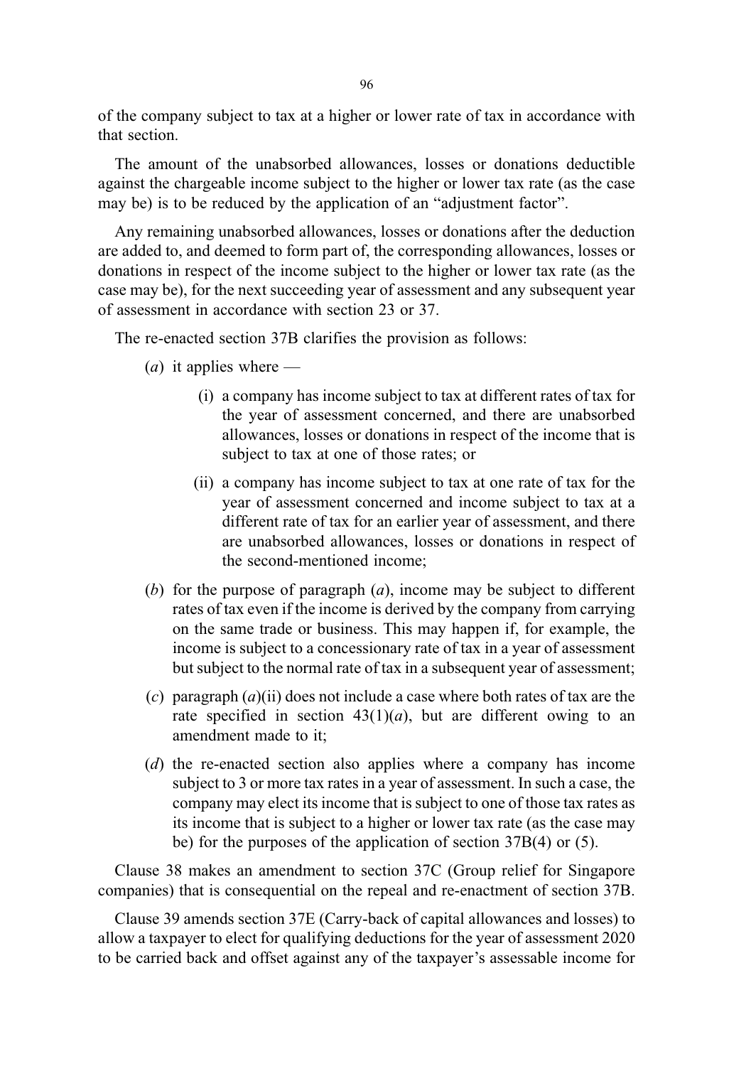of the company subject to tax at a higher or lower rate of tax in accordance with that section.

The amount of the unabsorbed allowances, losses or donations deductible against the chargeable income subject to the higher or lower tax rate (as the case may be) is to be reduced by the application of an "adjustment factor".

Any remaining unabsorbed allowances, losses or donations after the deduction are added to, and deemed to form part of, the corresponding allowances, losses or donations in respect of the income subject to the higher or lower tax rate (as the case may be), for the next succeeding year of assessment and any subsequent year of assessment in accordance with section 23 or 37.

The re-enacted section 37B clarifies the provision as follows:

(*a*) it applies where —

(i) a company has income subject to tax at different rates of tax for the year of assessment concerned, and there are unabsorbed allowances, losses or donations in respect of the income that is subject to tax at one of those rates; or

(ii) a company has income subject to tax at one rate of tax for the year of assessment concerned and income subject to tax at a different rate of tax for an earlier year of assessment, and there are unabsorbed allowances, losses or donations in respect of the second-mentioned income;

(*b*) for the purpose of paragraph (*a*), income may be subject to different rates of tax even if the income is derived by the company from carrying on the same trade or business. This may happen if, for example, the income is subject to a concessionary rate of tax in a year of assessment but subject to the normal rate of tax in a subsequent year of assessment;

(*c*) paragraph (*a*)(ii) does not include a case where both rates of tax are the rate specified in section 43(1)(*a*), but are different owing to an amendment made to it;

(*d*) the re-enacted section also applies where a company has income subject to 3 or more tax rates in a year of assessment. In such a case, the company may elect its income that is subject to one of those tax rates as its income that is subject to a higher or lower tax rate (as the case may be) for the purposes of the application of section 37B(4) or (5).

Clause 38 makes an amendment to section 37C (Group relief for Singapore companies) that is consequential on the repeal and re-enactment of section 37B.

Clause 39 amends section 37E (Carry-back of capital allowances and losses) to allow a taxpayer to elect for qualifying deductions for the year of assessment 2020 to be carried back and offset against any of the taxpayer's assessable income for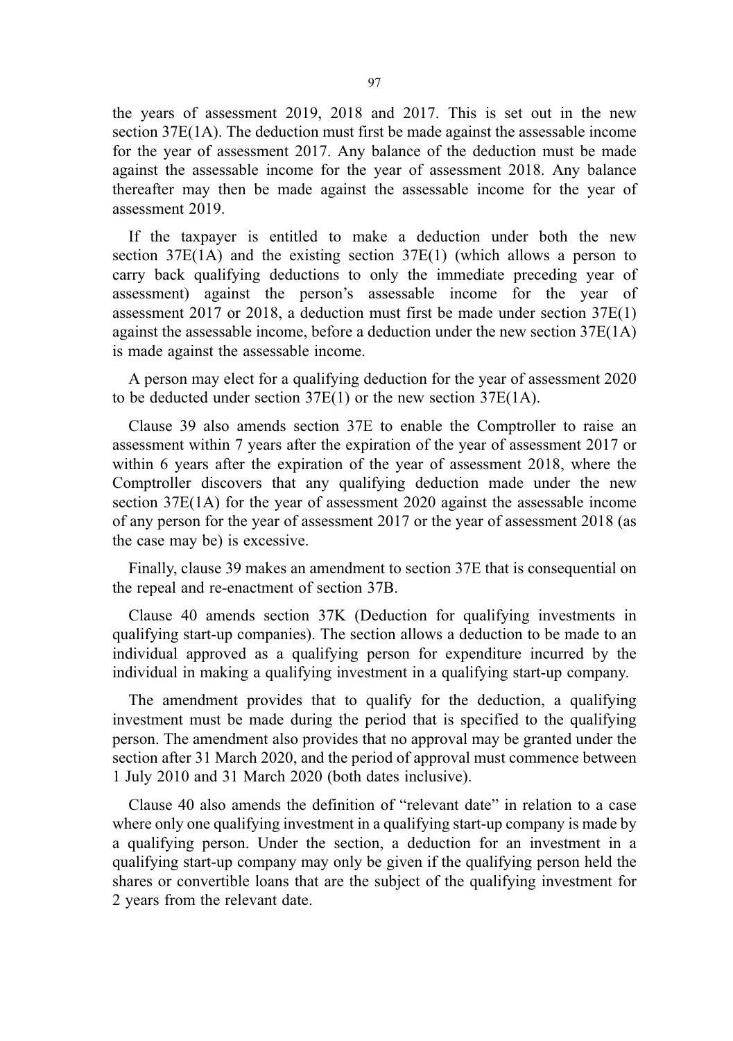the years of assessment 2019, 2018 and 2017. This is set out in the new section 37E(1A). The deduction must first be made against the assessable income for the year of assessment 2017. Any balance of the deduction must be made against the assessable income for the year of assessment 2018. Any balance thereafter may then be made against the assessable income for the year of assessment 2019.

If the taxpayer is entitled to make a deduction under both the new section 37E(1A) and the existing section 37E(1) (which allows a person to carry back qualifying deductions to only the immediate preceding year of assessment) against the person's assessable income for the year of assessment 2017 or 2018, a deduction must first be made under section 37E(1) against the assessable income, before a deduction under the new section 37E(1A) is made against the assessable income.

A person may elect for a qualifying deduction for the year of assessment 2020 to be deducted under section 37E(1) or the new section 37E(1A).

Clause 39 also amends section 37E to enable the Comptroller to raise an assessment within 7 years after the expiration of the year of assessment 2017 or within 6 years after the expiration of the year of assessment 2018, where the Comptroller discovers that any qualifying deduction made under the new section 37E(1A) for the year of assessment 2020 against the assessable income of any person for the year of assessment 2017 or the year of assessment 2018 (as the case may be) is excessive.

Finally, clause 39 makes an amendment to section 37E that is consequential on the repeal and re-enactment of section 37B.

Clause 40 amends section 37K (Deduction for qualifying investments in qualifying start-up companies). The section allows a deduction to be made to an individual approved as a qualifying person for expenditure incurred by the individual in making a qualifying investment in a qualifying start-up company.

The amendment provides that to qualify for the deduction, a qualifying investment must be made during the period that is specified to the qualifying person. The amendment also provides that no approval may be granted under the section after 31 March 2020, and the period of approval must commence between 1 July 2010 and 31 March 2020 (both dates inclusive).

Clause 40 also amends the definition of "relevant date" in relation to a case where only one qualifying investment in a qualifying start-up company is made by a qualifying person. Under the section, a deduction for an investment in a qualifying start-up company may only be given if the qualifying person held the shares or convertible loans that are the subject of the qualifying investment for 2 years from the relevant date.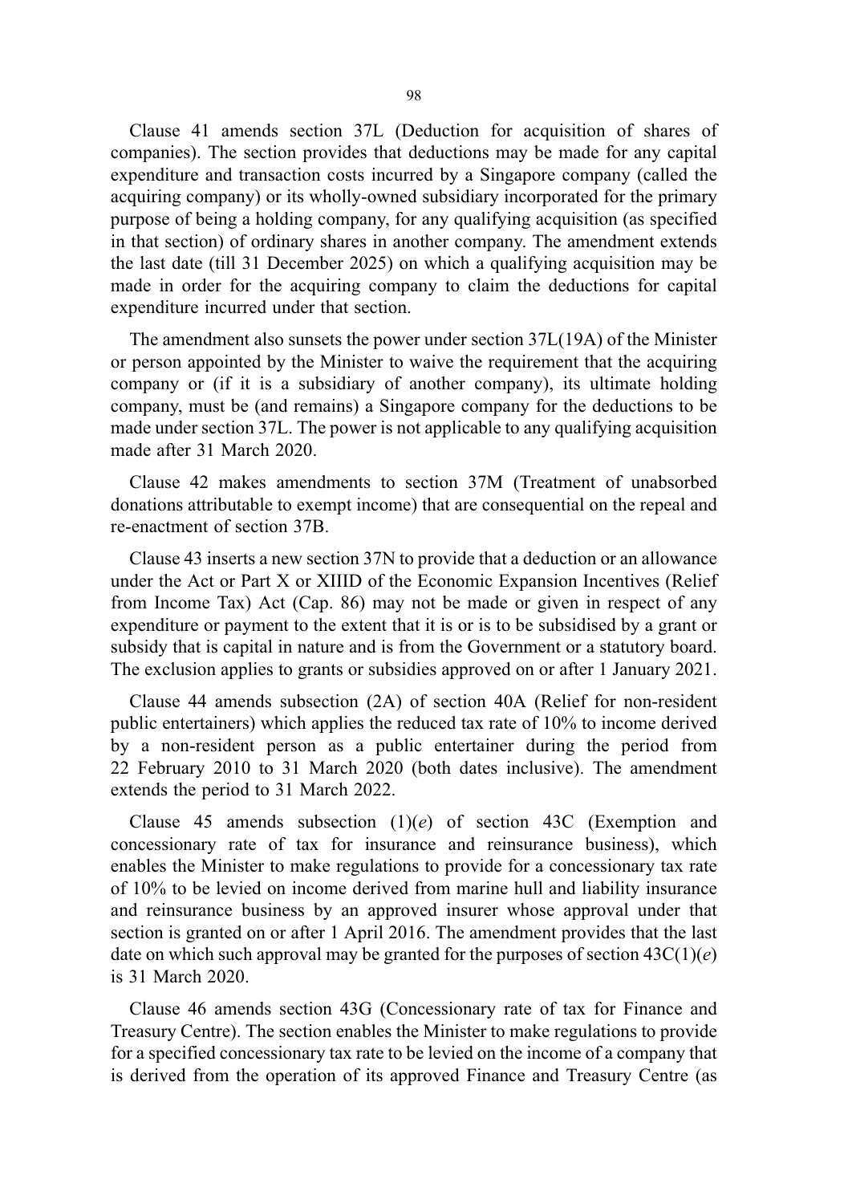Clause 41 amends section 37L (Deduction for acquisition of shares of companies). The section provides that deductions may be made for any capital expenditure and transaction costs incurred by a Singapore company (called the acquiring company) or its wholly-owned subsidiary incorporated for the primary purpose of being a holding company, for any qualifying acquisition (as specified in that section) of ordinary shares in another company. The amendment extends the last date (till 31 December 2025) on which a qualifying acquisition may be made in order for the acquiring company to claim the deductions for capital expenditure incurred under that section.

The amendment also sunsets the power under section 37L(19A) of the Minister or person appointed by the Minister to waive the requirement that the acquiring company or (if it is a subsidiary of another company), its ultimate holding company, must be (and remains) a Singapore company for the deductions to be made under section 37L. The power is not applicable to any qualifying acquisition made after 31 March 2020.

Clause 42 makes amendments to section 37M (Treatment of unabsorbed donations attributable to exempt income) that are consequential on the repeal and re-enactment of section 37B.

Clause 43 inserts a new section 37N to provide that a deduction or an allowance under the Act or Part X or XIIID of the Economic Expansion Incentives (Relief from Income Tax) Act (Cap. 86) may not be made or given in respect of any expenditure or payment to the extent that it is or is to be subsidised by a grant or subsidy that is capital in nature and is from the Government or a statutory board. The exclusion applies to grants or subsidies approved on or after 1 January 2021.

Clause 44 amends subsection (2A) of section 40A (Relief for non-resident public entertainers) which applies the reduced tax rate of 10% to income derived by a non-resident person as a public entertainer during the period from 22 February 2010 to 31 March 2020 (both dates inclusive). The amendment extends the period to 31 March 2022.

Clause 45 amends subsection (1)(*e*) of section 43C (Exemption and concessionary rate of tax for insurance and reinsurance business), which enables the Minister to make regulations to provide for a concessionary tax rate of 10% to be levied on income derived from marine hull and liability insurance and reinsurance business by an approved insurer whose approval under that section is granted on or after 1 April 2016. The amendment provides that the last date on which such approval may be granted for the purposes of section 43C(1)(*e*) is 31 March 2020.

Clause 46 amends section 43G (Concessionary rate of tax for Finance and Treasury Centre). The section enables the Minister to make regulations to provide for a specified concessionary tax rate to be levied on the income of a company that is derived from the operation of its approved Finance and Treasury Centre (as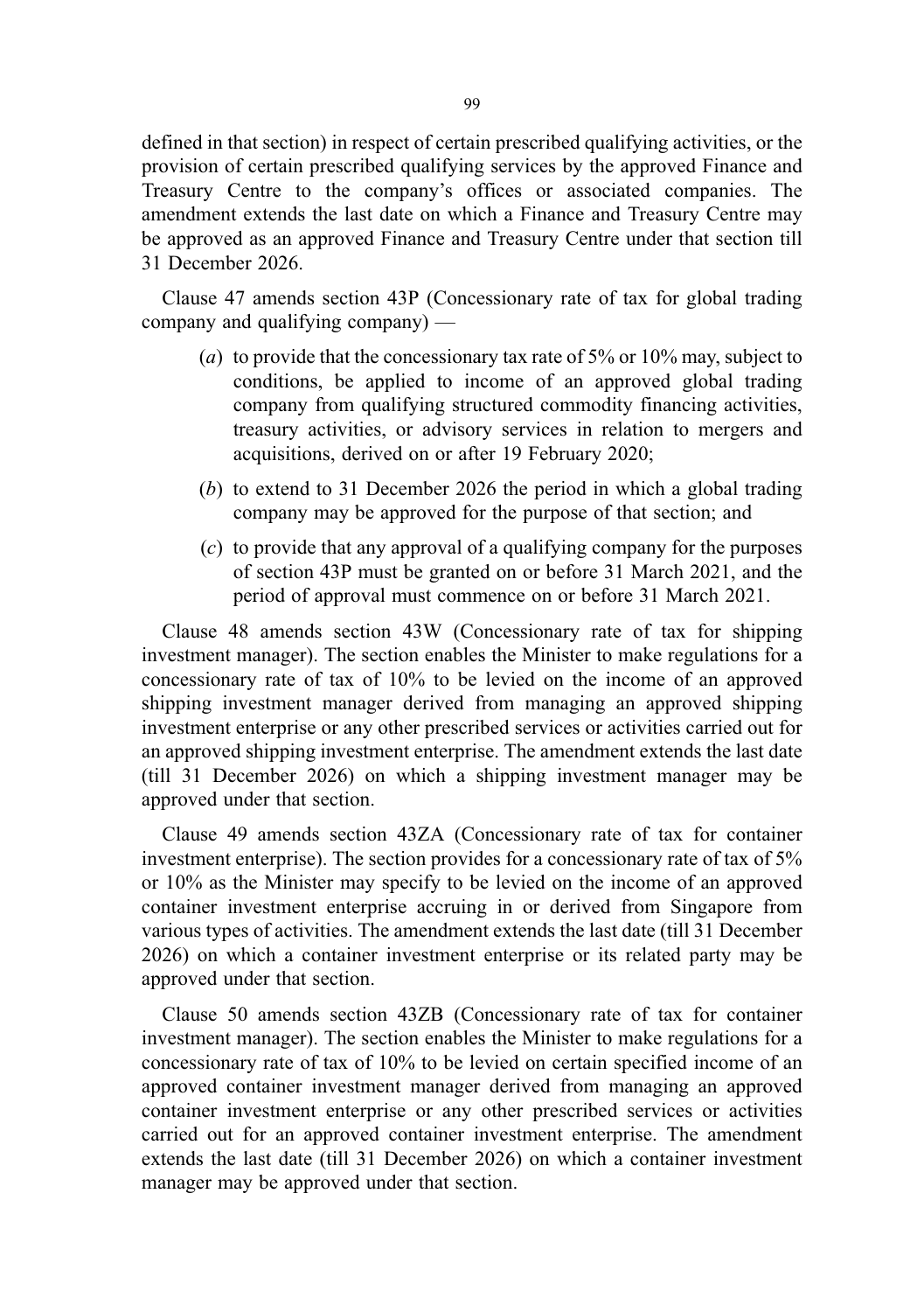defined in that section) in respect of certain prescribed qualifying activities, or the provision of certain prescribed qualifying services by the approved Finance and Treasury Centre to the company's offices or associated companies. The amendment extends the last date on which a Finance and Treasury Centre may be approved as an approved Finance and Treasury Centre under that section till 31 December 2026.

Clause 47 amends section 43P (Concessionary rate of tax for global trading company and qualifying company) —

(*a*) to provide that the concessionary tax rate of 5% or 10% may, subject to conditions, be applied to income of an approved global trading company from qualifying structured commodity financing activities, treasury activities, or advisory services in relation to mergers and acquisitions, derived on or after 19 February 2020;

(*b*) to extend to 31 December 2026 the period in which a global trading company may be approved for the purpose of that section; and

(*c*) to provide that any approval of a qualifying company for the purposes of section 43P must be granted on or before 31 March 2021, and the period of approval must commence on or before 31 March 2021.

Clause 48 amends section 43W (Concessionary rate of tax for shipping investment manager). The section enables the Minister to make regulations for a concessionary rate of tax of 10% to be levied on the income of an approved shipping investment manager derived from managing an approved shipping investment enterprise or any other prescribed services or activities carried out for an approved shipping investment enterprise. The amendment extends the last date (till 31 December 2026) on which a shipping investment manager may be approved under that section.

Clause 49 amends section 43ZA (Concessionary rate of tax for container investment enterprise). The section provides for a concessionary rate of tax of 5% or 10% as the Minister may specify to be levied on the income of an approved container investment enterprise accruing in or derived from Singapore from various types of activities. The amendment extends the last date (till 31 December 2026) on which a container investment enterprise or its related party may be approved under that section.

Clause 50 amends section 43ZB (Concessionary rate of tax for container investment manager). The section enables the Minister to make regulations for a concessionary rate of tax of 10% to be levied on certain specified income of an approved container investment manager derived from managing an approved container investment enterprise or any other prescribed services or activities carried out for an approved container investment enterprise. The amendment extends the last date (till 31 December 2026) on which a container investment manager may be approved under that section.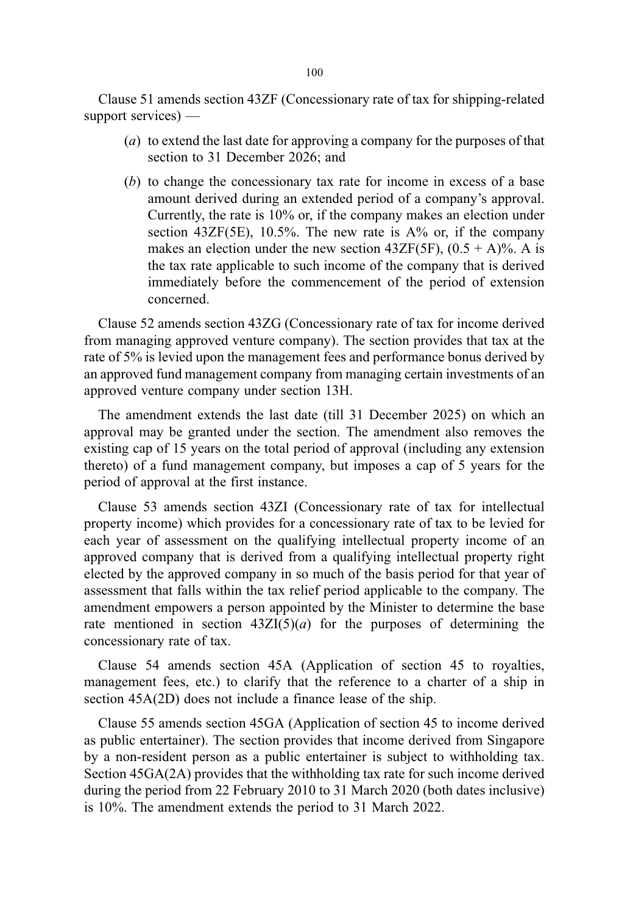Clause 51 amends section 43ZF (Concessionary rate of tax for shipping-related support services) —

- (*a*) to extend the last date for approving a company for the purposes of that section to 31 December 2026; and
- (*b*) to change the concessionary tax rate for income in excess of a base amount derived during an extended period of a company's approval. Currently, the rate is 10% or, if the company makes an election under section 43ZF(5E), 10.5%. The new rate is A% or, if the company makes an election under the new section 43ZF(5F), (0.5 + A)%. A is the tax rate applicable to such income of the company that is derived immediately before the commencement of the period of extension concerned.

Clause 52 amends section 43ZG (Concessionary rate of tax for income derived from managing approved venture company). The section provides that tax at the rate of 5% is levied upon the management fees and performance bonus derived by an approved fund management company from managing certain investments of an approved venture company under section 13H.

The amendment extends the last date (till 31 December 2025) on which an approval may be granted under the section. The amendment also removes the existing cap of 15 years on the total period of approval (including any extension thereto) of a fund management company, but imposes a cap of 5 years for the period of approval at the first instance.

Clause 53 amends section 43ZI (Concessionary rate of tax for intellectual property income) which provides for a concessionary rate of tax to be levied for each year of assessment on the qualifying intellectual property income of an approved company that is derived from a qualifying intellectual property right elected by the approved company in so much of the basis period for that year of assessment that falls within the tax relief period applicable to the company. The amendment empowers a person appointed by the Minister to determine the base rate mentioned in section 43ZI(5)(*a*) for the purposes of determining the concessionary rate of tax.

Clause 54 amends section 45A (Application of section 45 to royalties, management fees, etc.) to clarify that the reference to a charter of a ship in section 45A(2D) does not include a finance lease of the ship.

Clause 55 amends section 45GA (Application of section 45 to income derived as public entertainer). The section provides that income derived from Singapore by a non-resident person as a public entertainer is subject to withholding tax. Section 45GA(2A) provides that the withholding tax rate for such income derived during the period from 22 February 2010 to 31 March 2020 (both dates inclusive) is 10%. The amendment extends the period to 31 March 2022.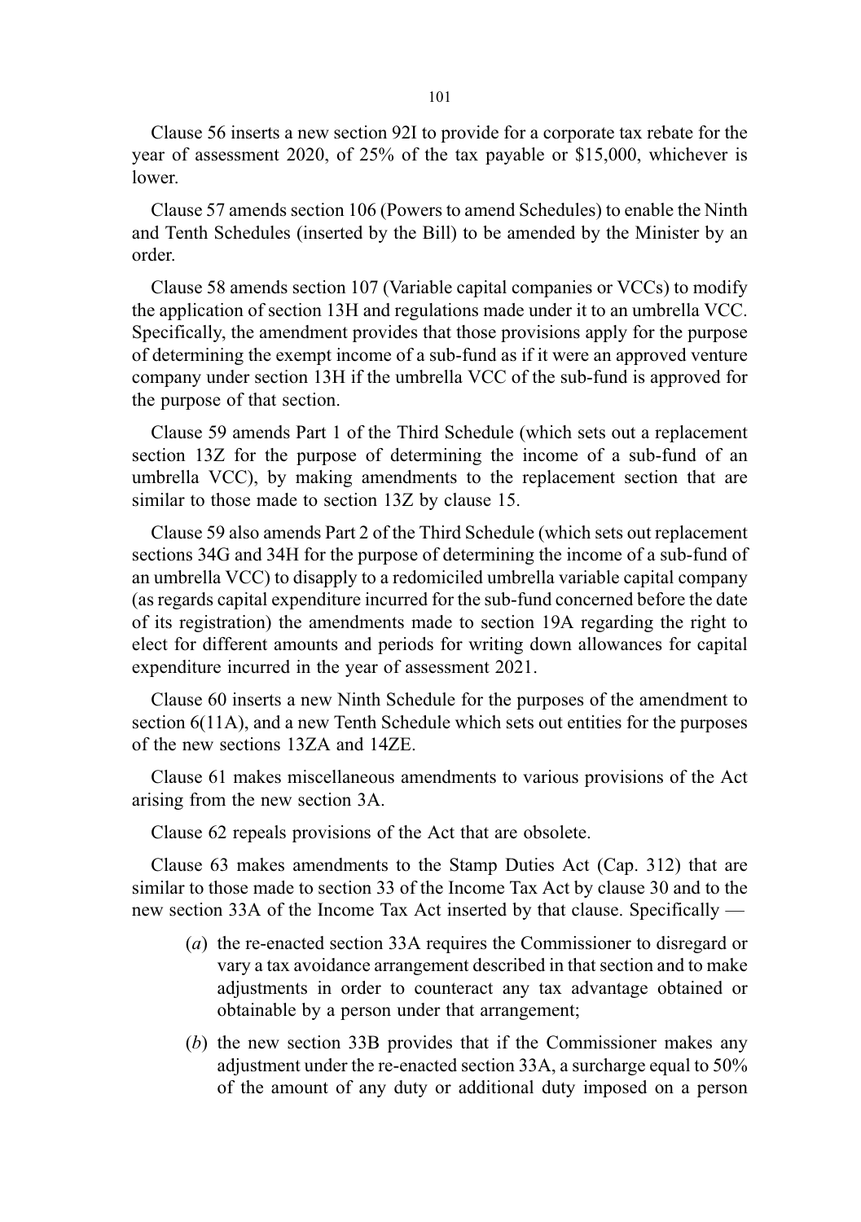Clause 56 inserts a new section 92I to provide for a corporate tax rebate for the year of assessment 2020, of 25% of the tax payable or $15,000, whichever is lower.

Clause 57 amends section 106 (Powers to amend Schedules) to enable the Ninth and Tenth Schedules (inserted by the Bill) to be amended by the Minister by an order.

Clause 58 amends section 107 (Variable capital companies or VCCs) to modify the application of section 13H and regulations made under it to an umbrella VCC. Specifically, the amendment provides that those provisions apply for the purpose of determining the exempt income of a sub-fund as if it were an approved venture company under section 13H if the umbrella VCC of the sub-fund is approved for the purpose of that section.

Clause 59 amends Part 1 of the Third Schedule (which sets out a replacement section 13Z for the purpose of determining the income of a sub-fund of an umbrella VCC), by making amendments to the replacement section that are similar to those made to section 13Z by clause 15.

Clause 59 also amends Part 2 of the Third Schedule (which sets out replacement sections 34G and 34H for the purpose of determining the income of a sub-fund of an umbrella VCC) to disapply to a redomiciled umbrella variable capital company (as regards capital expenditure incurred for the sub-fund concerned before the date of its registration) the amendments made to section 19A regarding the right to elect for different amounts and periods for writing down allowances for capital expenditure incurred in the year of assessment 2021.

Clause 60 inserts a new Ninth Schedule for the purposes of the amendment to section 6(11A), and a new Tenth Schedule which sets out entities for the purposes of the new sections 13ZA and 14ZE.

Clause 61 makes miscellaneous amendments to various provisions of the Act arising from the new section 3A.

Clause 62 repeals provisions of the Act that are obsolete.

Clause 63 makes amendments to the Stamp Duties Act (Cap. 312) that are similar to those made to section 33 of the Income Tax Act by clause 30 and to the new section 33A of the Income Tax Act inserted by that clause. Specifically —

- (*a*) the re-enacted section 33A requires the Commissioner to disregard or vary a tax avoidance arrangement described in that section and to make adjustments in order to counteract any tax advantage obtained or obtainable by a person under that arrangement;
- (*b*) the new section 33B provides that if the Commissioner makes any adjustment under the re-enacted section 33A, a surcharge equal to 50% of the amount of any duty or additional duty imposed on a person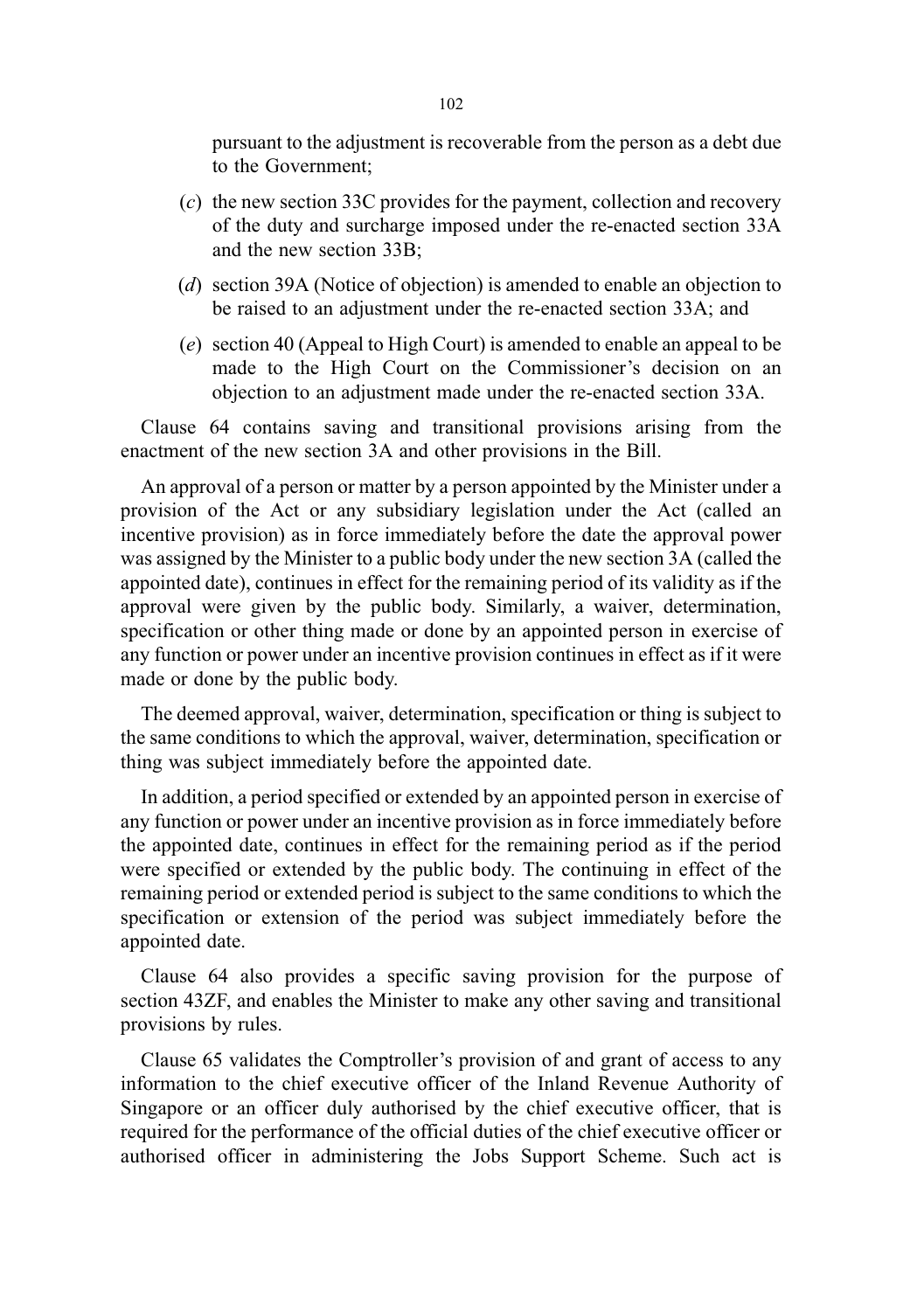pursuant to the adjustment is recoverable from the person as a debt due to the Government;

(*c*) the new section 33C provides for the payment, collection and recovery of the duty and surcharge imposed under the re-enacted section 33A and the new section 33B;

(*d*) section 39A (Notice of objection) is amended to enable an objection to be raised to an adjustment under the re-enacted section 33A; and

(*e*) section 40 (Appeal to High Court) is amended to enable an appeal to be made to the High Court on the Commissioner's decision on an objection to an adjustment made under the re-enacted section 33A.

Clause 64 contains saving and transitional provisions arising from the enactment of the new section 3A and other provisions in the Bill.

An approval of a person or matter by a person appointed by the Minister under a provision of the Act or any subsidiary legislation under the Act (called an incentive provision) as in force immediately before the date the approval power was assigned by the Minister to a public body under the new section 3A (called the appointed date), continues in effect for the remaining period of its validity as if the approval were given by the public body. Similarly, a waiver, determination, specification or other thing made or done by an appointed person in exercise of any function or power under an incentive provision continues in effect as if it were made or done by the public body.

The deemed approval, waiver, determination, specification or thing is subject to the same conditions to which the approval, waiver, determination, specification or thing was subject immediately before the appointed date.

In addition, a period specified or extended by an appointed person in exercise of any function or power under an incentive provision as in force immediately before the appointed date, continues in effect for the remaining period as if the period were specified or extended by the public body. The continuing in effect of the remaining period or extended period is subject to the same conditions to which the specification or extension of the period was subject immediately before the appointed date.

Clause 64 also provides a specific saving provision for the purpose of section 43ZF, and enables the Minister to make any other saving and transitional provisions by rules.

Clause 65 validates the Comptroller's provision of and grant of access to any information to the chief executive officer of the Inland Revenue Authority of Singapore or an officer duly authorised by the chief executive officer, that is required for the performance of the official duties of the chief executive officer or authorised officer in administering the Jobs Support Scheme. Such act is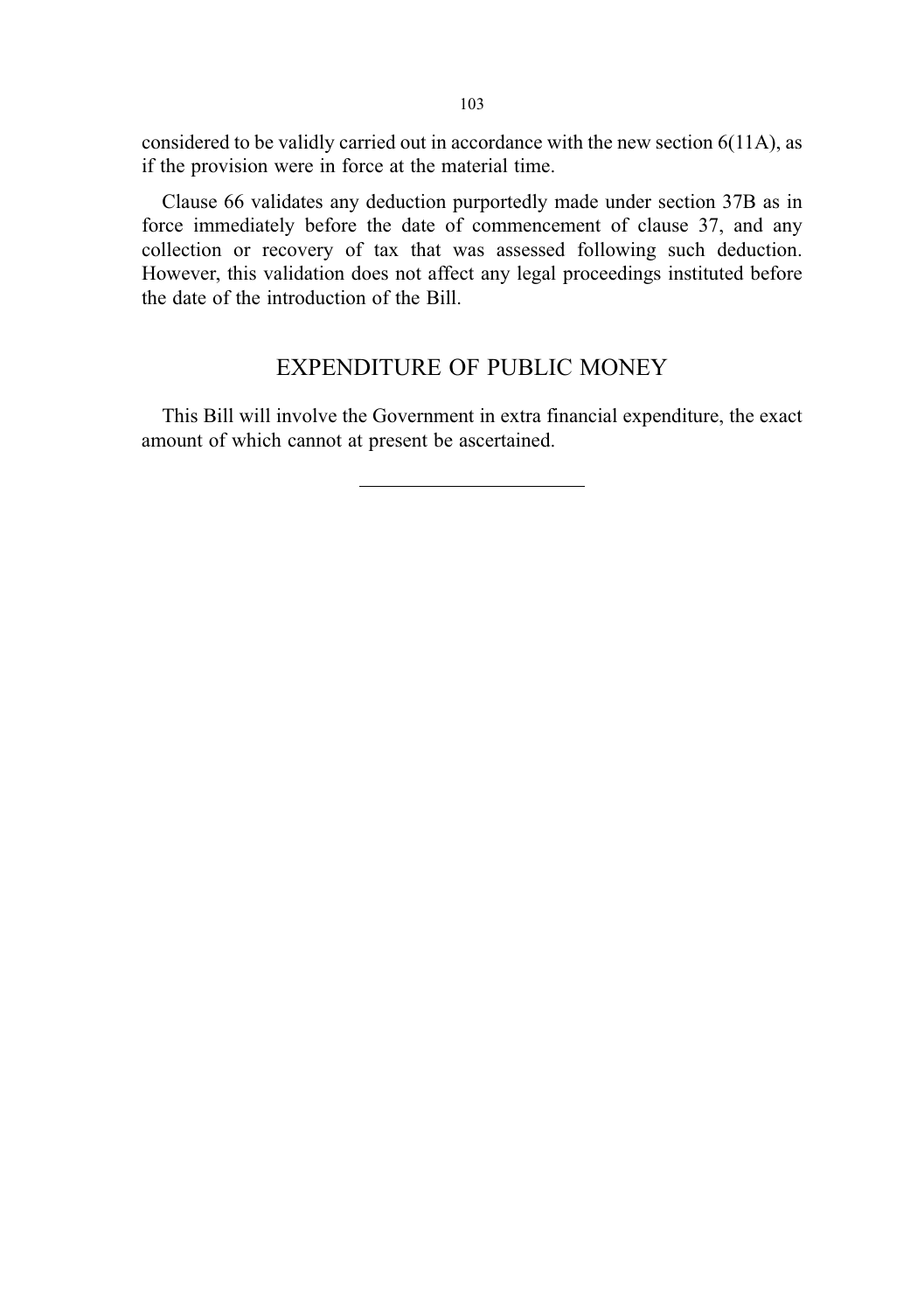considered to be validly carried out in accordance with the new section 6(11A), as if the provision were in force at the material time.

Clause 66 validates any deduction purportedly made under section 37B as in force immediately before the date of commencement of clause 37, and any collection or recovery of tax that was assessed following such deduction. However, this validation does not affect any legal proceedings instituted before the date of the introduction of the Bill.

## EXPENDITURE OF PUBLIC MONEY

This Bill will involve the Government in extra financial expenditure, the exact amount of which cannot at present be ascertained.

---